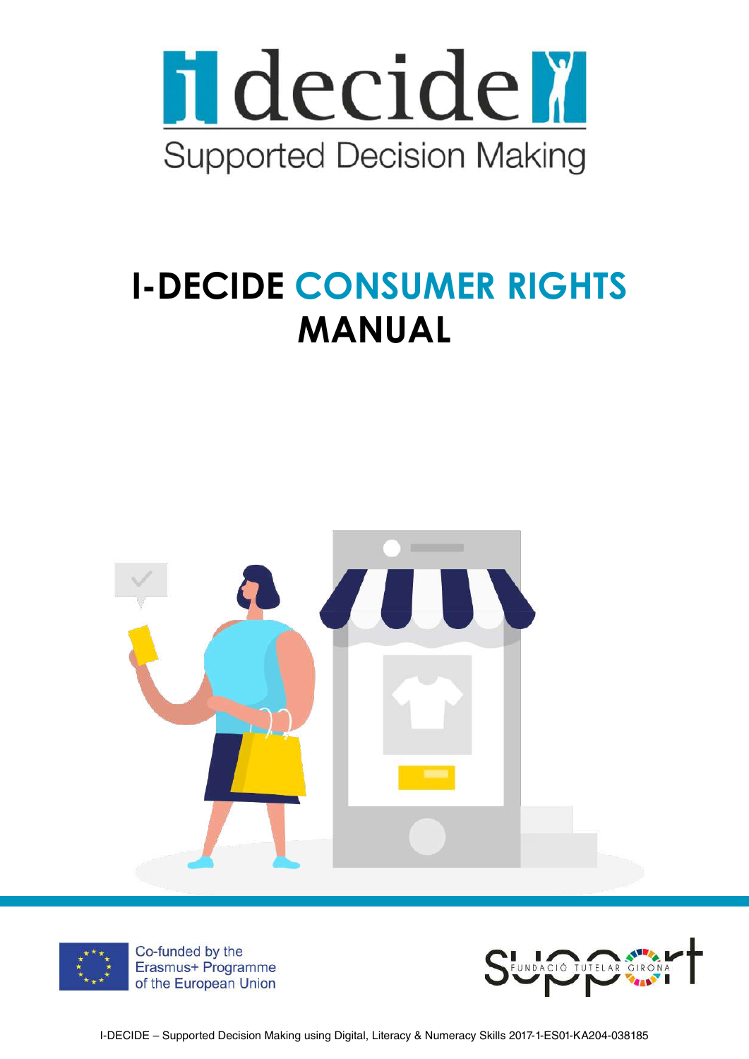# i decide

Supported Decision Making

# I-DECIDE CONSUMER RIGHTS MANUAL

Co-funded by the Erasmus+ Programme of the European Union

support FUNDACIÓ TUTELAR GIRONA

I-DECIDE – Supported Decision Making using Digital, Literacy & Numeracy Skills 2017-1-ES01-KA204-038185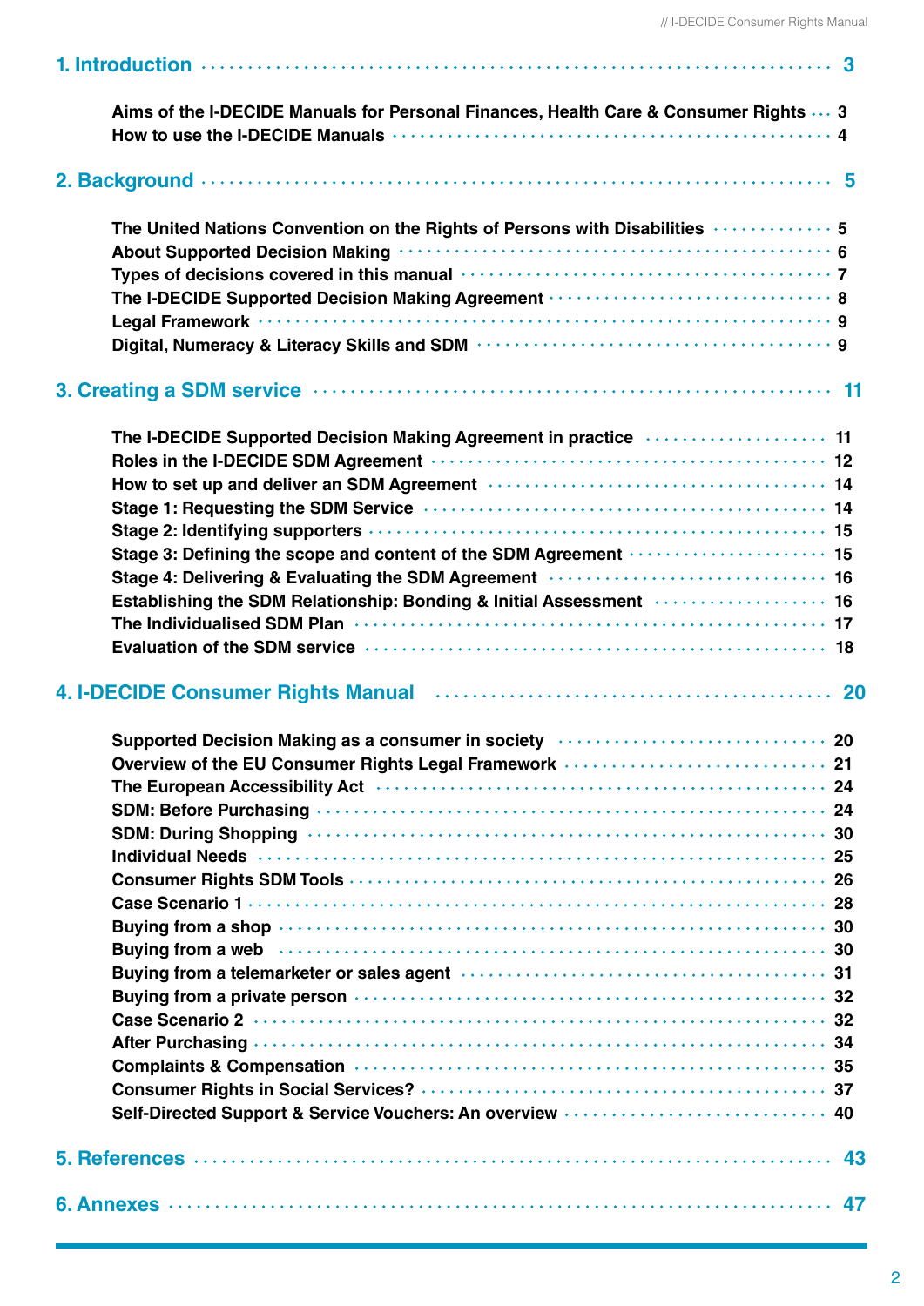1. Introduction ... 3

- Aims of the I-DECIDE Manuals for Personal Finances, Health Care & Consumer Rights ... 3
- How to use the I-DECIDE Manuals ... 4

2. Background ... 5

- The United Nations Convention on the Rights of Persons with Disabilities ... 5
- About Supported Decision Making ... 6
- Types of decisions covered in this manual ... 7
- The I-DECIDE Supported Decision Making Agreement ... 8
- Legal Framework ... 9
- Digital, Numeracy & Literacy Skills and SDM ... 9

3. Creating a SDM service ... 11

- The I-DECIDE Supported Decision Making Agreement in practice ... 11
- Roles in the I-DECIDE SDM Agreement ... 12
- How to set up and deliver an SDM Agreement ... 14
- Stage 1: Requesting the SDM Service ... 14
- Stage 2: Identifying supporters ... 15
- Stage 3: Defining the scope and content of the SDM Agreement ... 15
- Stage 4: Delivering & Evaluating the SDM Agreement ... 16
- Establishing the SDM Relationship: Bonding & Initial Assessment ... 16
- The Individualised SDM Plan ... 17
- Evaluation of the SDM service ... 18

4. I-DECIDE Consumer Rights Manual ... 20

- Supported Decision Making as a consumer in society ... 20
- Overview of the EU Consumer Rights Legal Framework ... 21
- The European Accessibility Act ... 24
- SDM: Before Purchasing ... 24
- SDM: During Shopping ... 30
- Individual Needs ... 25
- Consumer Rights SDM Tools ... 26
- Case Scenario 1 ... 28
- Buying from a shop ... 30
- Buying from a web ... 30
- Buying from a telemarketer or sales agent ... 31
- Buying from a private person ... 32
- Case Scenario 2 ... 32
- After Purchasing ... 34
- Complaints & Compensation ... 35
- Consumer Rights in Social Services? ... 37
- Self-Directed Support & Service Vouchers: An overview ... 40

5. References ... 43

6. Annexes ... 47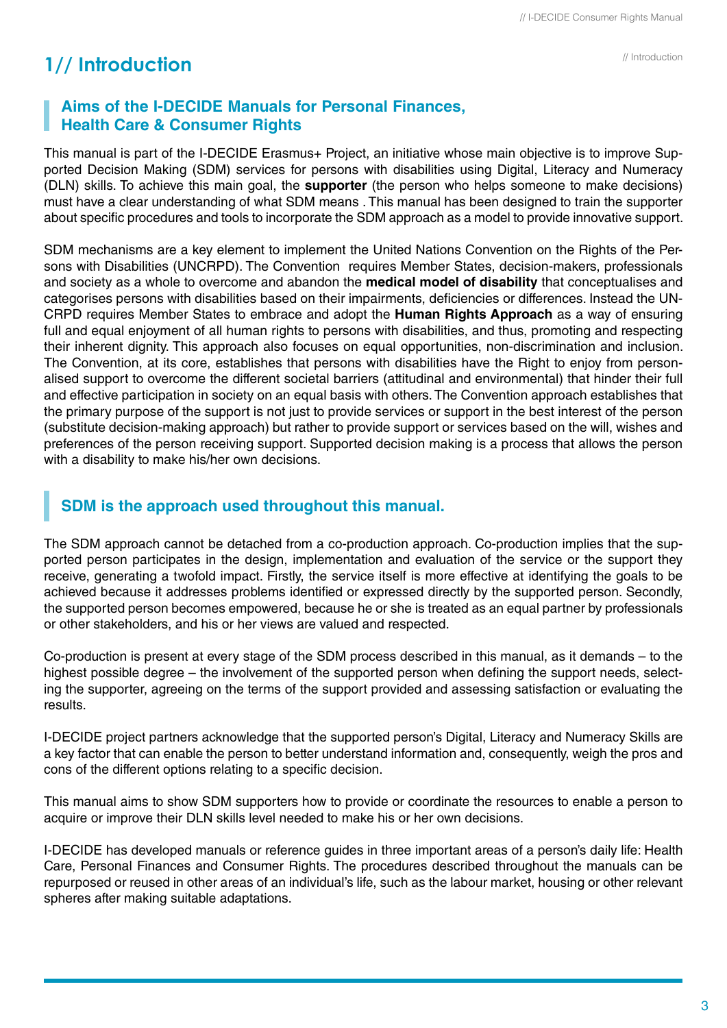# 1// Introduction

## Aims of the I-DECIDE Manuals for Personal Finances, Health Care & Consumer Rights

This manual is part of the I-DECIDE Erasmus+ Project, an initiative whose main objective is to improve Supported Decision Making (SDM) services for persons with disabilities using Digital, Literacy and Numeracy (DLN) skills. To achieve this main goal, the **supporter** (the person who helps someone to make decisions) must have a clear understanding of what SDM means . This manual has been designed to train the supporter about specific procedures and tools to incorporate the SDM approach as a model to provide innovative support.

SDM mechanisms are a key element to implement the United Nations Convention on the Rights of the Persons with Disabilities (UNCRPD). The Convention requires Member States, decision-makers, professionals and society as a whole to overcome and abandon the **medical model of disability** that conceptualises and categorises persons with disabilities based on their impairments, deficiencies or differences. Instead the UNCRPD requires Member States to embrace and adopt the **Human Rights Approach** as a way of ensuring full and equal enjoyment of all human rights to persons with disabilities, and thus, promoting and respecting their inherent dignity. This approach also focuses on equal opportunities, non-discrimination and inclusion. The Convention, at its core, establishes that persons with disabilities have the Right to enjoy from personalised support to overcome the different societal barriers (attitudinal and environmental) that hinder their full and effective participation in society on an equal basis with others. The Convention approach establishes that the primary purpose of the support is not just to provide services or support in the best interest of the person (substitute decision-making approach) but rather to provide support or services based on the will, wishes and preferences of the person receiving support. Supported decision making is a process that allows the person with a disability to make his/her own decisions.

## SDM is the approach used throughout this manual.

The SDM approach cannot be detached from a co-production approach. Co-production implies that the supported person participates in the design, implementation and evaluation of the service or the support they receive, generating a twofold impact. Firstly, the service itself is more effective at identifying the goals to be achieved because it addresses problems identified or expressed directly by the supported person. Secondly, the supported person becomes empowered, because he or she is treated as an equal partner by professionals or other stakeholders, and his or her views are valued and respected.

Co-production is present at every stage of the SDM process described in this manual, as it demands – to the highest possible degree – the involvement of the supported person when defining the support needs, selecting the supporter, agreeing on the terms of the support provided and assessing satisfaction or evaluating the results.

I-DECIDE project partners acknowledge that the supported person's Digital, Literacy and Numeracy Skills are a key factor that can enable the person to better understand information and, consequently, weigh the pros and cons of the different options relating to a specific decision.

This manual aims to show SDM supporters how to provide or coordinate the resources to enable a person to acquire or improve their DLN skills level needed to make his or her own decisions.

I-DECIDE has developed manuals or reference guides in three important areas of a person's daily life: Health Care, Personal Finances and Consumer Rights. The procedures described throughout the manuals can be repurposed or reused in other areas of an individual's life, such as the labour market, housing or other relevant spheres after making suitable adaptations.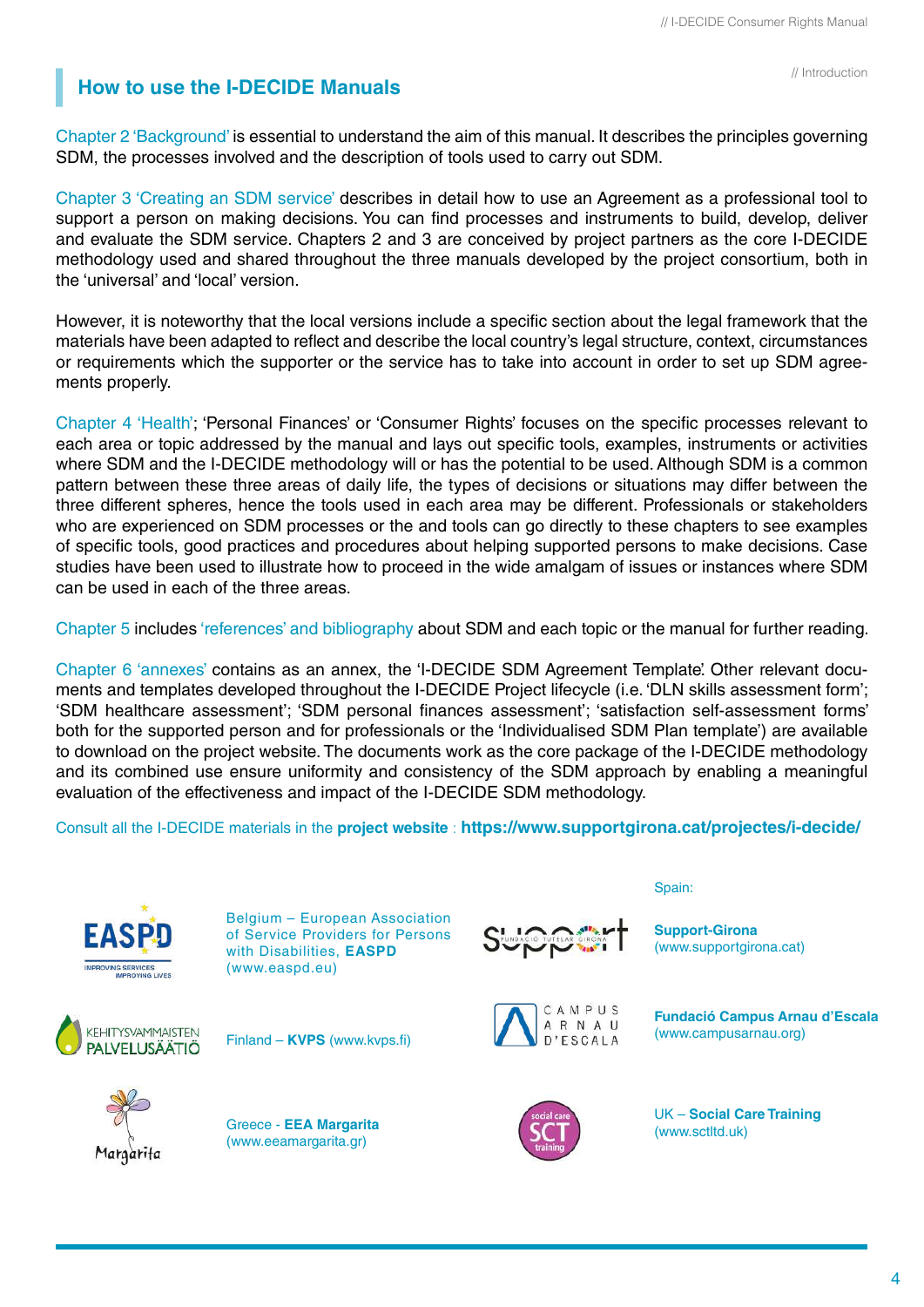## How to use the I-DECIDE Manuals

Chapter 2 'Background' is essential to understand the aim of this manual. It describes the principles governing SDM, the processes involved and the description of tools used to carry out SDM.

Chapter 3 'Creating an SDM service' describes in detail how to use an Agreement as a professional tool to support a person on making decisions. You can find processes and instruments to build, develop, deliver and evaluate the SDM service. Chapters 2 and 3 are conceived by project partners as the core I-DECIDE methodology used and shared throughout the three manuals developed by the project consortium, both in the 'universal' and 'local' version.

However, it is noteworthy that the local versions include a specific section about the legal framework that the materials have been adapted to reflect and describe the local country's legal structure, context, circumstances or requirements which the supporter or the service has to take into account in order to set up SDM agreements properly.

Chapter 4 'Health'; 'Personal Finances' or 'Consumer Rights' focuses on the specific processes relevant to each area or topic addressed by the manual and lays out specific tools, examples, instruments or activities where SDM and the I-DECIDE methodology will or has the potential to be used. Although SDM is a common pattern between these three areas of daily life, the types of decisions or situations may differ between the three different spheres, hence the tools used in each area may be different. Professionals or stakeholders who are experienced on SDM processes or the and tools can go directly to these chapters to see examples of specific tools, good practices and procedures about helping supported persons to make decisions. Case studies have been used to illustrate how to proceed in the wide amalgam of issues or instances where SDM can be used in each of the three areas.

Chapter 5 includes 'references' and bibliography about SDM and each topic or the manual for further reading.

Chapter 6 'annexes' contains as an annex, the 'I-DECIDE SDM Agreement Template'. Other relevant documents and templates developed throughout the I-DECIDE Project lifecycle (i.e. 'DLN skills assessment form'; 'SDM healthcare assessment'; 'SDM personal finances assessment'; 'satisfaction self-assessment forms' both for the supported person and for professionals or the 'Individualised SDM Plan template') are available to download on the project website. The documents work as the core package of the I-DECIDE methodology and its combined use ensure uniformity and consistency of the SDM approach by enabling a meaningful evaluation of the effectiveness and impact of the I-DECIDE SDM methodology.

Consult all the I-DECIDE materials in the **project website** : **https://www.supportgirona.cat/projectes/i-decide/**

Belgium – European Association of Service Providers for Persons with Disabilities, **EASPD** (www.easpd.eu)

Finland – **KVPS** (www.kvps.fi)

Greece - **EEA Margarita** (www.eeamargarita.gr)

Spain:

**Support-Girona** (www.supportgirona.cat)

**Fundació Campus Arnau d'Escala** (www.campusarnau.org)

UK – **Social Care Training** (www.sctltd.uk)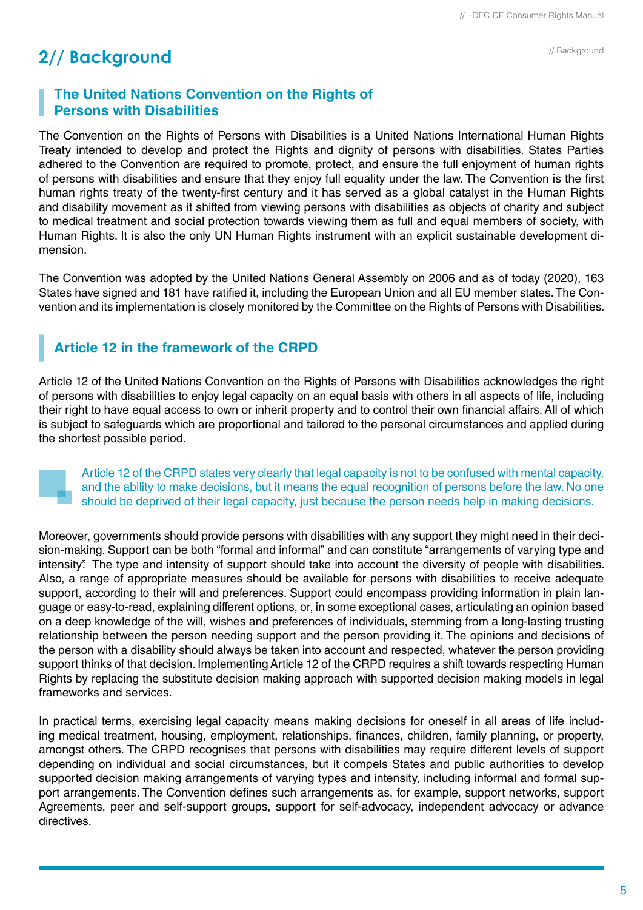## 2// Background

### The United Nations Convention on the Rights of Persons with Disabilities

The Convention on the Rights of Persons with Disabilities is a United Nations International Human Rights Treaty intended to develop and protect the Rights and dignity of persons with disabilities. States Parties adhered to the Convention are required to promote, protect, and ensure the full enjoyment of human rights of persons with disabilities and ensure that they enjoy full equality under the law. The Convention is the first human rights treaty of the twenty-first century and it has served as a global catalyst in the Human Rights and disability movement as it shifted from viewing persons with disabilities as objects of charity and subject to medical treatment and social protection towards viewing them as full and equal members of society, with Human Rights. It is also the only UN Human Rights instrument with an explicit sustainable development dimension.

The Convention was adopted by the United Nations General Assembly on 2006 and as of today (2020), 163 States have signed and 181 have ratified it, including the European Union and all EU member states. The Convention and its implementation is closely monitored by the Committee on the Rights of Persons with Disabilities.

### Article 12 in the framework of the CRPD

Article 12 of the United Nations Convention on the Rights of Persons with Disabilities acknowledges the right of persons with disabilities to enjoy legal capacity on an equal basis with others in all aspects of life, including their right to have equal access to own or inherit property and to control their own financial affairs. All of which is subject to safeguards which are proportional and tailored to the personal circumstances and applied during the shortest possible period.

> Article 12 of the CRPD states very clearly that legal capacity is not to be confused with mental capacity, and the ability to make decisions, but it means the equal recognition of persons before the law. No one should be deprived of their legal capacity, just because the person needs help in making decisions.

Moreover, governments should provide persons with disabilities with any support they might need in their decision-making. Support can be both "formal and informal" and can constitute "arrangements of varying type and intensity". The type and intensity of support should take into account the diversity of people with disabilities. Also, a range of appropriate measures should be available for persons with disabilities to receive adequate support, according to their will and preferences. Support could encompass providing information in plain language or easy-to-read, explaining different options, or, in some exceptional cases, articulating an opinion based on a deep knowledge of the will, wishes and preferences of individuals, stemming from a long-lasting trusting relationship between the person needing support and the person providing it. The opinions and decisions of the person with a disability should always be taken into account and respected, whatever the person providing support thinks of that decision. Implementing Article 12 of the CRPD requires a shift towards respecting Human Rights by replacing the substitute decision making approach with supported decision making models in legal frameworks and services.

In practical terms, exercising legal capacity means making decisions for oneself in all areas of life including medical treatment, housing, employment, relationships, finances, children, family planning, or property, amongst others. The CRPD recognises that persons with disabilities may require different levels of support depending on individual and social circumstances, but it compels States and public authorities to develop supported decision making arrangements of varying types and intensity, including informal and formal support arrangements. The Convention defines such arrangements as, for example, support networks, support Agreements, peer and self-support groups, support for self-advocacy, independent advocacy or advance directives.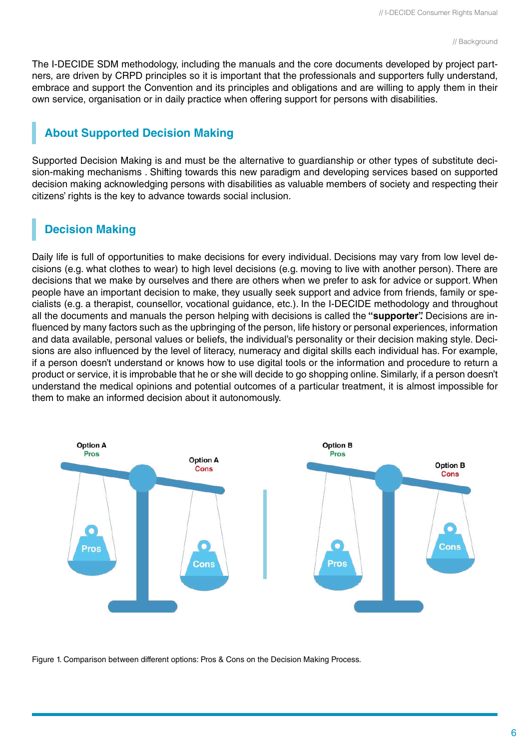The I-DECIDE SDM methodology, including the manuals and the core documents developed by project partners, are driven by CRPD principles so it is important that the professionals and supporters fully understand, embrace and support the Convention and its principles and obligations and are willing to apply them in their own service, organisation or in daily practice when offering support for persons with disabilities.

## About Supported Decision Making

Supported Decision Making is and must be the alternative to guardianship or other types of substitute decision-making mechanisms . Shifting towards this new paradigm and developing services based on supported decision making acknowledging persons with disabilities as valuable members of society and respecting their citizens' rights is the key to advance towards social inclusion.

## Decision Making

Daily life is full of opportunities to make decisions for every individual. Decisions may vary from low level decisions (e.g. what clothes to wear) to high level decisions (e.g. moving to live with another person). There are decisions that we make by ourselves and there are others when we prefer to ask for advice or support. When people have an important decision to make, they usually seek support and advice from friends, family or specialists (e.g. a therapist, counsellor, vocational guidance, etc.). In the I-DECIDE methodology and throughout all the documents and manuals the person helping with decisions is called the **"supporter".** Decisions are influenced by many factors such as the upbringing of the person, life history or personal experiences, information and data available, personal values or beliefs, the individual's personality or their decision making style. Decisions are also influenced by the level of literacy, numeracy and digital skills each individual has. For example, if a person doesn't understand or knows how to use digital tools or the information and procedure to return a product or service, it is improbable that he or she will decide to go shopping online. Similarly, if a person doesn't understand the medical opinions and potential outcomes of a particular treatment, it is almost impossible for them to make an informed decision about it autonomously.

Figure 1. Comparison between different options: Pros & Cons on the Decision Making Process.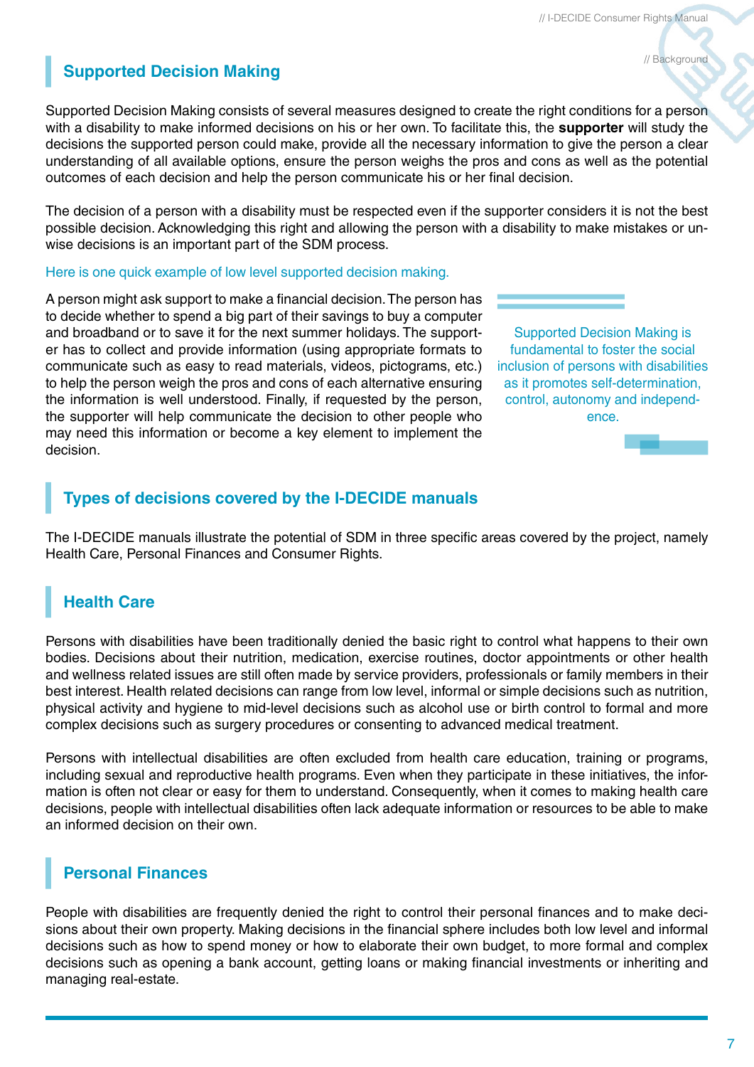## Supported Decision Making

Supported Decision Making consists of several measures designed to create the right conditions for a person with a disability to make informed decisions on his or her own. To facilitate this, the **supporter** will study the decisions the supported person could make, provide all the necessary information to give the person a clear understanding of all available options, ensure the person weighs the pros and cons as well as the potential outcomes of each decision and help the person communicate his or her final decision.

The decision of a person with a disability must be respected even if the supporter considers it is not the best possible decision. Acknowledging this right and allowing the person with a disability to make mistakes or unwise decisions is an important part of the SDM process.

Here is one quick example of low level supported decision making.

A person might ask support to make a financial decision. The person has to decide whether to spend a big part of their savings to buy a computer and broadband or to save it for the next summer holidays. The supporter has to collect and provide information (using appropriate formats to communicate such as easy to read materials, videos, pictograms, etc.) to help the person weigh the pros and cons of each alternative ensuring the information is well understood. Finally, if requested by the person, the supporter will help communicate the decision to other people who may need this information or become a key element to implement the decision.

Supported Decision Making is fundamental to foster the social inclusion of persons with disabilities as it promotes self-determination, control, autonomy and independence.

## Types of decisions covered by the I-DECIDE manuals

The I-DECIDE manuals illustrate the potential of SDM in three specific areas covered by the project, namely Health Care, Personal Finances and Consumer Rights.

## Health Care

Persons with disabilities have been traditionally denied the basic right to control what happens to their own bodies. Decisions about their nutrition, medication, exercise routines, doctor appointments or other health and wellness related issues are still often made by service providers, professionals or family members in their best interest. Health related decisions can range from low level, informal or simple decisions such as nutrition, physical activity and hygiene to mid-level decisions such as alcohol use or birth control to formal and more complex decisions such as surgery procedures or consenting to advanced medical treatment.

Persons with intellectual disabilities are often excluded from health care education, training or programs, including sexual and reproductive health programs. Even when they participate in these initiatives, the information is often not clear or easy for them to understand. Consequently, when it comes to making health care decisions, people with intellectual disabilities often lack adequate information or resources to be able to make an informed decision on their own.

## Personal Finances

People with disabilities are frequently denied the right to control their personal finances and to make decisions about their own property. Making decisions in the financial sphere includes both low level and informal decisions such as how to spend money or how to elaborate their own budget, to more formal and complex decisions such as opening a bank account, getting loans or making financial investments or inheriting and managing real-estate.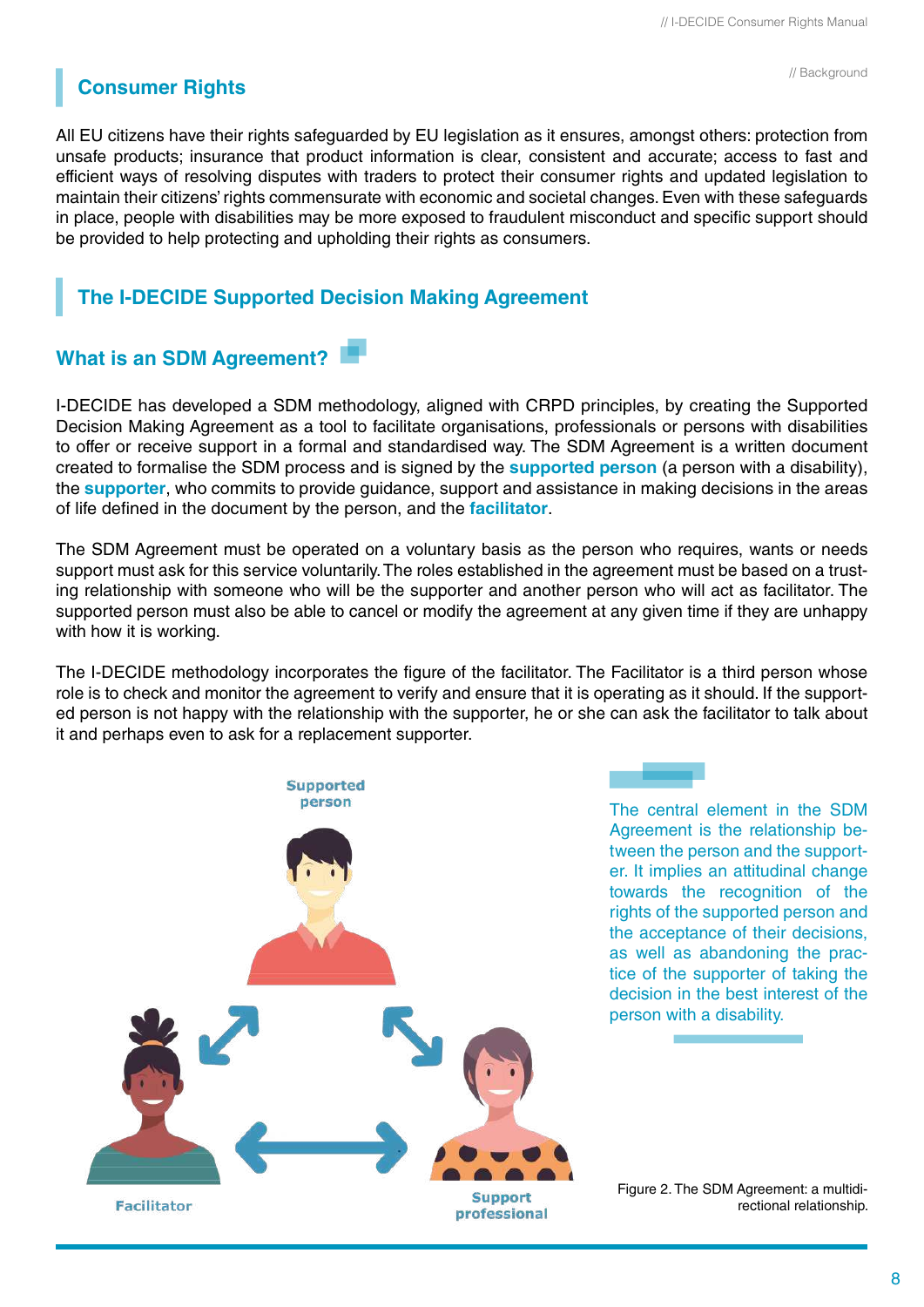## Consumer Rights

All EU citizens have their rights safeguarded by EU legislation as it ensures, amongst others: protection from unsafe products; insurance that product information is clear, consistent and accurate; access to fast and efficient ways of resolving disputes with traders to protect their consumer rights and updated legislation to maintain their citizens' rights commensurate with economic and societal changes. Even with these safeguards in place, people with disabilities may be more exposed to fraudulent misconduct and specific support should be provided to help protecting and upholding their rights as consumers.

## The I-DECIDE Supported Decision Making Agreement

### What is an SDM Agreement?

I-DECIDE has developed a SDM methodology, aligned with CRPD principles, by creating the Supported Decision Making Agreement as a tool to facilitate organisations, professionals or persons with disabilities to offer or receive support in a formal and standardised way. The SDM Agreement is a written document created to formalise the SDM process and is signed by the **supported person** (a person with a disability), the **supporter**, who commits to provide guidance, support and assistance in making decisions in the areas of life defined in the document by the person, and the **facilitator**.

The SDM Agreement must be operated on a voluntary basis as the person who requires, wants or needs support must ask for this service voluntarily. The roles established in the agreement must be based on a trusting relationship with someone who will be the supporter and another person who will act as facilitator. The supported person must also be able to cancel or modify the agreement at any given time if they are unhappy with how it is working.

The I-DECIDE methodology incorporates the figure of the facilitator. The Facilitator is a third person whose role is to check and monitor the agreement to verify and ensure that it is operating as it should. If the supported person is not happy with the relationship with the supporter, he or she can ask the facilitator to talk about it and perhaps even to ask for a replacement supporter.

The central element in the SDM Agreement is the relationship between the person and the supporter. It implies an attitudinal change towards the recognition of the rights of the supported person and the acceptance of their decisions, as well as abandoning the practice of the supporter of taking the decision in the best interest of the person with a disability.

Supported person

Facilitator

Support professional

Figure 2. The SDM Agreement: a multidirectional relationship.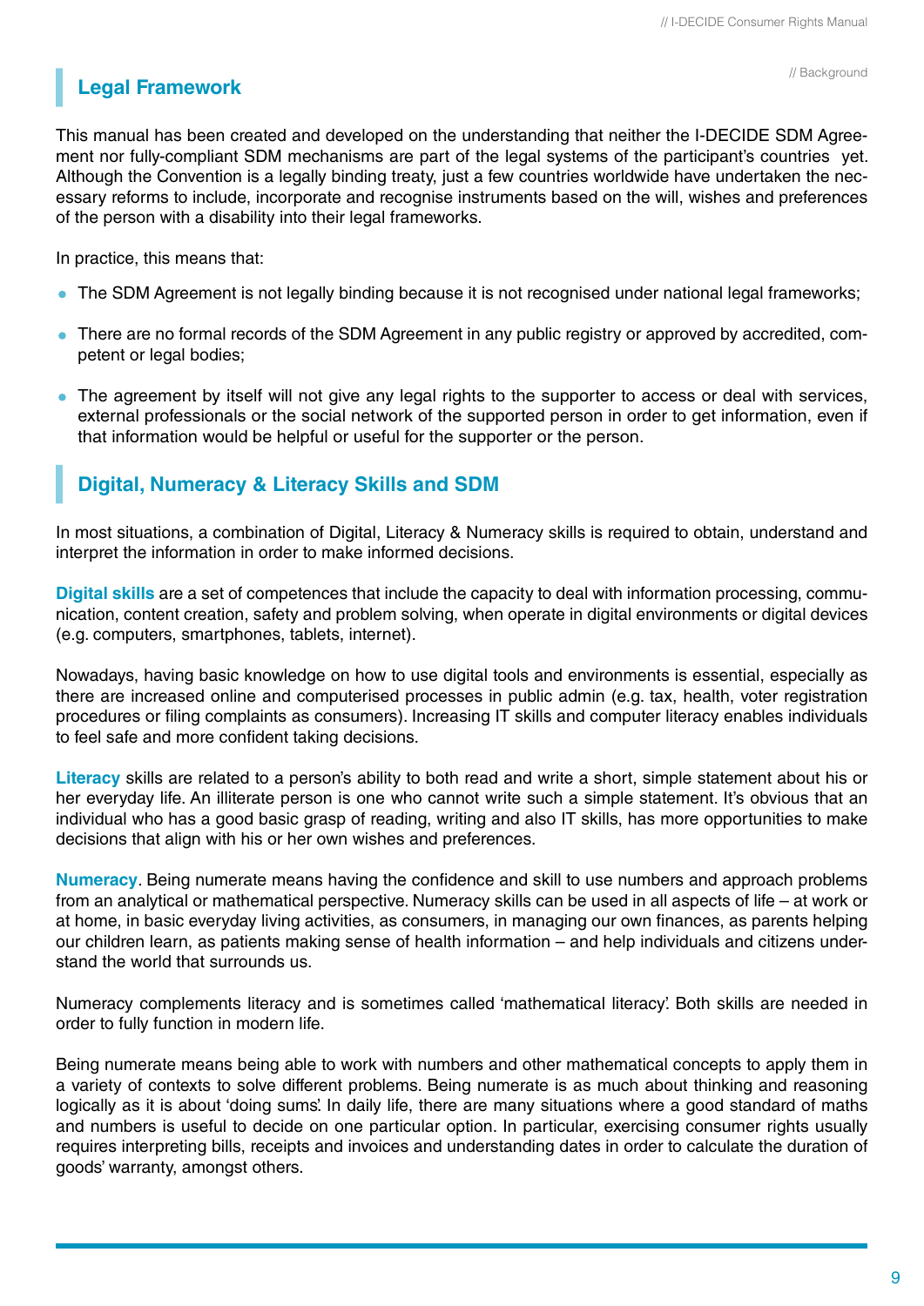## Legal Framework

This manual has been created and developed on the understanding that neither the I-DECIDE SDM Agreement nor fully-compliant SDM mechanisms are part of the legal systems of the participant's countries yet. Although the Convention is a legally binding treaty, just a few countries worldwide have undertaken the necessary reforms to include, incorporate and recognise instruments based on the will, wishes and preferences of the person with a disability into their legal frameworks.

In practice, this means that:

- The SDM Agreement is not legally binding because it is not recognised under national legal frameworks;
- There are no formal records of the SDM Agreement in any public registry or approved by accredited, competent or legal bodies;
- The agreement by itself will not give any legal rights to the supporter to access or deal with services, external professionals or the social network of the supported person in order to get information, even if that information would be helpful or useful for the supporter or the person.

## Digital, Numeracy & Literacy Skills and SDM

In most situations, a combination of Digital, Literacy & Numeracy skills is required to obtain, understand and interpret the information in order to make informed decisions.

**Digital skills** are a set of competences that include the capacity to deal with information processing, communication, content creation, safety and problem solving, when operate in digital environments or digital devices (e.g. computers, smartphones, tablets, internet).

Nowadays, having basic knowledge on how to use digital tools and environments is essential, especially as there are increased online and computerised processes in public admin (e.g. tax, health, voter registration procedures or filing complaints as consumers). Increasing IT skills and computer literacy enables individuals to feel safe and more confident taking decisions.

**Literacy** skills are related to a person's ability to both read and write a short, simple statement about his or her everyday life. An illiterate person is one who cannot write such a simple statement. It's obvious that an individual who has a good basic grasp of reading, writing and also IT skills, has more opportunities to make decisions that align with his or her own wishes and preferences.

**Numeracy**. Being numerate means having the confidence and skill to use numbers and approach problems from an analytical or mathematical perspective. Numeracy skills can be used in all aspects of life – at work or at home, in basic everyday living activities, as consumers, in managing our own finances, as parents helping our children learn, as patients making sense of health information – and help individuals and citizens understand the world that surrounds us.

Numeracy complements literacy and is sometimes called 'mathematical literacy'. Both skills are needed in order to fully function in modern life.

Being numerate means being able to work with numbers and other mathematical concepts to apply them in a variety of contexts to solve different problems. Being numerate is as much about thinking and reasoning logically as it is about 'doing sums'. In daily life, there are many situations where a good standard of maths and numbers is useful to decide on one particular option. In particular, exercising consumer rights usually requires interpreting bills, receipts and invoices and understanding dates in order to calculate the duration of goods' warranty, amongst others.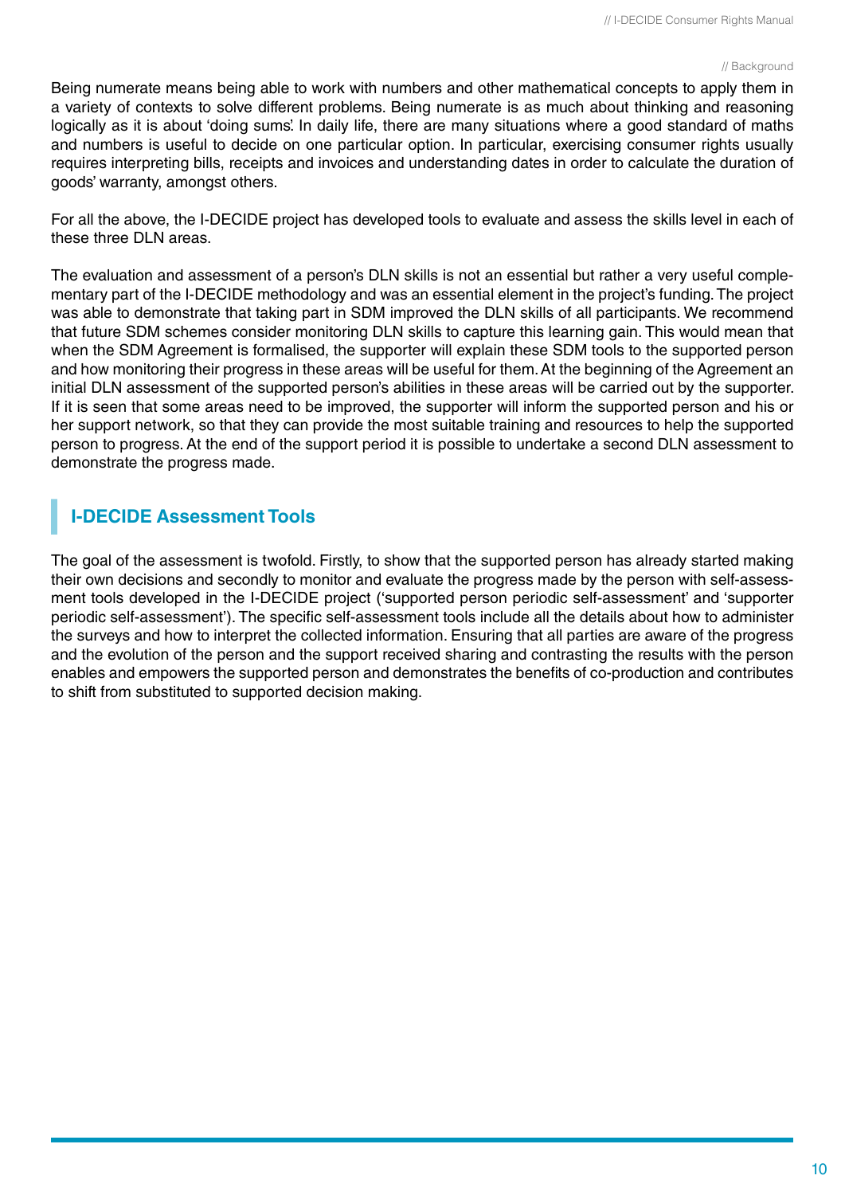Being numerate means being able to work with numbers and other mathematical concepts to apply them in a variety of contexts to solve different problems. Being numerate is as much about thinking and reasoning logically as it is about 'doing sums'. In daily life, there are many situations where a good standard of maths and numbers is useful to decide on one particular option. In particular, exercising consumer rights usually requires interpreting bills, receipts and invoices and understanding dates in order to calculate the duration of goods' warranty, amongst others.

For all the above, the I-DECIDE project has developed tools to evaluate and assess the skills level in each of these three DLN areas.

The evaluation and assessment of a person's DLN skills is not an essential but rather a very useful complementary part of the I-DECIDE methodology and was an essential element in the project's funding. The project was able to demonstrate that taking part in SDM improved the DLN skills of all participants. We recommend that future SDM schemes consider monitoring DLN skills to capture this learning gain. This would mean that when the SDM Agreement is formalised, the supporter will explain these SDM tools to the supported person and how monitoring their progress in these areas will be useful for them. At the beginning of the Agreement an initial DLN assessment of the supported person's abilities in these areas will be carried out by the supporter. If it is seen that some areas need to be improved, the supporter will inform the supported person and his or her support network, so that they can provide the most suitable training and resources to help the supported person to progress. At the end of the support period it is possible to undertake a second DLN assessment to demonstrate the progress made.

## I-DECIDE Assessment Tools

The goal of the assessment is twofold. Firstly, to show that the supported person has already started making their own decisions and secondly to monitor and evaluate the progress made by the person with self-assessment tools developed in the I-DECIDE project ('supported person periodic self-assessment' and 'supporter periodic self-assessment'). The specific self-assessment tools include all the details about how to administer the surveys and how to interpret the collected information. Ensuring that all parties are aware of the progress and the evolution of the person and the support received sharing and contrasting the results with the person enables and empowers the supported person and demonstrates the benefits of co-production and contributes to shift from substituted to supported decision making.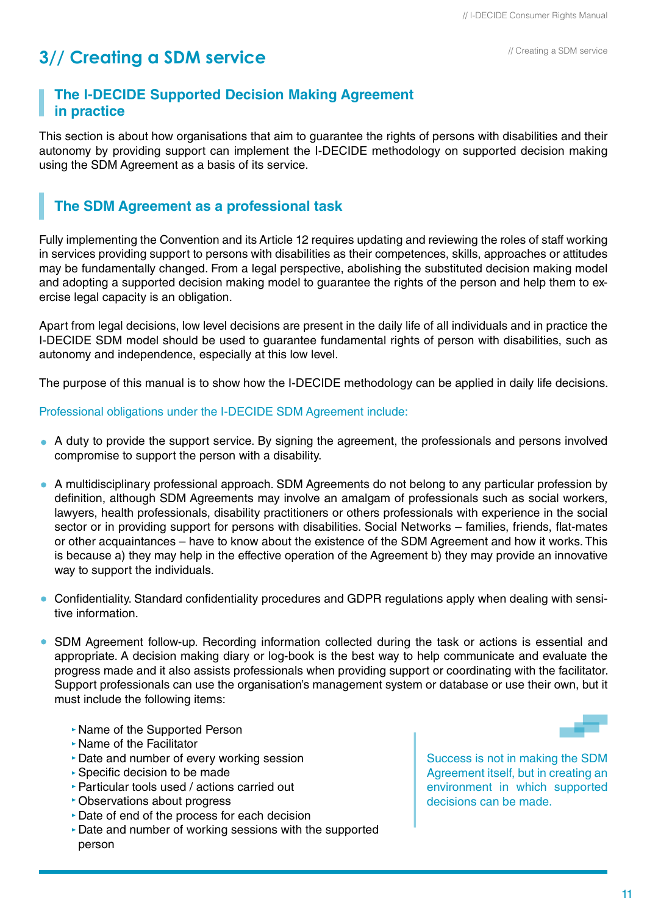# 3// Creating a SDM service

## The I-DECIDE Supported Decision Making Agreement in practice

This section is about how organisations that aim to guarantee the rights of persons with disabilities and their autonomy by providing support can implement the I-DECIDE methodology on supported decision making using the SDM Agreement as a basis of its service.

## The SDM Agreement as a professional task

Fully implementing the Convention and its Article 12 requires updating and reviewing the roles of staff working in services providing support to persons with disabilities as their competences, skills, approaches or attitudes may be fundamentally changed. From a legal perspective, abolishing the substituted decision making model and adopting a supported decision making model to guarantee the rights of the person and help them to exercise legal capacity is an obligation.

Apart from legal decisions, low level decisions are present in the daily life of all individuals and in practice the I-DECIDE SDM model should be used to guarantee fundamental rights of person with disabilities, such as autonomy and independence, especially at this low level.

The purpose of this manual is to show how the I-DECIDE methodology can be applied in daily life decisions.

Professional obligations under the I-DECIDE SDM Agreement include:

- A duty to provide the support service. By signing the agreement, the professionals and persons involved compromise to support the person with a disability.
- A multidisciplinary professional approach. SDM Agreements do not belong to any particular profession by definition, although SDM Agreements may involve an amalgam of professionals such as social workers, lawyers, health professionals, disability practitioners or others professionals with experience in the social sector or in providing support for persons with disabilities. Social Networks – families, friends, flat-mates or other acquaintances – have to know about the existence of the SDM Agreement and how it works. This is because a) they may help in the effective operation of the Agreement b) they may provide an innovative way to support the individuals.
- Confidentiality. Standard confidentiality procedures and GDPR regulations apply when dealing with sensitive information.
- SDM Agreement follow-up. Recording information collected during the task or actions is essential and appropriate. A decision making diary or log-book is the best way to help communicate and evaluate the progress made and it also assists professionals when providing support or coordinating with the facilitator. Support professionals can use the organisation's management system or database or use their own, but it must include the following items:
  - Name of the Supported Person
  - Name of the Facilitator
  - Date and number of every working session
  - Specific decision to be made
  - Particular tools used / actions carried out
  - Observations about progress
  - Date of end of the process for each decision
  - Date and number of working sessions with the supported person

Success is not in making the SDM Agreement itself, but in creating an environment in which supported decisions can be made.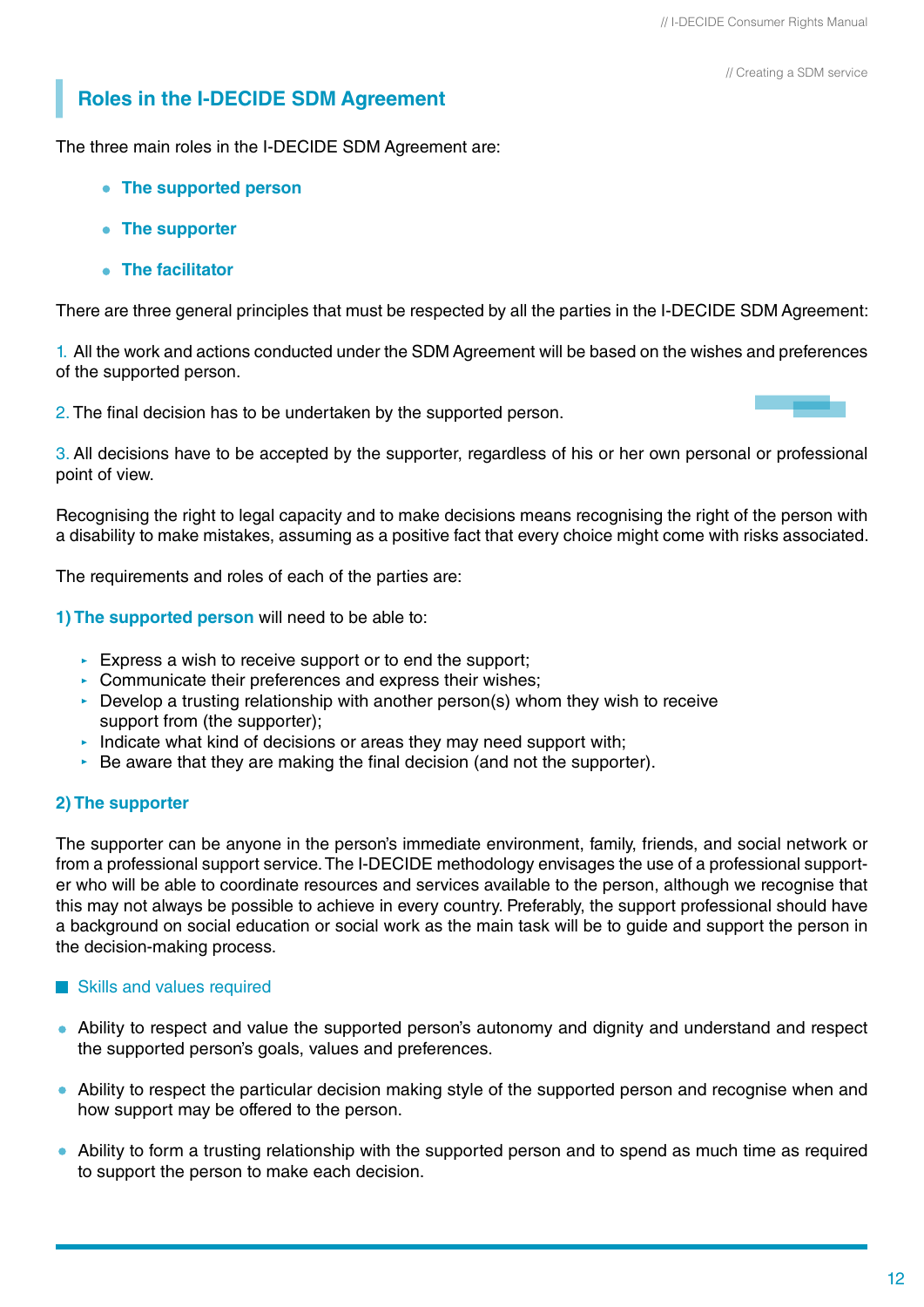## Roles in the I-DECIDE SDM Agreement

The three main roles in the I-DECIDE SDM Agreement are:

- **The supported person**
- **The supporter**
- **The facilitator**

There are three general principles that must be respected by all the parties in the I-DECIDE SDM Agreement:

1. All the work and actions conducted under the SDM Agreement will be based on the wishes and preferences of the supported person.

2. The final decision has to be undertaken by the supported person.

3. All decisions have to be accepted by the supporter, regardless of his or her own personal or professional point of view.

Recognising the right to legal capacity and to make decisions means recognising the right of the person with a disability to make mistakes, assuming as a positive fact that every choice might come with risks associated.

The requirements and roles of each of the parties are:

**1) The supported person** will need to be able to:

- Express a wish to receive support or to end the support;
- Communicate their preferences and express their wishes;
- Develop a trusting relationship with another person(s) whom they wish to receive support from (the supporter);
- Indicate what kind of decisions or areas they may need support with;
- Be aware that they are making the final decision (and not the supporter).

### 2) The supporter

The supporter can be anyone in the person's immediate environment, family, friends, and social network or from a professional support service. The I-DECIDE methodology envisages the use of a professional supporter who will be able to coordinate resources and services available to the person, although we recognise that this may not always be possible to achieve in every country. Preferably, the support professional should have a background on social education or social work as the main task will be to guide and support the person in the decision-making process.

#### Skills and values required

- Ability to respect and value the supported person's autonomy and dignity and understand and respect the supported person's goals, values and preferences.

- Ability to respect the particular decision making style of the supported person and recognise when and how support may be offered to the person.

- Ability to form a trusting relationship with the supported person and to spend as much time as required to support the person to make each decision.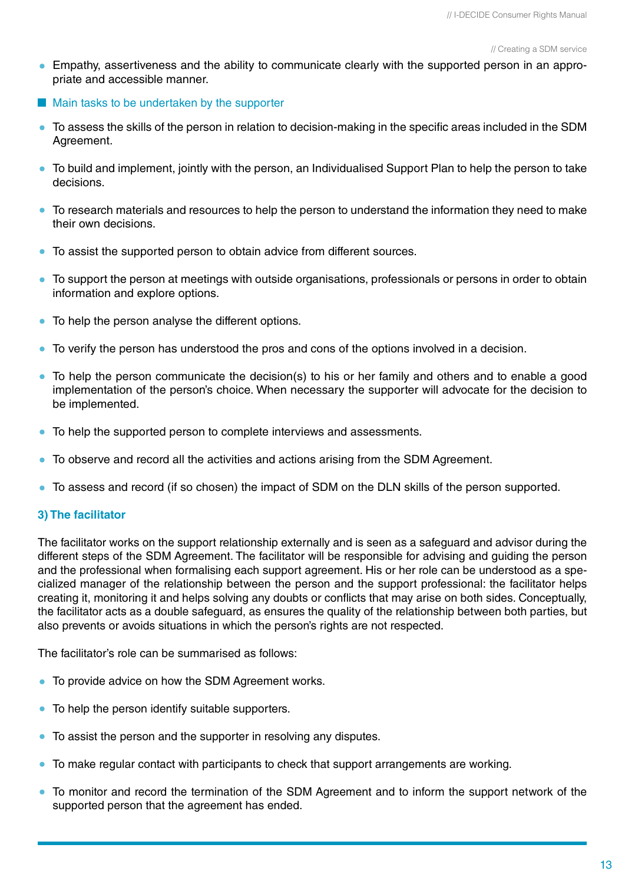- Empathy, assertiveness and the ability to communicate clearly with the supported person in an appropriate and accessible manner.

### Main tasks to be undertaken by the supporter

- To assess the skills of the person in relation to decision-making in the specific areas included in the SDM Agreement.
- To build and implement, jointly with the person, an Individualised Support Plan to help the person to take decisions.
- To research materials and resources to help the person to understand the information they need to make their own decisions.
- To assist the supported person to obtain advice from different sources.
- To support the person at meetings with outside organisations, professionals or persons in order to obtain information and explore options.
- To help the person analyse the different options.
- To verify the person has understood the pros and cons of the options involved in a decision.
- To help the person communicate the decision(s) to his or her family and others and to enable a good implementation of the person's choice. When necessary the supporter will advocate for the decision to be implemented.
- To help the supported person to complete interviews and assessments.
- To observe and record all the activities and actions arising from the SDM Agreement.
- To assess and record (if so chosen) the impact of SDM on the DLN skills of the person supported.

### 3) The facilitator

The facilitator works on the support relationship externally and is seen as a safeguard and advisor during the different steps of the SDM Agreement. The facilitator will be responsible for advising and guiding the person and the professional when formalising each support agreement. His or her role can be understood as a specialized manager of the relationship between the person and the support professional: the facilitator helps creating it, monitoring it and helps solving any doubts or conflicts that may arise on both sides. Conceptually, the facilitator acts as a double safeguard, as ensures the quality of the relationship between both parties, but also prevents or avoids situations in which the person's rights are not respected.

The facilitator's role can be summarised as follows:

- To provide advice on how the SDM Agreement works.
- To help the person identify suitable supporters.
- To assist the person and the supporter in resolving any disputes.
- To make regular contact with participants to check that support arrangements are working.
- To monitor and record the termination of the SDM Agreement and to inform the support network of the supported person that the agreement has ended.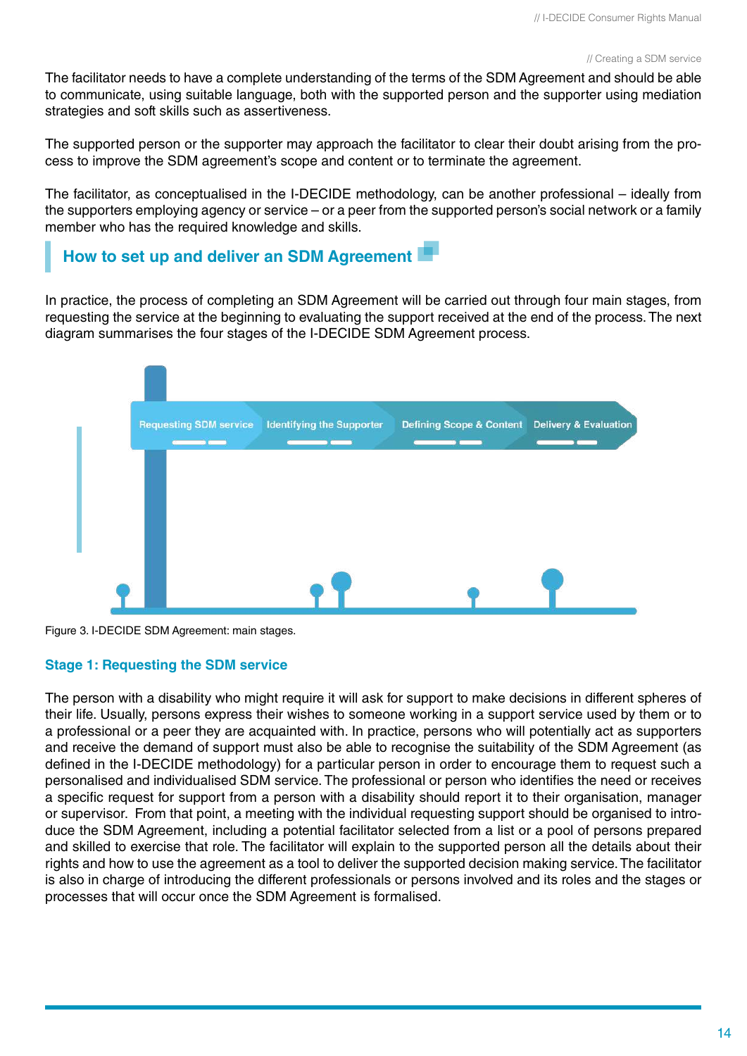The facilitator needs to have a complete understanding of the terms of the SDM Agreement and should be able to communicate, using suitable language, both with the supported person and the supporter using mediation strategies and soft skills such as assertiveness.

The supported person or the supporter may approach the facilitator to clear their doubt arising from the process to improve the SDM agreement's scope and content or to terminate the agreement.

The facilitator, as conceptualised in the I-DECIDE methodology, can be another professional – ideally from the supporters employing agency or service – or a peer from the supported person's social network or a family member who has the required knowledge and skills.

## How to set up and deliver an SDM Agreement

In practice, the process of completing an SDM Agreement will be carried out through four main stages, from requesting the service at the beginning to evaluating the support received at the end of the process. The next diagram summarises the four stages of the I-DECIDE SDM Agreement process.

Requesting SDM service → Identifying the Supporter → Defining Scope & Content → Delivery & Evaluation

Figure 3. I-DECIDE SDM Agreement: main stages.

### Stage 1: Requesting the SDM service

The person with a disability who might require it will ask for support to make decisions in different spheres of their life. Usually, persons express their wishes to someone working in a support service used by them or to a professional or a peer they are acquainted with. In practice, persons who will potentially act as supporters and receive the demand of support must also be able to recognise the suitability of the SDM Agreement (as defined in the I-DECIDE methodology) for a particular person in order to encourage them to request such a personalised and individualised SDM service. The professional or person who identifies the need or receives a specific request for support from a person with a disability should report it to their organisation, manager or supervisor. From that point, a meeting with the individual requesting support should be organised to introduce the SDM Agreement, including a potential facilitator selected from a list or a pool of persons prepared and skilled to exercise that role. The facilitator will explain to the supported person all the details about their rights and how to use the agreement as a tool to deliver the supported decision making service. The facilitator is also in charge of introducing the different professionals or persons involved and its roles and the stages or processes that will occur once the SDM Agreement is formalised.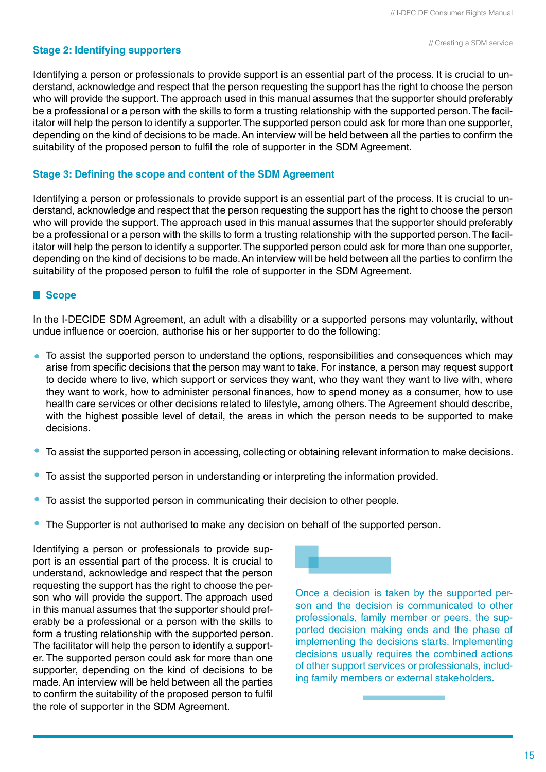### Stage 2: Identifying supporters

Identifying a person or professionals to provide support is an essential part of the process. It is crucial to understand, acknowledge and respect that the person requesting the support has the right to choose the person who will provide the support. The approach used in this manual assumes that the supporter should preferably be a professional or a person with the skills to form a trusting relationship with the supported person. The facilitator will help the person to identify a supporter. The supported person could ask for more than one supporter, depending on the kind of decisions to be made. An interview will be held between all the parties to confirm the suitability of the proposed person to fulfil the role of supporter in the SDM Agreement.

### Stage 3: Defining the scope and content of the SDM Agreement

Identifying a person or professionals to provide support is an essential part of the process. It is crucial to understand, acknowledge and respect that the person requesting the support has the right to choose the person who will provide the support. The approach used in this manual assumes that the supporter should preferably be a professional or a person with the skills to form a trusting relationship with the supported person. The facilitator will help the person to identify a supporter. The supported person could ask for more than one supporter, depending on the kind of decisions to be made. An interview will be held between all the parties to confirm the suitability of the proposed person to fulfil the role of supporter in the SDM Agreement.

#### Scope

In the I-DECIDE SDM Agreement, an adult with a disability or a supported persons may voluntarily, without undue influence or coercion, authorise his or her supporter to do the following:

- To assist the supported person to understand the options, responsibilities and consequences which may arise from specific decisions that the person may want to take. For instance, a person may request support to decide where to live, which support or services they want, who they want they want to live with, where they want to work, how to administer personal finances, how to spend money as a consumer, how to use health care services or other decisions related to lifestyle, among others. The Agreement should describe, with the highest possible level of detail, the areas in which the person needs to be supported to make decisions.
- To assist the supported person in accessing, collecting or obtaining relevant information to make decisions.
- To assist the supported person in understanding or interpreting the information provided.
- To assist the supported person in communicating their decision to other people.
- The Supporter is not authorised to make any decision on behalf of the supported person.

Identifying a person or professionals to provide support is an essential part of the process. It is crucial to understand, acknowledge and respect that the person requesting the support has the right to choose the person who will provide the support. The approach used in this manual assumes that the supporter should preferably be a professional or a person with the skills to form a trusting relationship with the supported person. The facilitator will help the person to identify a supporter. The supported person could ask for more than one supporter, depending on the kind of decisions to be made. An interview will be held between all the parties to confirm the suitability of the proposed person to fulfil the role of supporter in the SDM Agreement.

Once a decision is taken by the supported person and the decision is communicated to other professionals, family member or peers, the supported decision making ends and the phase of implementing the decisions starts. Implementing decisions usually requires the combined actions of other support services or professionals, including family members or external stakeholders.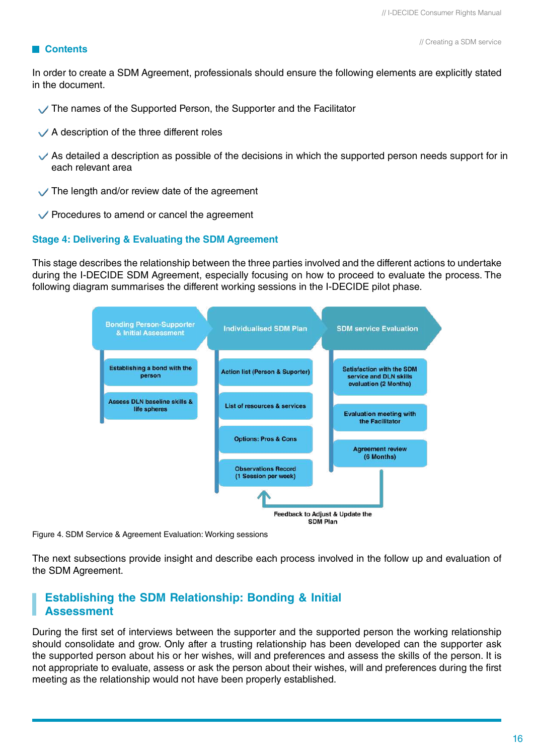## Contents

In order to create a SDM Agreement, professionals should ensure the following elements are explicitly stated in the document.

- The names of the Supported Person, the Supporter and the Facilitator
- A description of the three different roles
- As detailed a description as possible of the decisions in which the supported person needs support for in each relevant area
- The length and/or review date of the agreement
- Procedures to amend or cancel the agreement

### Stage 4: Delivering & Evaluating the SDM Agreement

This stage describes the relationship between the three parties involved and the different actions to undertake during the I-DECIDE SDM Agreement, especially focusing on how to proceed to evaluate the process. The following diagram summarises the different working sessions in the I-DECIDE pilot phase.

| Bonding Person-Supporter & Initial Assessment | Individualised SDM Plan | SDM service Evaluation |
|---|---|---|
| Establishing a bond with the person | Action list (Person & Suporter) | Satisfaction with the SDM service and DLN skills evaluation (2 Months) |
| Assess DLN baseline skills & life spheres | List of resources & services | Evaluation meeting with the Facilitator |
| | Options: Pros & Cons | Agreement review (6 Months) |
| | Observations Record (1 Session per week) | |

Feedback to Adjust & Update the SDM Plan

Figure 4. SDM Service & Agreement Evaluation: Working sessions

The next subsections provide insight and describe each process involved in the follow up and evaluation of the SDM Agreement.

## Establishing the SDM Relationship: Bonding & Initial Assessment

During the first set of interviews between the supporter and the supported person the working relationship should consolidate and grow. Only after a trusting relationship has been developed can the supporter ask the supported person about his or her wishes, will and preferences and assess the skills of the person. It is not appropriate to evaluate, assess or ask the person about their wishes, will and preferences during the first meeting as the relationship would not have been properly established.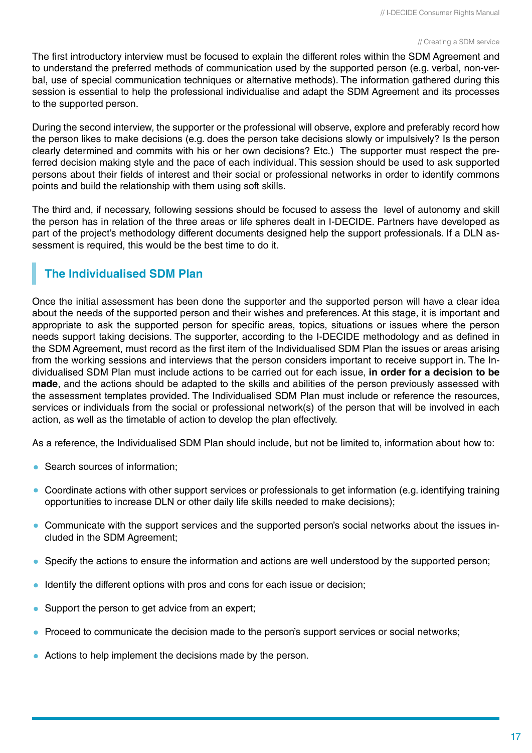The first introductory interview must be focused to explain the different roles within the SDM Agreement and to understand the preferred methods of communication used by the supported person (e.g. verbal, non-verbal, use of special communication techniques or alternative methods). The information gathered during this session is essential to help the professional individualise and adapt the SDM Agreement and its processes to the supported person.

During the second interview, the supporter or the professional will observe, explore and preferably record how the person likes to make decisions (e.g. does the person take decisions slowly or impulsively? Is the person clearly determined and commits with his or her own decisions? Etc.) The supporter must respect the preferred decision making style and the pace of each individual. This session should be used to ask supported persons about their fields of interest and their social or professional networks in order to identify commons points and build the relationship with them using soft skills.

The third and, if necessary, following sessions should be focused to assess the level of autonomy and skill the person has in relation of the three areas or life spheres dealt in I-DECIDE. Partners have developed as part of the project's methodology different documents designed help the support professionals. If a DLN assessment is required, this would be the best time to do it.

## The Individualised SDM Plan

Once the initial assessment has been done the supporter and the supported person will have a clear idea about the needs of the supported person and their wishes and preferences. At this stage, it is important and appropriate to ask the supported person for specific areas, topics, situations or issues where the person needs support taking decisions. The supporter, according to the I-DECIDE methodology and as defined in the SDM Agreement, must record as the first item of the Individualised SDM Plan the issues or areas arising from the working sessions and interviews that the person considers important to receive support in. The Individualised SDM Plan must include actions to be carried out for each issue, **in order for a decision to be made**, and the actions should be adapted to the skills and abilities of the person previously assessed with the assessment templates provided. The Individualised SDM Plan must include or reference the resources, services or individuals from the social or professional network(s) of the person that will be involved in each action, as well as the timetable of action to develop the plan effectively.

As a reference, the Individualised SDM Plan should include, but not be limited to, information about how to:

- Search sources of information;
- Coordinate actions with other support services or professionals to get information (e.g. identifying training opportunities to increase DLN or other daily life skills needed to make decisions);
- Communicate with the support services and the supported person's social networks about the issues included in the SDM Agreement;
- Specify the actions to ensure the information and actions are well understood by the supported person;
- Identify the different options with pros and cons for each issue or decision;
- Support the person to get advice from an expert;
- Proceed to communicate the decision made to the person's support services or social networks;
- Actions to help implement the decisions made by the person.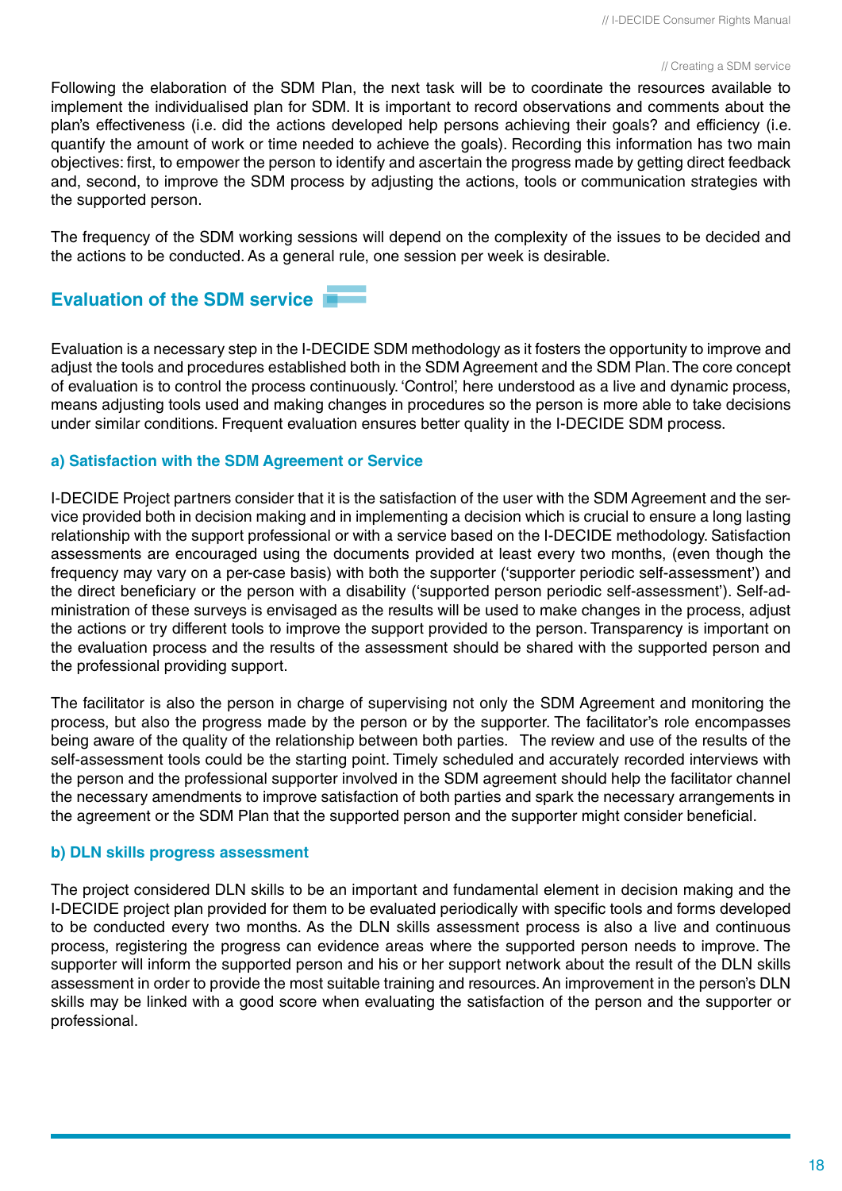Following the elaboration of the SDM Plan, the next task will be to coordinate the resources available to implement the individualised plan for SDM. It is important to record observations and comments about the plan's effectiveness (i.e. did the actions developed help persons achieving their goals? and efficiency (i.e. quantify the amount of work or time needed to achieve the goals). Recording this information has two main objectives: first, to empower the person to identify and ascertain the progress made by getting direct feedback and, second, to improve the SDM process by adjusting the actions, tools or communication strategies with the supported person.

The frequency of the SDM working sessions will depend on the complexity of the issues to be decided and the actions to be conducted. As a general rule, one session per week is desirable.

## Evaluation of the SDM service

Evaluation is a necessary step in the I-DECIDE SDM methodology as it fosters the opportunity to improve and adjust the tools and procedures established both in the SDM Agreement and the SDM Plan. The core concept of evaluation is to control the process continuously. 'Control', here understood as a live and dynamic process, means adjusting tools used and making changes in procedures so the person is more able to take decisions under similar conditions. Frequent evaluation ensures better quality in the I-DECIDE SDM process.

### a) Satisfaction with the SDM Agreement or Service

I-DECIDE Project partners consider that it is the satisfaction of the user with the SDM Agreement and the service provided both in decision making and in implementing a decision which is crucial to ensure a long lasting relationship with the support professional or with a service based on the I-DECIDE methodology. Satisfaction assessments are encouraged using the documents provided at least every two months, (even though the frequency may vary on a per-case basis) with both the supporter ('supporter periodic self-assessment') and the direct beneficiary or the person with a disability ('supported person periodic self-assessment'). Self-administration of these surveys is envisaged as the results will be used to make changes in the process, adjust the actions or try different tools to improve the support provided to the person. Transparency is important on the evaluation process and the results of the assessment should be shared with the supported person and the professional providing support.

The facilitator is also the person in charge of supervising not only the SDM Agreement and monitoring the process, but also the progress made by the person or by the supporter. The facilitator's role encompasses being aware of the quality of the relationship between both parties. The review and use of the results of the self-assessment tools could be the starting point. Timely scheduled and accurately recorded interviews with the person and the professional supporter involved in the SDM agreement should help the facilitator channel the necessary amendments to improve satisfaction of both parties and spark the necessary arrangements in the agreement or the SDM Plan that the supported person and the supporter might consider beneficial.

### b) DLN skills progress assessment

The project considered DLN skills to be an important and fundamental element in decision making and the I-DECIDE project plan provided for them to be evaluated periodically with specific tools and forms developed to be conducted every two months. As the DLN skills assessment process is also a live and continuous process, registering the progress can evidence areas where the supported person needs to improve. The supporter will inform the supported person and his or her support network about the result of the DLN skills assessment in order to provide the most suitable training and resources. An improvement in the person's DLN skills may be linked with a good score when evaluating the satisfaction of the person and the supporter or professional.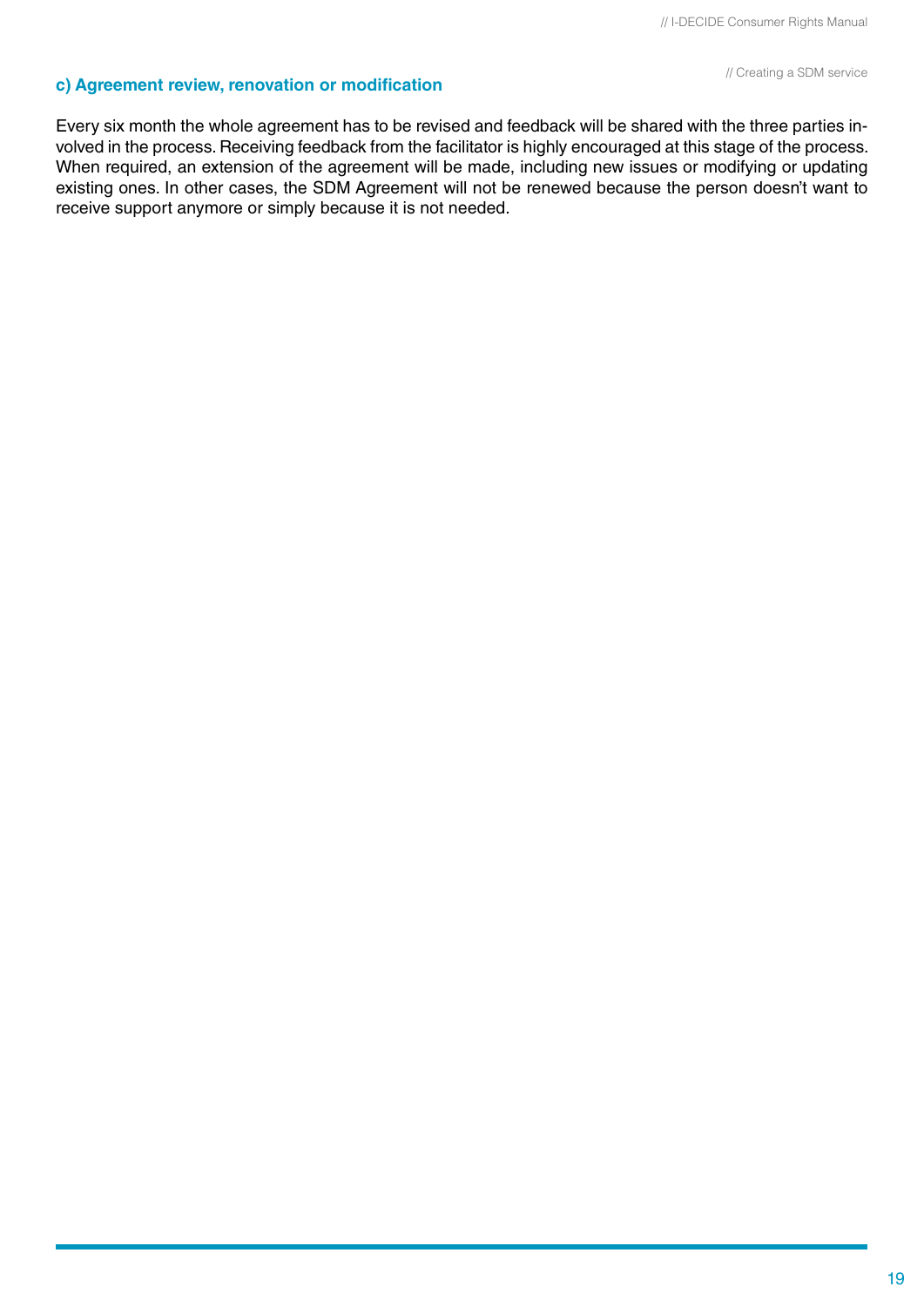### c) Agreement review, renovation or modification

Every six month the whole agreement has to be revised and feedback will be shared with the three parties involved in the process. Receiving feedback from the facilitator is highly encouraged at this stage of the process. When required, an extension of the agreement will be made, including new issues or modifying or updating existing ones. In other cases, the SDM Agreement will not be renewed because the person doesn't want to receive support anymore or simply because it is not needed.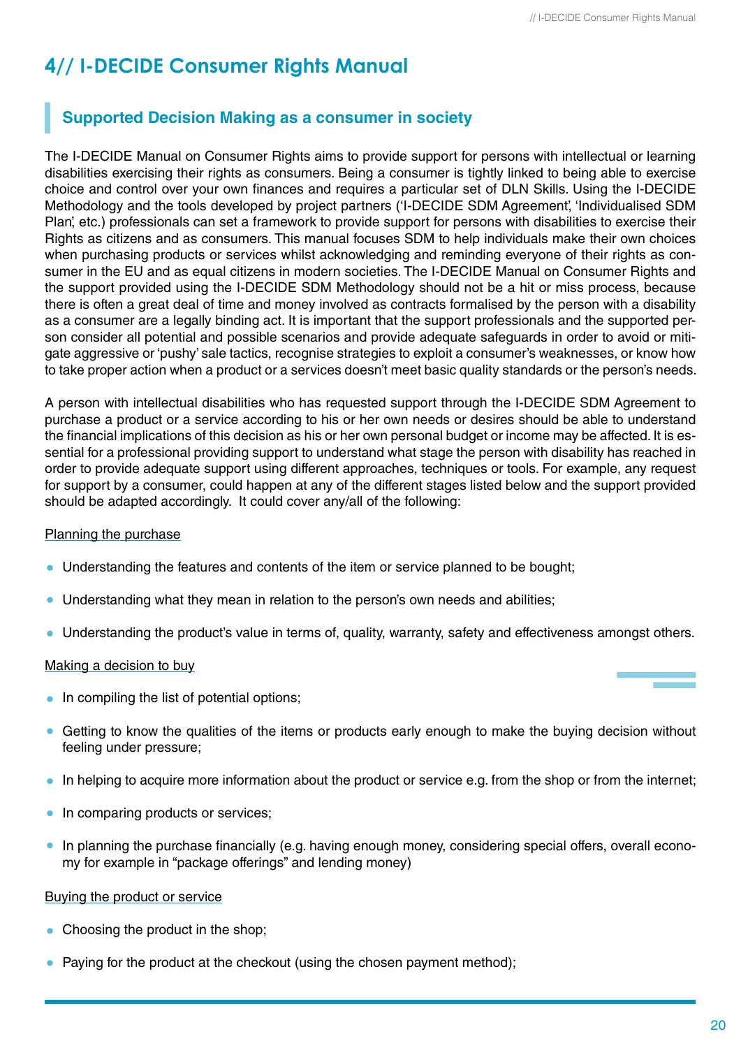# 4// I-DECIDE Consumer Rights Manual

## Supported Decision Making as a consumer in society

The I-DECIDE Manual on Consumer Rights aims to provide support for persons with intellectual or learning disabilities exercising their rights as consumers. Being a consumer is tightly linked to being able to exercise choice and control over your own finances and requires a particular set of DLN Skills. Using the I-DECIDE Methodology and the tools developed by project partners ('I-DECIDE SDM Agreement', 'Individualised SDM Plan', etc.) professionals can set a framework to provide support for persons with disabilities to exercise their Rights as citizens and as consumers. This manual focuses SDM to help individuals make their own choices when purchasing products or services whilst acknowledging and reminding everyone of their rights as consumer in the EU and as equal citizens in modern societies. The I-DECIDE Manual on Consumer Rights and the support provided using the I-DECIDE SDM Methodology should not be a hit or miss process, because there is often a great deal of time and money involved as contracts formalised by the person with a disability as a consumer are a legally binding act. It is important that the support professionals and the supported person consider all potential and possible scenarios and provide adequate safeguards in order to avoid or mitigate aggressive or 'pushy' sale tactics, recognise strategies to exploit a consumer's weaknesses, or know how to take proper action when a product or a services doesn't meet basic quality standards or the person's needs.

A person with intellectual disabilities who has requested support through the I-DECIDE SDM Agreement to purchase a product or a service according to his or her own needs or desires should be able to understand the financial implications of this decision as his or her own personal budget or income may be affected. It is essential for a professional providing support to understand what stage the person with disability has reached in order to provide adequate support using different approaches, techniques or tools. For example, any request for support by a consumer, could happen at any of the different stages listed below and the support provided should be adapted accordingly. It could cover any/all of the following:

Planning the purchase

- Understanding the features and contents of the item or service planned to be bought;
- Understanding what they mean in relation to the person's own needs and abilities;
- Understanding the product's value in terms of, quality, warranty, safety and effectiveness amongst others.

Making a decision to buy

- In compiling the list of potential options;
- Getting to know the qualities of the items or products early enough to make the buying decision without feeling under pressure;
- In helping to acquire more information about the product or service e.g. from the shop or from the internet;
- In comparing products or services;
- In planning the purchase financially (e.g. having enough money, considering special offers, overall economy for example in "package offerings" and lending money)

Buying the product or service

- Choosing the product in the shop;
- Paying for the product at the checkout (using the chosen payment method);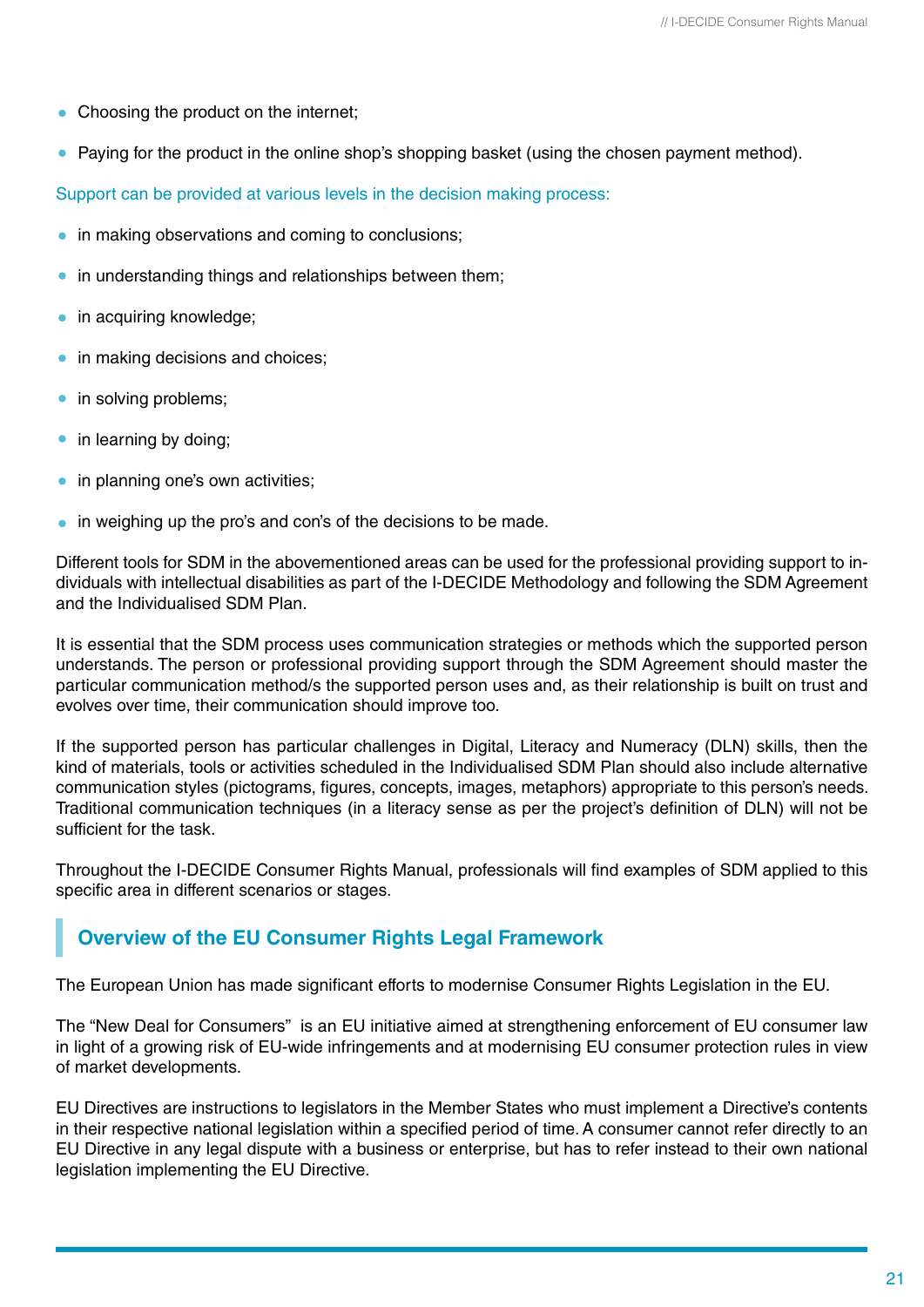- Choosing the product on the internet;
- Paying for the product in the online shop's shopping basket (using the chosen payment method).

Support can be provided at various levels in the decision making process:

- in making observations and coming to conclusions;
- in understanding things and relationships between them;
- in acquiring knowledge;
- in making decisions and choices;
- in solving problems;
- in learning by doing;
- in planning one's own activities;
- in weighing up the pro's and con's of the decisions to be made.

Different tools for SDM in the abovementioned areas can be used for the professional providing support to individuals with intellectual disabilities as part of the I-DECIDE Methodology and following the SDM Agreement and the Individualised SDM Plan.

It is essential that the SDM process uses communication strategies or methods which the supported person understands. The person or professional providing support through the SDM Agreement should master the particular communication method/s the supported person uses and, as their relationship is built on trust and evolves over time, their communication should improve too.

If the supported person has particular challenges in Digital, Literacy and Numeracy (DLN) skills, then the kind of materials, tools or activities scheduled in the Individualised SDM Plan should also include alternative communication styles (pictograms, figures, concepts, images, metaphors) appropriate to this person's needs. Traditional communication techniques (in a literacy sense as per the project's definition of DLN) will not be sufficient for the task.

Throughout the I-DECIDE Consumer Rights Manual, professionals will find examples of SDM applied to this specific area in different scenarios or stages.

## Overview of the EU Consumer Rights Legal Framework

The European Union has made significant efforts to modernise Consumer Rights Legislation in the EU.

The "New Deal for Consumers" is an EU initiative aimed at strengthening enforcement of EU consumer law in light of a growing risk of EU-wide infringements and at modernising EU consumer protection rules in view of market developments.

EU Directives are instructions to legislators in the Member States who must implement a Directive's contents in their respective national legislation within a specified period of time. A consumer cannot refer directly to an EU Directive in any legal dispute with a business or enterprise, but has to refer instead to their own national legislation implementing the EU Directive.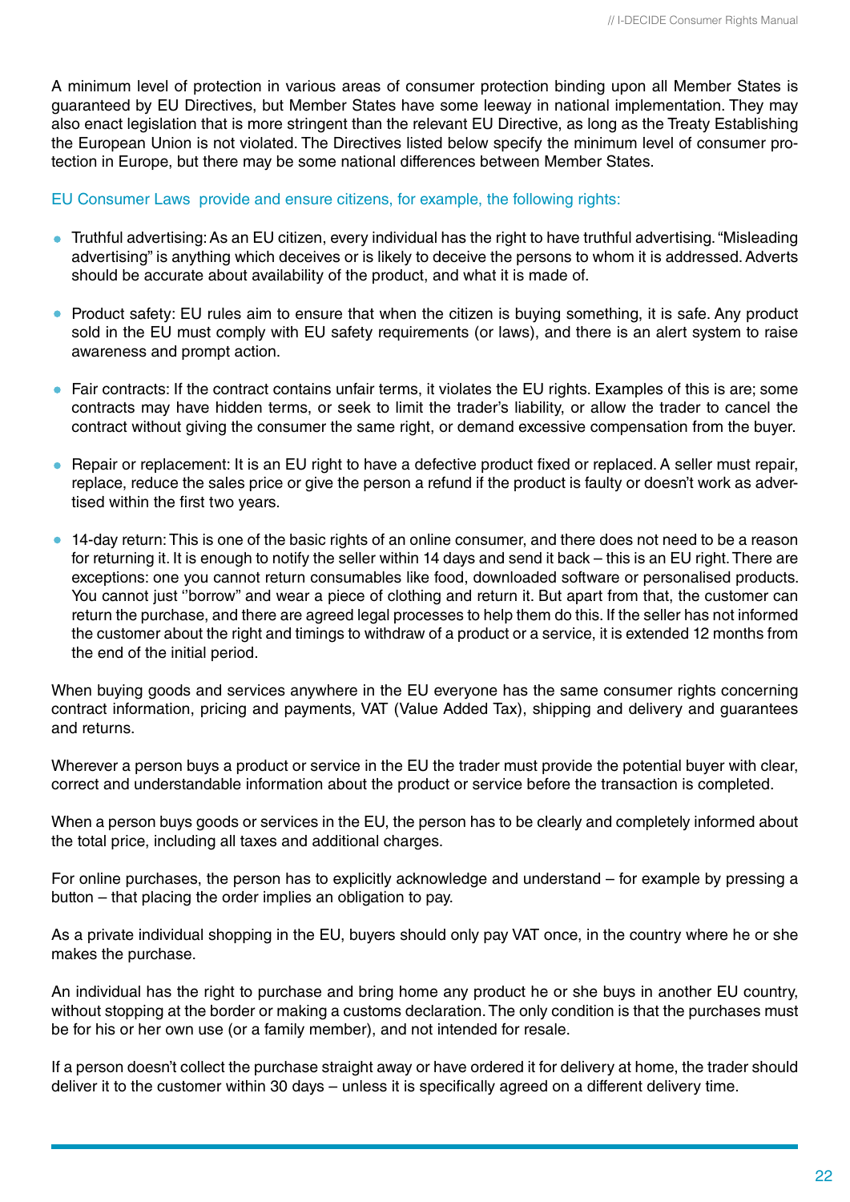A minimum level of protection in various areas of consumer protection binding upon all Member States is guaranteed by EU Directives, but Member States have some leeway in national implementation. They may also enact legislation that is more stringent than the relevant EU Directive, as long as the Treaty Establishing the European Union is not violated. The Directives listed below specify the minimum level of consumer protection in Europe, but there may be some national differences between Member States.

EU Consumer Laws provide and ensure citizens, for example, the following rights:

- Truthful advertising: As an EU citizen, every individual has the right to have truthful advertising. "Misleading advertising" is anything which deceives or is likely to deceive the persons to whom it is addressed. Adverts should be accurate about availability of the product, and what it is made of.
- Product safety: EU rules aim to ensure that when the citizen is buying something, it is safe. Any product sold in the EU must comply with EU safety requirements (or laws), and there is an alert system to raise awareness and prompt action.
- Fair contracts: If the contract contains unfair terms, it violates the EU rights. Examples of this is are; some contracts may have hidden terms, or seek to limit the trader's liability, or allow the trader to cancel the contract without giving the consumer the same right, or demand excessive compensation from the buyer.
- Repair or replacement: It is an EU right to have a defective product fixed or replaced. A seller must repair, replace, reduce the sales price or give the person a refund if the product is faulty or doesn't work as advertised within the first two years.
- 14-day return: This is one of the basic rights of an online consumer, and there does not need to be a reason for returning it. It is enough to notify the seller within 14 days and send it back – this is an EU right. There are exceptions: one you cannot return consumables like food, downloaded software or personalised products. You cannot just ''borrow" and wear a piece of clothing and return it. But apart from that, the customer can return the purchase, and there are agreed legal processes to help them do this. If the seller has not informed the customer about the right and timings to withdraw of a product or a service, it is extended 12 months from the end of the initial period.

When buying goods and services anywhere in the EU everyone has the same consumer rights concerning contract information, pricing and payments, VAT (Value Added Tax), shipping and delivery and guarantees and returns.

Wherever a person buys a product or service in the EU the trader must provide the potential buyer with clear, correct and understandable information about the product or service before the transaction is completed.

When a person buys goods or services in the EU, the person has to be clearly and completely informed about the total price, including all taxes and additional charges.

For online purchases, the person has to explicitly acknowledge and understand – for example by pressing a button – that placing the order implies an obligation to pay.

As a private individual shopping in the EU, buyers should only pay VAT once, in the country where he or she makes the purchase.

An individual has the right to purchase and bring home any product he or she buys in another EU country, without stopping at the border or making a customs declaration. The only condition is that the purchases must be for his or her own use (or a family member), and not intended for resale.

If a person doesn't collect the purchase straight away or have ordered it for delivery at home, the trader should deliver it to the customer within 30 days – unless it is specifically agreed on a different delivery time.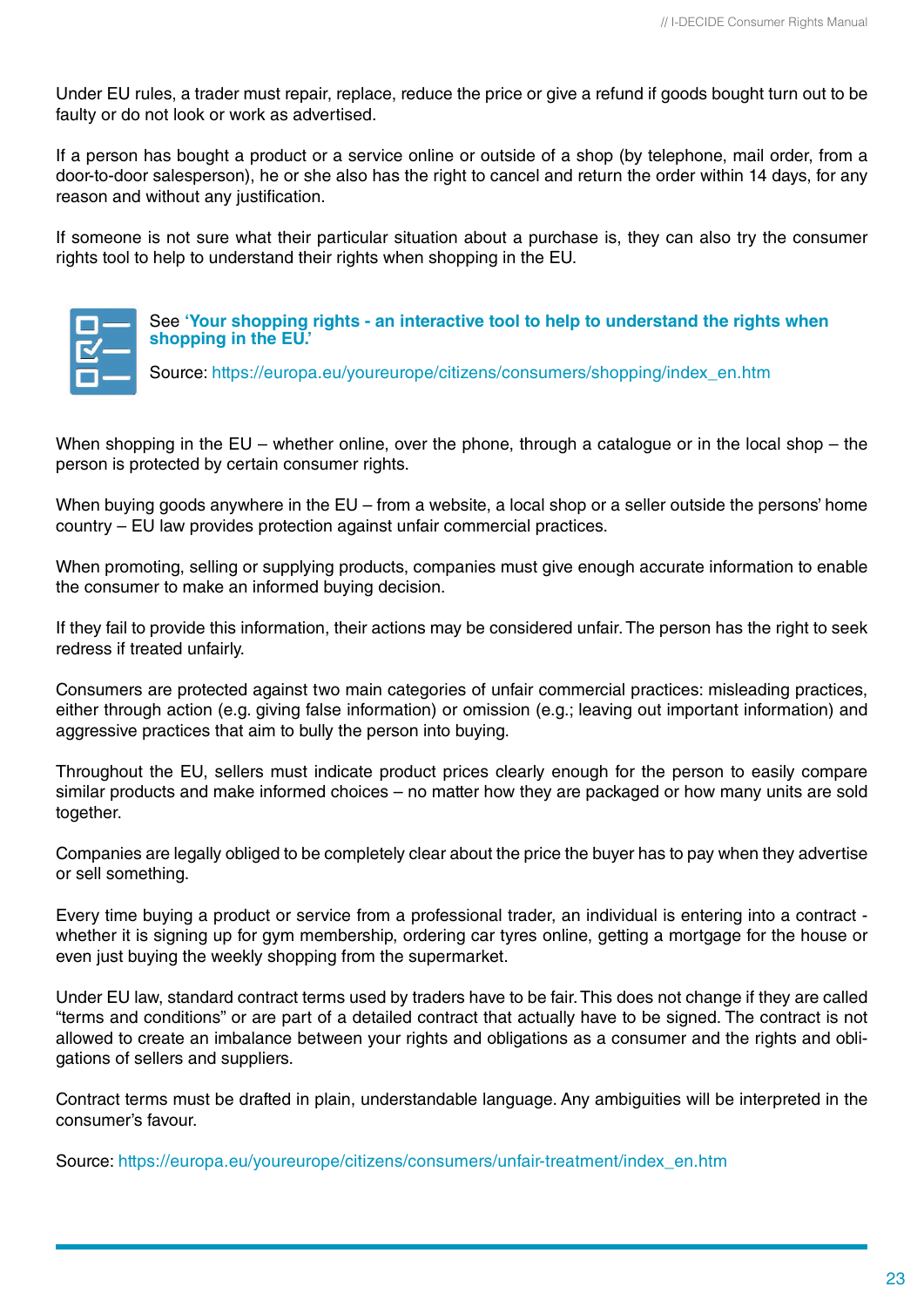Under EU rules, a trader must repair, replace, reduce the price or give a refund if goods bought turn out to be faulty or do not look or work as advertised.

If a person has bought a product or a service online or outside of a shop (by telephone, mail order, from a door-to-door salesperson), he or she also has the right to cancel and return the order within 14 days, for any reason and without any justification.

If someone is not sure what their particular situation about a purchase is, they can also try the consumer rights tool to help to understand their rights when shopping in the EU.

See **'Your shopping rights - an interactive tool to help to understand the rights when shopping in the EU.'**

Source: https://europa.eu/youreurope/citizens/consumers/shopping/index_en.htm

When shopping in the EU – whether online, over the phone, through a catalogue or in the local shop – the person is protected by certain consumer rights.

When buying goods anywhere in the EU – from a website, a local shop or a seller outside the persons' home country – EU law provides protection against unfair commercial practices.

When promoting, selling or supplying products, companies must give enough accurate information to enable the consumer to make an informed buying decision.

If they fail to provide this information, their actions may be considered unfair. The person has the right to seek redress if treated unfairly.

Consumers are protected against two main categories of unfair commercial practices: misleading practices, either through action (e.g. giving false information) or omission (e.g.; leaving out important information) and aggressive practices that aim to bully the person into buying.

Throughout the EU, sellers must indicate product prices clearly enough for the person to easily compare similar products and make informed choices – no matter how they are packaged or how many units are sold together.

Companies are legally obliged to be completely clear about the price the buyer has to pay when they advertise or sell something.

Every time buying a product or service from a professional trader, an individual is entering into a contract - whether it is signing up for gym membership, ordering car tyres online, getting a mortgage for the house or even just buying the weekly shopping from the supermarket.

Under EU law, standard contract terms used by traders have to be fair. This does not change if they are called "terms and conditions" or are part of a detailed contract that actually have to be signed. The contract is not allowed to create an imbalance between your rights and obligations as a consumer and the rights and obligations of sellers and suppliers.

Contract terms must be drafted in plain, understandable language. Any ambiguities will be interpreted in the consumer's favour.

Source: https://europa.eu/youreurope/citizens/consumers/unfair-treatment/index_en.htm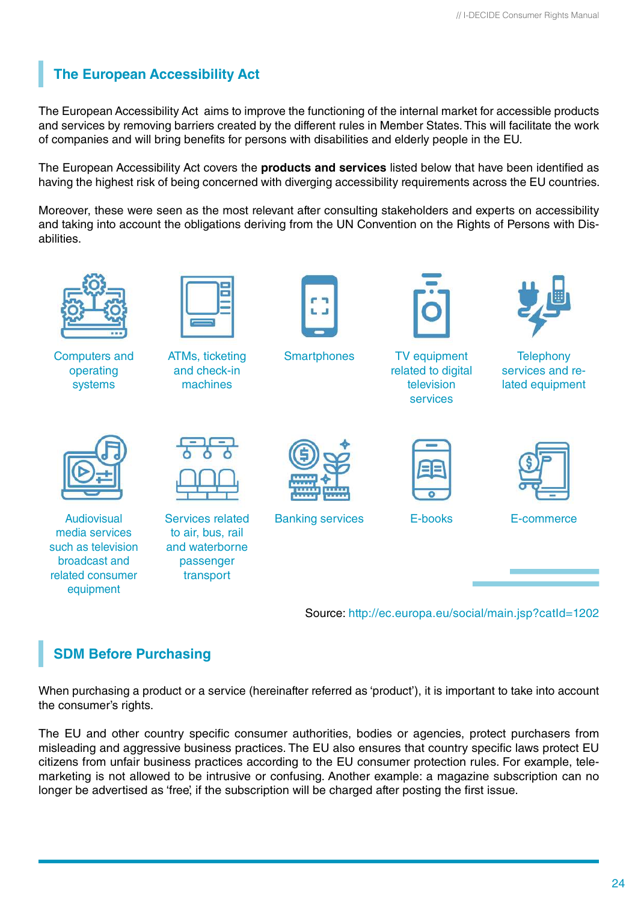## The European Accessibility Act

The European Accessibility Act aims to improve the functioning of the internal market for accessible products and services by removing barriers created by the different rules in Member States. This will facilitate the work of companies and will bring benefits for persons with disabilities and elderly people in the EU.

The European Accessibility Act covers the **products and services** listed below that have been identified as having the highest risk of being concerned with diverging accessibility requirements across the EU countries.

Moreover, these were seen as the most relevant after consulting stakeholders and experts on accessibility and taking into account the obligations deriving from the UN Convention on the Rights of Persons with Disabilities.

- Computers and operating systems
- ATMs, ticketing and check-in machines
- Smartphones
- TV equipment related to digital television services
- Telephony services and related equipment
- Audiovisual media services such as television broadcast and related consumer equipment
- Services related to air, bus, rail and waterborne passenger transport
- Banking services
- E-books
- E-commerce

Source: http://ec.europa.eu/social/main.jsp?catId=1202

## SDM Before Purchasing

When purchasing a product or a service (hereinafter referred as 'product'), it is important to take into account the consumer's rights.

The EU and other country specific consumer authorities, bodies or agencies, protect purchasers from misleading and aggressive business practices. The EU also ensures that country specific laws protect EU citizens from unfair business practices according to the EU consumer protection rules. For example, telemarketing is not allowed to be intrusive or confusing. Another example: a magazine subscription can no longer be advertised as 'free', if the subscription will be charged after posting the first issue.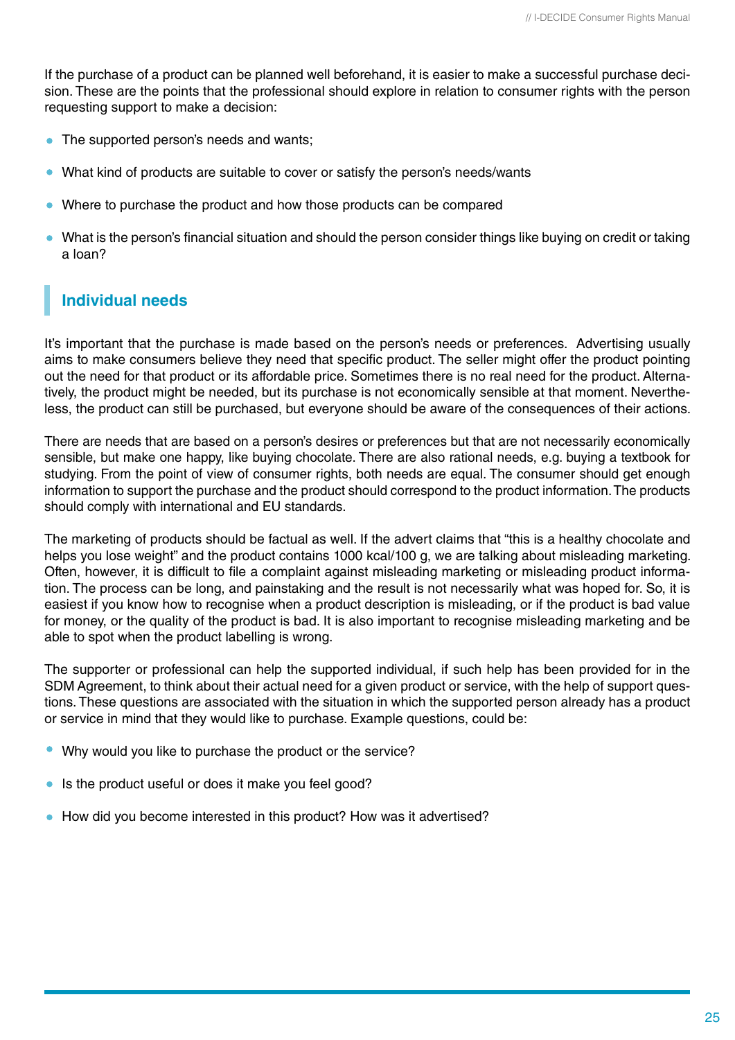If the purchase of a product can be planned well beforehand, it is easier to make a successful purchase decision. These are the points that the professional should explore in relation to consumer rights with the person requesting support to make a decision:

- The supported person's needs and wants;
- What kind of products are suitable to cover or satisfy the person's needs/wants
- Where to purchase the product and how those products can be compared
- What is the person's financial situation and should the person consider things like buying on credit or taking a loan?

## Individual needs

It's important that the purchase is made based on the person's needs or preferences. Advertising usually aims to make consumers believe they need that specific product. The seller might offer the product pointing out the need for that product or its affordable price. Sometimes there is no real need for the product. Alternatively, the product might be needed, but its purchase is not economically sensible at that moment. Nevertheless, the product can still be purchased, but everyone should be aware of the consequences of their actions.

There are needs that are based on a person's desires or preferences but that are not necessarily economically sensible, but make one happy, like buying chocolate. There are also rational needs, e.g. buying a textbook for studying. From the point of view of consumer rights, both needs are equal. The consumer should get enough information to support the purchase and the product should correspond to the product information. The products should comply with international and EU standards.

The marketing of products should be factual as well. If the advert claims that "this is a healthy chocolate and helps you lose weight" and the product contains 1000 kcal/100 g, we are talking about misleading marketing. Often, however, it is difficult to file a complaint against misleading marketing or misleading product information. The process can be long, and painstaking and the result is not necessarily what was hoped for. So, it is easiest if you know how to recognise when a product description is misleading, or if the product is bad value for money, or the quality of the product is bad. It is also important to recognise misleading marketing and be able to spot when the product labelling is wrong.

The supporter or professional can help the supported individual, if such help has been provided for in the SDM Agreement, to think about their actual need for a given product or service, with the help of support questions. These questions are associated with the situation in which the supported person already has a product or service in mind that they would like to purchase. Example questions, could be:

- Why would you like to purchase the product or the service?
- Is the product useful or does it make you feel good?
- How did you become interested in this product? How was it advertised?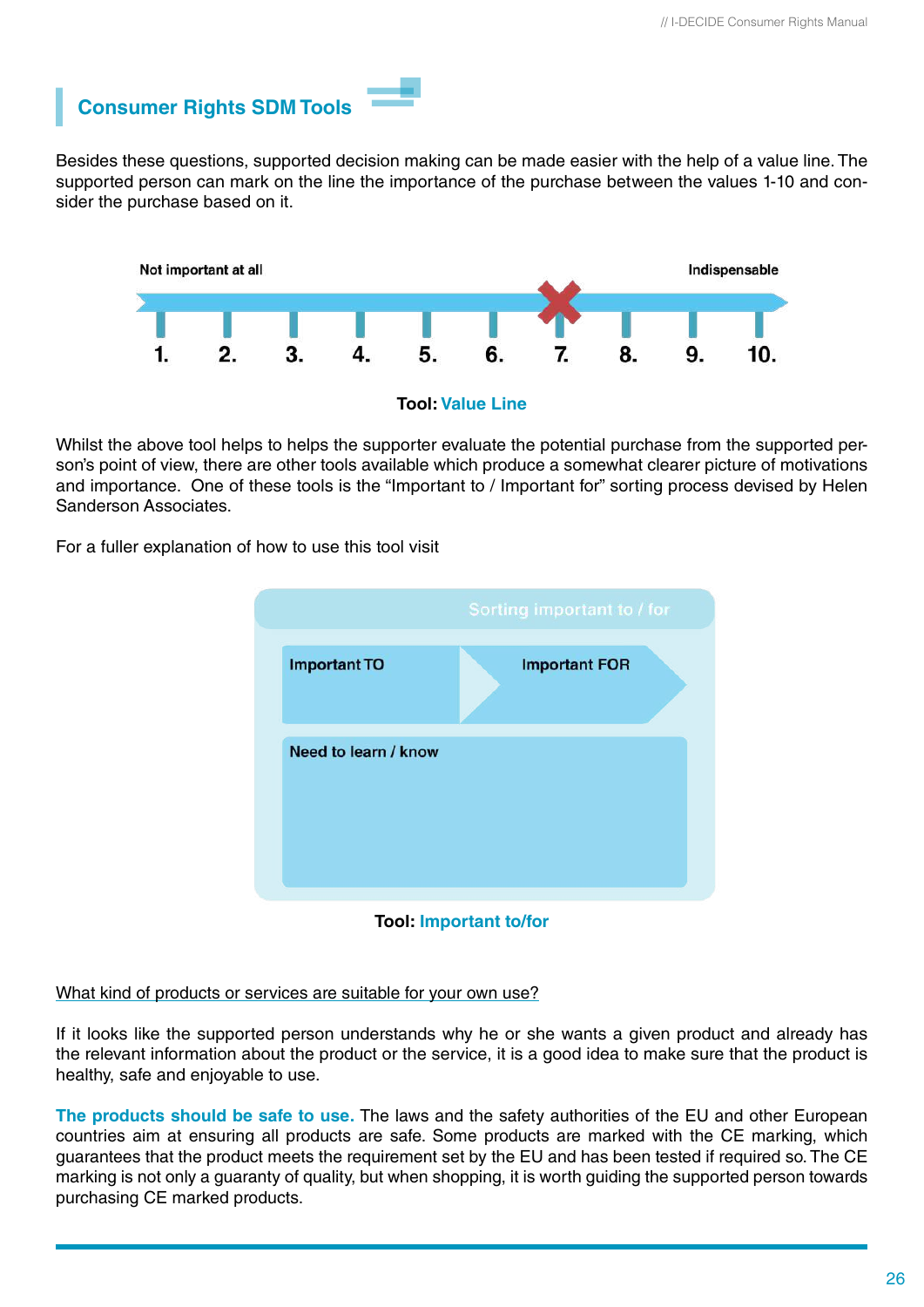## Consumer Rights SDM Tools

Besides these questions, supported decision making can be made easier with the help of a value line. The supported person can mark on the line the importance of the purchase between the values 1-10 and consider the purchase based on it.

Not important at all — Indispensable

1. 2. 3. 4. 5. 6. 7. 8. 9. 10.

**Tool: Value Line**

Whilst the above tool helps to helps the supporter evaluate the potential purchase from the supported person's point of view, there are other tools available which produce a somewhat clearer picture of motivations and importance. One of these tools is the "Important to / Important for" sorting process devised by Helen Sanderson Associates.

For a fuller explanation of how to use this tool visit

Sorting important to / for

| Important TO | Important FOR |
|---|---|
| Need to learn / know | |

**Tool: Important to/for**

What kind of products or services are suitable for your own use?

If it looks like the supported person understands why he or she wants a given product and already has the relevant information about the product or the service, it is a good idea to make sure that the product is healthy, safe and enjoyable to use.

**The products should be safe to use.** The laws and the safety authorities of the EU and other European countries aim at ensuring all products are safe. Some products are marked with the CE marking, which guarantees that the product meets the requirement set by the EU and has been tested if required so. The CE marking is not only a guaranty of quality, but when shopping, it is worth guiding the supported person towards purchasing CE marked products.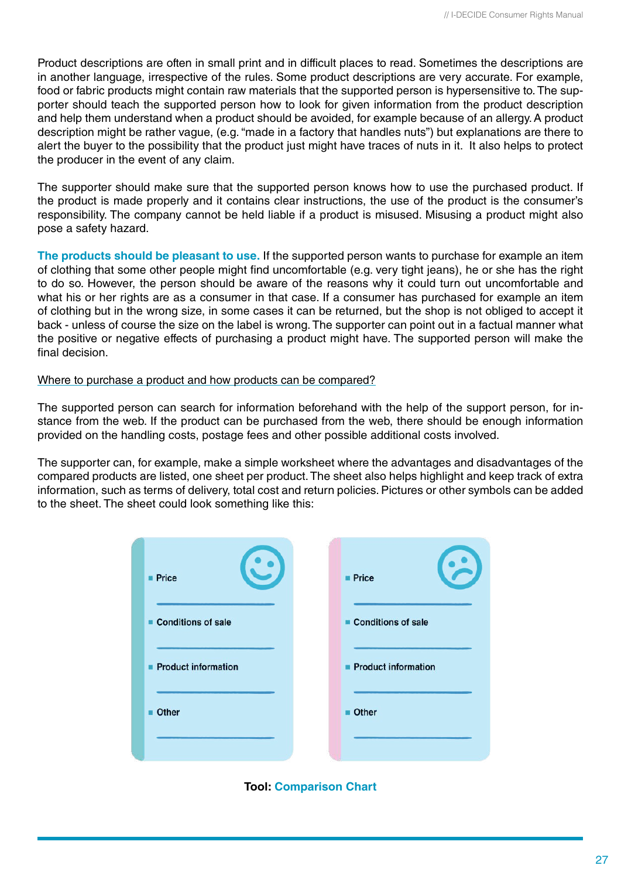Product descriptions are often in small print and in difficult places to read. Sometimes the descriptions are in another language, irrespective of the rules. Some product descriptions are very accurate. For example, food or fabric products might contain raw materials that the supported person is hypersensitive to. The supporter should teach the supported person how to look for given information from the product description and help them understand when a product should be avoided, for example because of an allergy. A product description might be rather vague, (e.g. "made in a factory that handles nuts") but explanations are there to alert the buyer to the possibility that the product just might have traces of nuts in it. It also helps to protect the producer in the event of any claim.

The supporter should make sure that the supported person knows how to use the purchased product. If the product is made properly and it contains clear instructions, the use of the product is the consumer's responsibility. The company cannot be held liable if a product is misused. Misusing a product might also pose a safety hazard.

**The products should be pleasant to use.** If the supported person wants to purchase for example an item of clothing that some other people might find uncomfortable (e.g. very tight jeans), he or she has the right to do so. However, the person should be aware of the reasons why it could turn out uncomfortable and what his or her rights are as a consumer in that case. If a consumer has purchased for example an item of clothing but in the wrong size, in some cases it can be returned, but the shop is not obliged to accept it back - unless of course the size on the label is wrong. The supporter can point out in a factual manner what the positive or negative effects of purchasing a product might have. The supported person will make the final decision.

Where to purchase a product and how products can be compared?

The supported person can search for information beforehand with the help of the support person, for instance from the web. If the product can be purchased from the web, there should be enough information provided on the handling costs, postage fees and other possible additional costs involved.

The supporter can, for example, make a simple worksheet where the advantages and disadvantages of the compared products are listed, one sheet per product. The sheet also helps highlight and keep track of extra information, such as terms of delivery, total cost and return policies. Pictures or other symbols can be added to the sheet. The sheet could look something like this:

- Price
- Conditions of sale
- Product information
- Other

- Price
- Conditions of sale
- Product information
- Other

**Tool: Comparison Chart**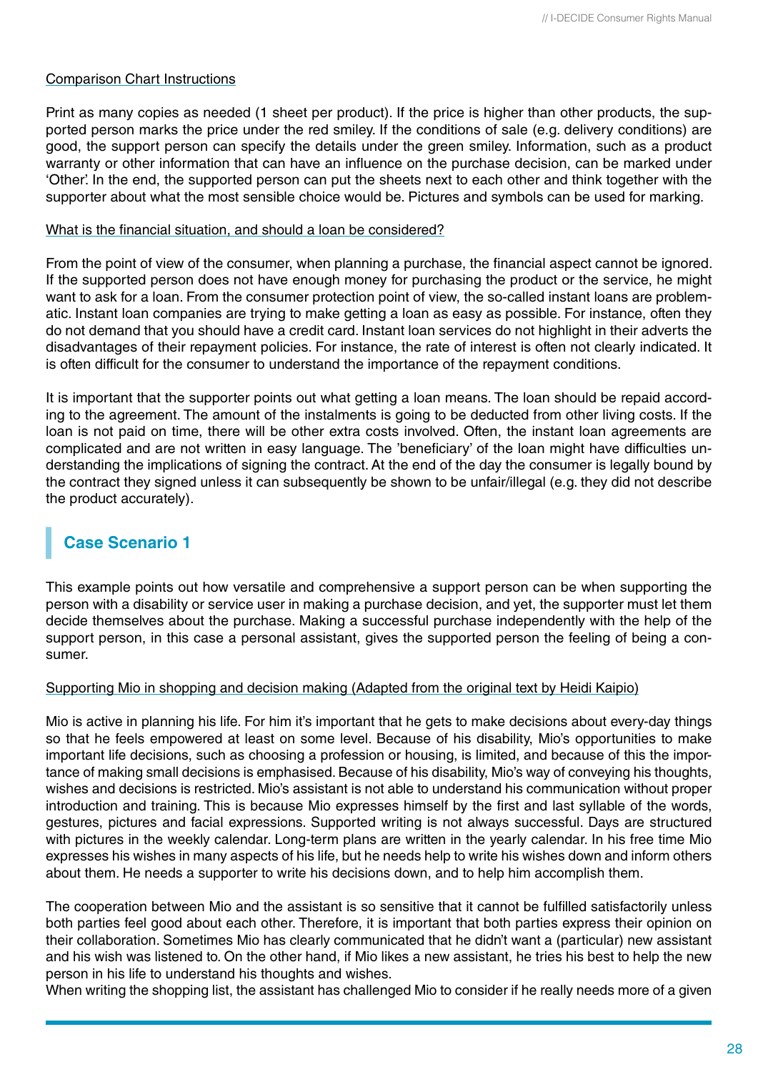Comparison Chart Instructions

Print as many copies as needed (1 sheet per product). If the price is higher than other products, the supported person marks the price under the red smiley. If the conditions of sale (e.g. delivery conditions) are good, the support person can specify the details under the green smiley. Information, such as a product warranty or other information that can have an influence on the purchase decision, can be marked under 'Other'. In the end, the supported person can put the sheets next to each other and think together with the supporter about what the most sensible choice would be. Pictures and symbols can be used for marking.

What is the financial situation, and should a loan be considered?

From the point of view of the consumer, when planning a purchase, the financial aspect cannot be ignored. If the supported person does not have enough money for purchasing the product or the service, he might want to ask for a loan. From the consumer protection point of view, the so-called instant loans are problematic. Instant loan companies are trying to make getting a loan as easy as possible. For instance, often they do not demand that you should have a credit card. Instant loan services do not highlight in their adverts the disadvantages of their repayment policies. For instance, the rate of interest is often not clearly indicated. It is often difficult for the consumer to understand the importance of the repayment conditions.

It is important that the supporter points out what getting a loan means. The loan should be repaid according to the agreement. The amount of the instalments is going to be deducted from other living costs. If the loan is not paid on time, there will be other extra costs involved. Often, the instant loan agreements are complicated and are not written in easy language. The 'beneficiary' of the loan might have difficulties understanding the implications of signing the contract. At the end of the day the consumer is legally bound by the contract they signed unless it can subsequently be shown to be unfair/illegal (e.g. they did not describe the product accurately).

## Case Scenario 1

This example points out how versatile and comprehensive a support person can be when supporting the person with a disability or service user in making a purchase decision, and yet, the supporter must let them decide themselves about the purchase. Making a successful purchase independently with the help of the support person, in this case a personal assistant, gives the supported person the feeling of being a consumer.

Supporting Mio in shopping and decision making (Adapted from the original text by Heidi Kaipio)

Mio is active in planning his life. For him it's important that he gets to make decisions about every-day things so that he feels empowered at least on some level. Because of his disability, Mio's opportunities to make important life decisions, such as choosing a profession or housing, is limited, and because of this the importance of making small decisions is emphasised. Because of his disability, Mio's way of conveying his thoughts, wishes and decisions is restricted. Mio's assistant is not able to understand his communication without proper introduction and training. This is because Mio expresses himself by the first and last syllable of the words, gestures, pictures and facial expressions. Supported writing is not always successful. Days are structured with pictures in the weekly calendar. Long-term plans are written in the yearly calendar. In his free time Mio expresses his wishes in many aspects of his life, but he needs help to write his wishes down and inform others about them. He needs a supporter to write his decisions down, and to help him accomplish them.

The cooperation between Mio and the assistant is so sensitive that it cannot be fulfilled satisfactorily unless both parties feel good about each other. Therefore, it is important that both parties express their opinion on their collaboration. Sometimes Mio has clearly communicated that he didn't want a (particular) new assistant and his wish was listened to. On the other hand, if Mio likes a new assistant, he tries his best to help the new person in his life to understand his thoughts and wishes.
When writing the shopping list, the assistant has challenged Mio to consider if he really needs more of a given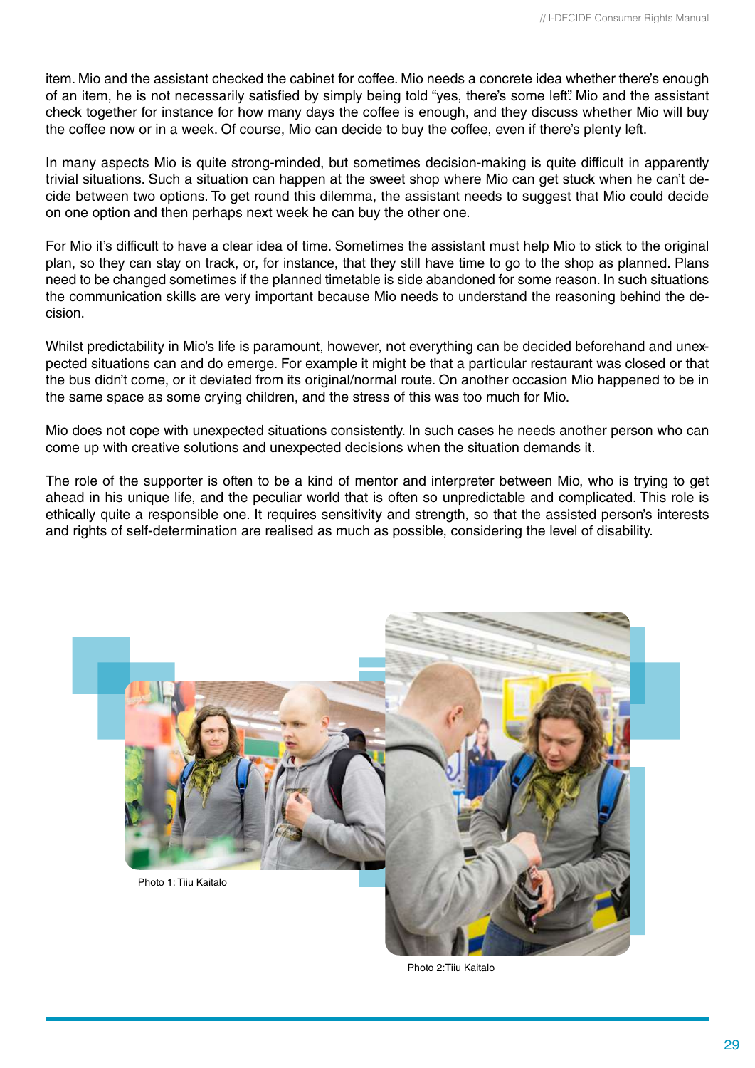item. Mio and the assistant checked the cabinet for coffee. Mio needs a concrete idea whether there's enough of an item, he is not necessarily satisfied by simply being told "yes, there's some left". Mio and the assistant check together for instance for how many days the coffee is enough, and they discuss whether Mio will buy the coffee now or in a week. Of course, Mio can decide to buy the coffee, even if there's plenty left.

In many aspects Mio is quite strong-minded, but sometimes decision-making is quite difficult in apparently trivial situations. Such a situation can happen at the sweet shop where Mio can get stuck when he can't decide between two options. To get round this dilemma, the assistant needs to suggest that Mio could decide on one option and then perhaps next week he can buy the other one.

For Mio it's difficult to have a clear idea of time. Sometimes the assistant must help Mio to stick to the original plan, so they can stay on track, or, for instance, that they still have time to go to the shop as planned. Plans need to be changed sometimes if the planned timetable is side abandoned for some reason. In such situations the communication skills are very important because Mio needs to understand the reasoning behind the decision.

Whilst predictability in Mio's life is paramount, however, not everything can be decided beforehand and unexpected situations can and do emerge. For example it might be that a particular restaurant was closed or that the bus didn't come, or it deviated from its original/normal route. On another occasion Mio happened to be in the same space as some crying children, and the stress of this was too much for Mio.

Mio does not cope with unexpected situations consistently. In such cases he needs another person who can come up with creative solutions and unexpected decisions when the situation demands it.

The role of the supporter is often to be a kind of mentor and interpreter between Mio, who is trying to get ahead in his unique life, and the peculiar world that is often so unpredictable and complicated. This role is ethically quite a responsible one. It requires sensitivity and strength, so that the assisted person's interests and rights of self-determination are realised as much as possible, considering the level of disability.

Photo 1: Tiiu Kaitalo

Photo 2:Tiiu Kaitalo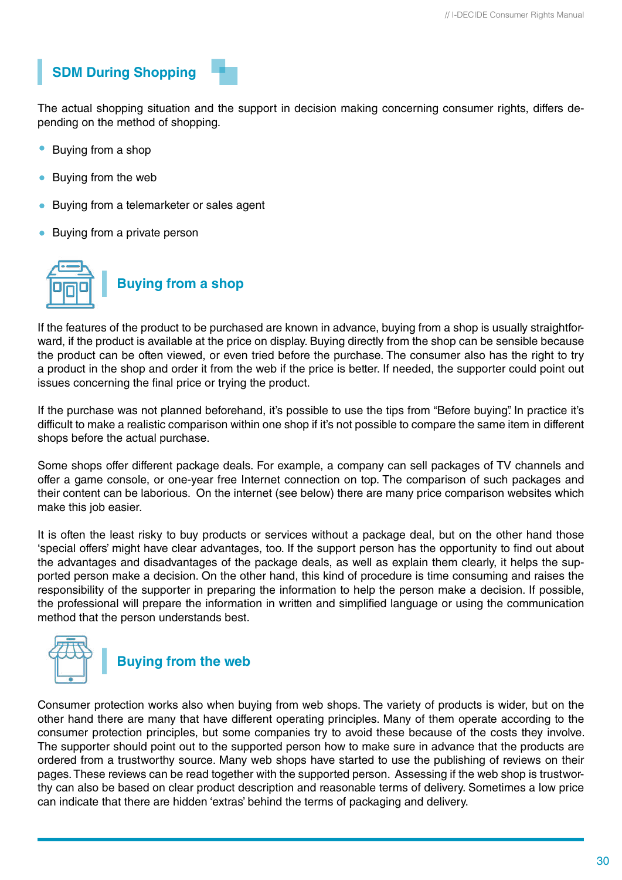## SDM During Shopping

The actual shopping situation and the support in decision making concerning consumer rights, differs depending on the method of shopping.

- Buying from a shop
- Buying from the web
- Buying from a telemarketer or sales agent
- Buying from a private person

### Buying from a shop

If the features of the product to be purchased are known in advance, buying from a shop is usually straightforward, if the product is available at the price on display. Buying directly from the shop can be sensible because the product can be often viewed, or even tried before the purchase. The consumer also has the right to try a product in the shop and order it from the web if the price is better. If needed, the supporter could point out issues concerning the final price or trying the product.

If the purchase was not planned beforehand, it's possible to use the tips from "Before buying". In practice it's difficult to make a realistic comparison within one shop if it's not possible to compare the same item in different shops before the actual purchase.

Some shops offer different package deals. For example, a company can sell packages of TV channels and offer a game console, or one-year free Internet connection on top. The comparison of such packages and their content can be laborious. On the internet (see below) there are many price comparison websites which make this job easier.

It is often the least risky to buy products or services without a package deal, but on the other hand those 'special offers' might have clear advantages, too. If the support person has the opportunity to find out about the advantages and disadvantages of the package deals, as well as explain them clearly, it helps the supported person make a decision. On the other hand, this kind of procedure is time consuming and raises the responsibility of the supporter in preparing the information to help the person make a decision. If possible, the professional will prepare the information in written and simplified language or using the communication method that the person understands best.

### Buying from the web

Consumer protection works also when buying from web shops. The variety of products is wider, but on the other hand there are many that have different operating principles. Many of them operate according to the consumer protection principles, but some companies try to avoid these because of the costs they involve. The supporter should point out to the supported person how to make sure in advance that the products are ordered from a trustworthy source. Many web shops have started to use the publishing of reviews on their pages. These reviews can be read together with the supported person. Assessing if the web shop is trustworthy can also be based on clear product description and reasonable terms of delivery. Sometimes a low price can indicate that there are hidden 'extras' behind the terms of packaging and delivery.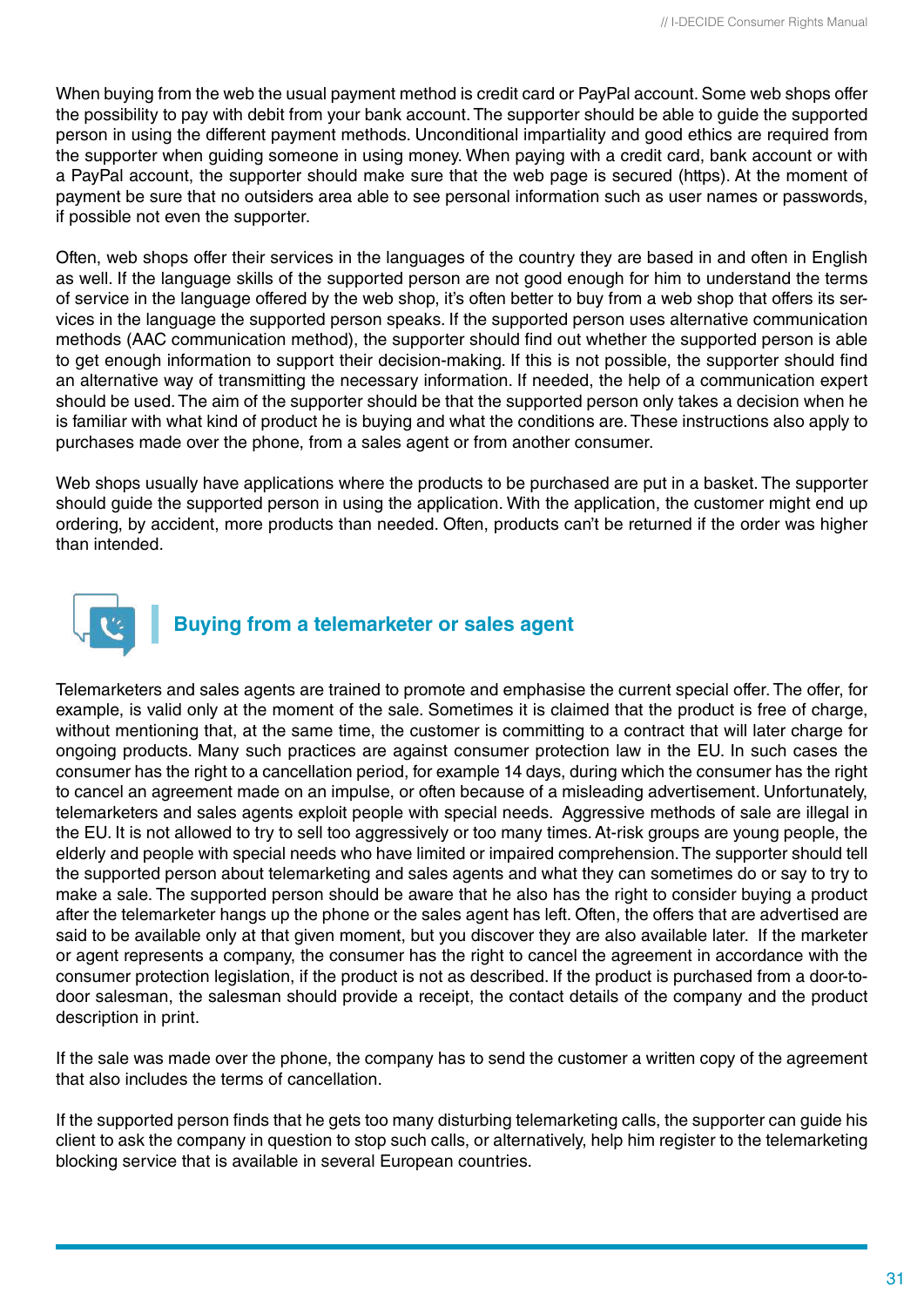When buying from the web the usual payment method is credit card or PayPal account. Some web shops offer the possibility to pay with debit from your bank account. The supporter should be able to guide the supported person in using the different payment methods. Unconditional impartiality and good ethics are required from the supporter when guiding someone in using money. When paying with a credit card, bank account or with a PayPal account, the supporter should make sure that the web page is secured (https). At the moment of payment be sure that no outsiders area able to see personal information such as user names or passwords, if possible not even the supporter.

Often, web shops offer their services in the languages of the country they are based in and often in English as well. If the language skills of the supported person are not good enough for him to understand the terms of service in the language offered by the web shop, it's often better to buy from a web shop that offers its services in the language the supported person speaks. If the supported person uses alternative communication methods (AAC communication method), the supporter should find out whether the supported person is able to get enough information to support their decision-making. If this is not possible, the supporter should find an alternative way of transmitting the necessary information. If needed, the help of a communication expert should be used. The aim of the supporter should be that the supported person only takes a decision when he is familiar with what kind of product he is buying and what the conditions are. These instructions also apply to purchases made over the phone, from a sales agent or from another consumer.

Web shops usually have applications where the products to be purchased are put in a basket. The supporter should guide the supported person in using the application. With the application, the customer might end up ordering, by accident, more products than needed. Often, products can't be returned if the order was higher than intended.

## Buying from a telemarketer or sales agent

Telemarketers and sales agents are trained to promote and emphasise the current special offer. The offer, for example, is valid only at the moment of the sale. Sometimes it is claimed that the product is free of charge, without mentioning that, at the same time, the customer is committing to a contract that will later charge for ongoing products. Many such practices are against consumer protection law in the EU. In such cases the consumer has the right to a cancellation period, for example 14 days, during which the consumer has the right to cancel an agreement made on an impulse, or often because of a misleading advertisement. Unfortunately, telemarketers and sales agents exploit people with special needs. Aggressive methods of sale are illegal in the EU. It is not allowed to try to sell too aggressively or too many times. At-risk groups are young people, the elderly and people with special needs who have limited or impaired comprehension. The supporter should tell the supported person about telemarketing and sales agents and what they can sometimes do or say to try to make a sale. The supported person should be aware that he also has the right to consider buying a product after the telemarketer hangs up the phone or the sales agent has left. Often, the offers that are advertised are said to be available only at that given moment, but you discover they are also available later. If the marketer or agent represents a company, the consumer has the right to cancel the agreement in accordance with the consumer protection legislation, if the product is not as described. If the product is purchased from a door-to-door salesman, the salesman should provide a receipt, the contact details of the company and the product description in print.

If the sale was made over the phone, the company has to send the customer a written copy of the agreement that also includes the terms of cancellation.

If the supported person finds that he gets too many disturbing telemarketing calls, the supporter can guide his client to ask the company in question to stop such calls, or alternatively, help him register to the telemarketing blocking service that is available in several European countries.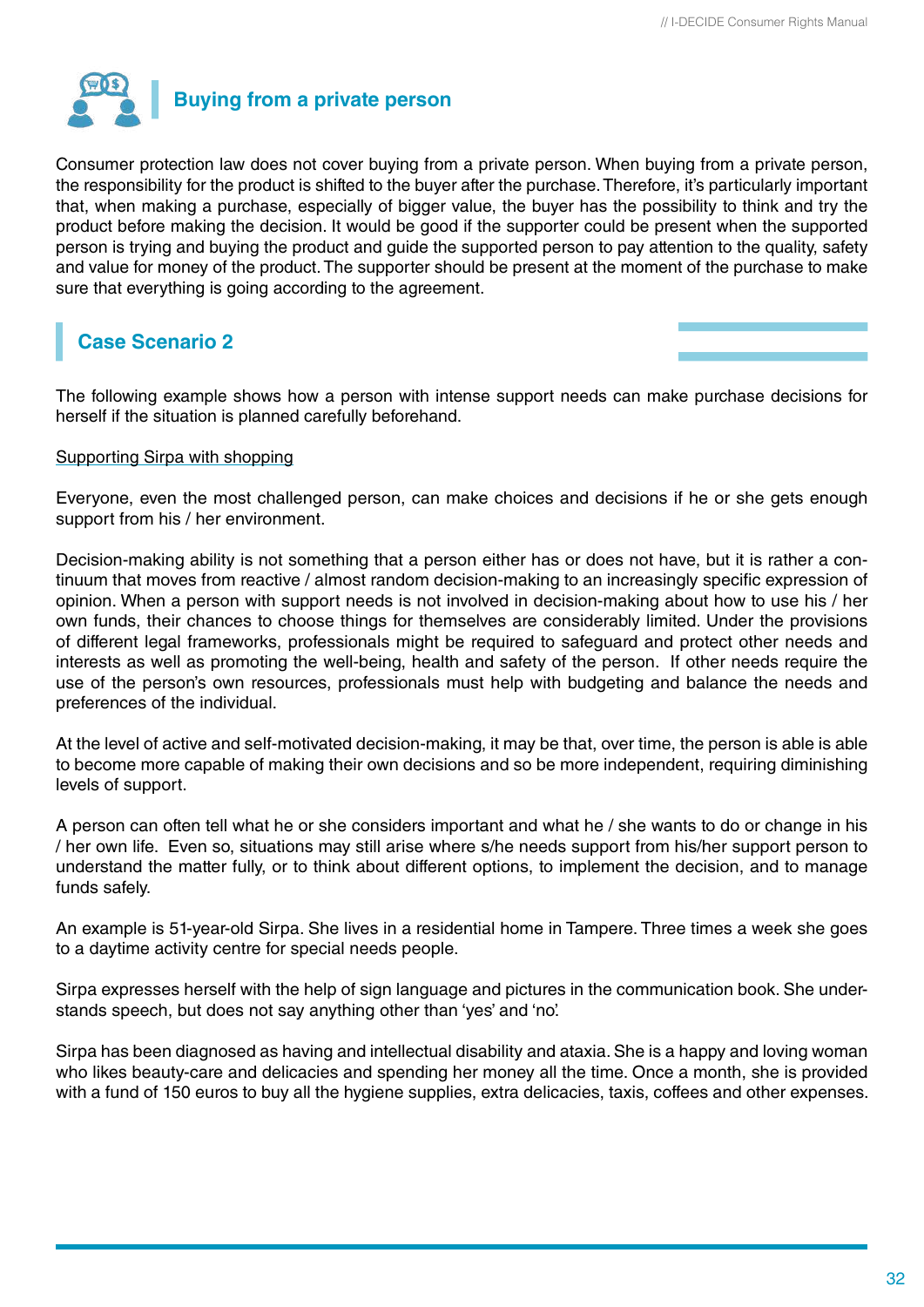## Buying from a private person

Consumer protection law does not cover buying from a private person. When buying from a private person, the responsibility for the product is shifted to the buyer after the purchase. Therefore, it's particularly important that, when making a purchase, especially of bigger value, the buyer has the possibility to think and try the product before making the decision. It would be good if the supporter could be present when the supported person is trying and buying the product and guide the supported person to pay attention to the quality, safety and value for money of the product. The supporter should be present at the moment of the purchase to make sure that everything is going according to the agreement.

## Case Scenario 2

The following example shows how a person with intense support needs can make purchase decisions for herself if the situation is planned carefully beforehand.

Supporting Sirpa with shopping

Everyone, even the most challenged person, can make choices and decisions if he or she gets enough support from his / her environment.

Decision-making ability is not something that a person either has or does not have, but it is rather a continuum that moves from reactive / almost random decision-making to an increasingly specific expression of opinion. When a person with support needs is not involved in decision-making about how to use his / her own funds, their chances to choose things for themselves are considerably limited. Under the provisions of different legal frameworks, professionals might be required to safeguard and protect other needs and interests as well as promoting the well-being, health and safety of the person. If other needs require the use of the person's own resources, professionals must help with budgeting and balance the needs and preferences of the individual.

At the level of active and self-motivated decision-making, it may be that, over time, the person is able is able to become more capable of making their own decisions and so be more independent, requiring diminishing levels of support.

A person can often tell what he or she considers important and what he / she wants to do or change in his / her own life. Even so, situations may still arise where s/he needs support from his/her support person to understand the matter fully, or to think about different options, to implement the decision, and to manage funds safely.

An example is 51-year-old Sirpa. She lives in a residential home in Tampere. Three times a week she goes to a daytime activity centre for special needs people.

Sirpa expresses herself with the help of sign language and pictures in the communication book. She understands speech, but does not say anything other than 'yes' and 'no'.

Sirpa has been diagnosed as having and intellectual disability and ataxia. She is a happy and loving woman who likes beauty-care and delicacies and spending her money all the time. Once a month, she is provided with a fund of 150 euros to buy all the hygiene supplies, extra delicacies, taxis, coffees and other expenses.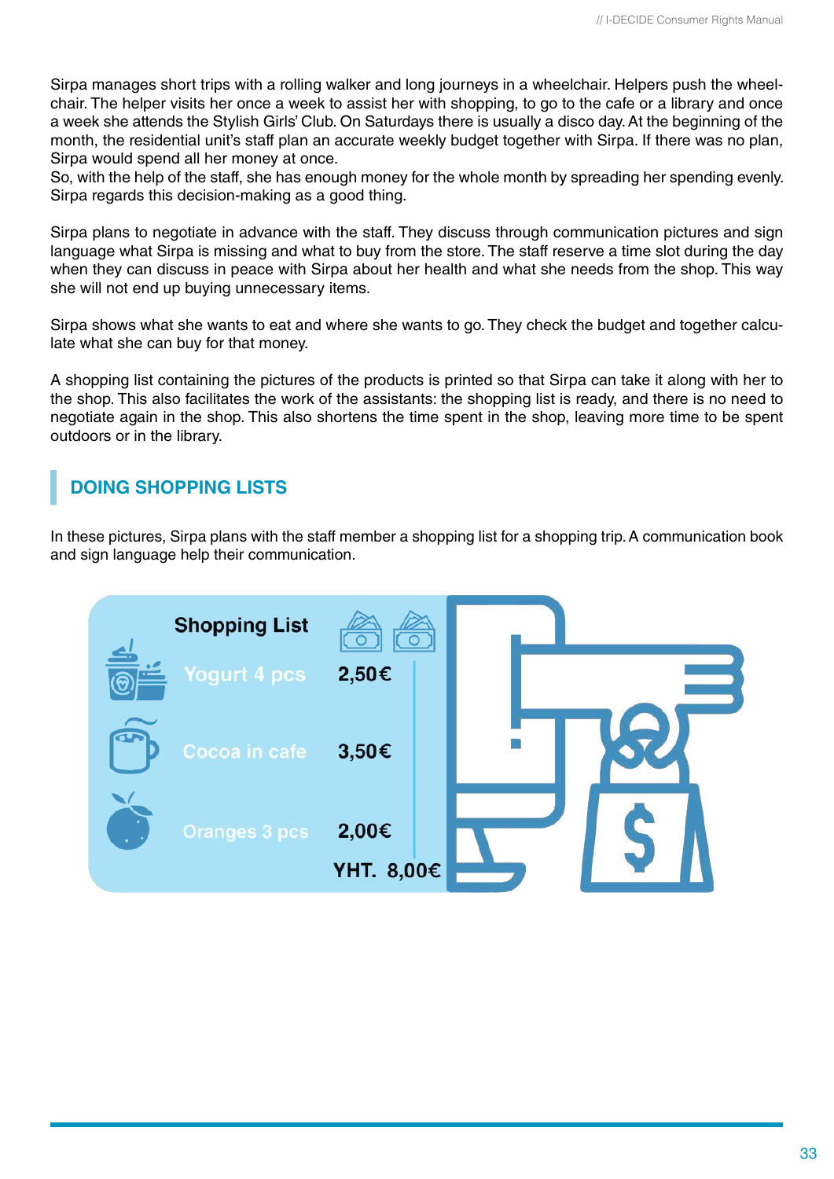Sirpa manages short trips with a rolling walker and long journeys in a wheelchair. Helpers push the wheelchair. The helper visits her once a week to assist her with shopping, to go to the cafe or a library and once a week she attends the Stylish Girls' Club. On Saturdays there is usually a disco day. At the beginning of the month, the residential unit's staff plan an accurate weekly budget together with Sirpa. If there was no plan, Sirpa would spend all her money at once.
So, with the help of the staff, she has enough money for the whole month by spreading her spending evenly. Sirpa regards this decision-making as a good thing.

Sirpa plans to negotiate in advance with the staff. They discuss through communication pictures and sign language what Sirpa is missing and what to buy from the store. The staff reserve a time slot during the day when they can discuss in peace with Sirpa about her health and what she needs from the shop. This way she will not end up buying unnecessary items.

Sirpa shows what she wants to eat and where she wants to go. They check the budget and together calculate what she can buy for that money.

A shopping list containing the pictures of the products is printed so that Sirpa can take it along with her to the shop. This also facilitates the work of the assistants: the shopping list is ready, and there is no need to negotiate again in the shop. This also shortens the time spent in the shop, leaving more time to be spent outdoors or in the library.

## DOING SHOPPING LISTS

In these pictures, Sirpa plans with the staff member a shopping list for a shopping trip. A communication book and sign language help their communication.

**Shopping List**

| Item | Price |
|---|---|
| Yogurt 4 pcs | 2,50€ |
| Cocoa in cafe | 3,50€ |
| Oranges 3 pcs | 2,00€ |
| YHT. | 8,00€ |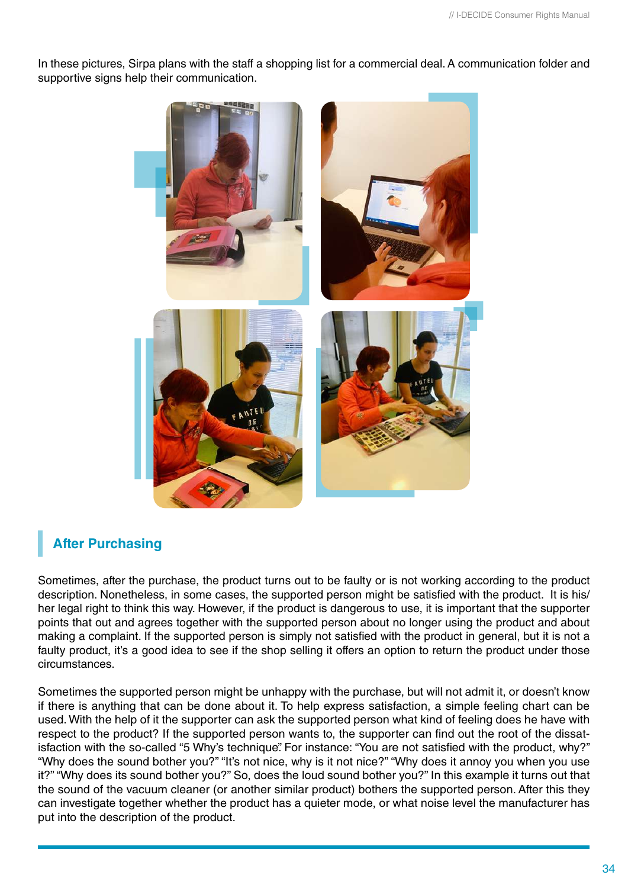In these pictures, Sirpa plans with the staff a shopping list for a commercial deal. A communication folder and supportive signs help their communication.

## After Purchasing

Sometimes, after the purchase, the product turns out to be faulty or is not working according to the product description. Nonetheless, in some cases, the supported person might be satisfied with the product. It is his/her legal right to think this way. However, if the product is dangerous to use, it is important that the supporter points that out and agrees together with the supported person about no longer using the product and about making a complaint. If the supported person is simply not satisfied with the product in general, but it is not a faulty product, it's a good idea to see if the shop selling it offers an option to return the product under those circumstances.

Sometimes the supported person might be unhappy with the purchase, but will not admit it, or doesn't know if there is anything that can be done about it. To help express satisfaction, a simple feeling chart can be used. With the help of it the supporter can ask the supported person what kind of feeling does he have with respect to the product? If the supported person wants to, the supporter can find out the root of the dissatisfaction with the so-called "5 Why's technique". For instance: "You are not satisfied with the product, why?" "Why does the sound bother you?" "It's not nice, why is it not nice?" "Why does it annoy you when you use it?" "Why does its sound bother you?" So, does the loud sound bother you?" In this example it turns out that the sound of the vacuum cleaner (or another similar product) bothers the supported person. After this they can investigate together whether the product has a quieter mode, or what noise level the manufacturer has put into the description of the product.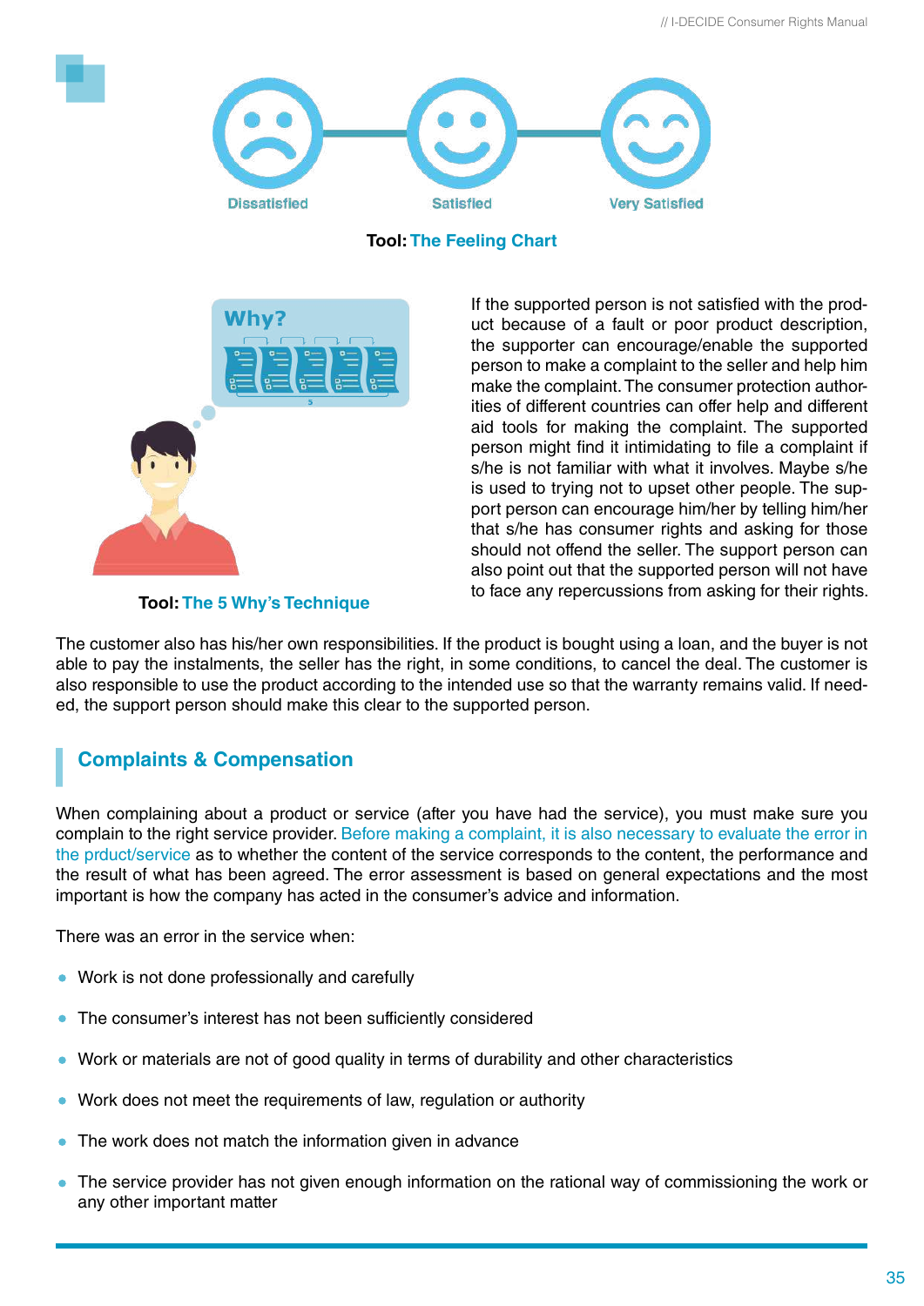Dissatisfied　　Satisfied　　Very Satisfied

**Tool:** The Feeling Chart

**Tool:** The 5 Why's Technique

If the supported person is not satisfied with the product because of a fault or poor product description, the supporter can encourage/enable the supported person to make a complaint to the seller and help him make the complaint. The consumer protection authorities of different countries can offer help and different aid tools for making the complaint. The supported person might find it intimidating to file a complaint if s/he is not familiar with what it involves. Maybe s/he is used to trying not to upset other people. The support person can encourage him/her by telling him/her that s/he has consumer rights and asking for those should not offend the seller. The support person can also point out that the supported person will not have to face any repercussions from asking for their rights.

The customer also has his/her own responsibilities. If the product is bought using a loan, and the buyer is not able to pay the instalments, the seller has the right, in some conditions, to cancel the deal. The customer is also responsible to use the product according to the intended use so that the warranty remains valid. If needed, the support person should make this clear to the supported person.

## Complaints & Compensation

When complaining about a product or service (after you have had the service), you must make sure you complain to the right service provider. Before making a complaint, it is also necessary to evaluate the error in the prduct/service as to whether the content of the service corresponds to the content, the performance and the result of what has been agreed. The error assessment is based on general expectations and the most important is how the company has acted in the consumer's advice and information.

There was an error in the service when:

- Work is not done professionally and carefully
- The consumer's interest has not been sufficiently considered
- Work or materials are not of good quality in terms of durability and other characteristics
- Work does not meet the requirements of law, regulation or authority
- The work does not match the information given in advance
- The service provider has not given enough information on the rational way of commissioning the work or any other important matter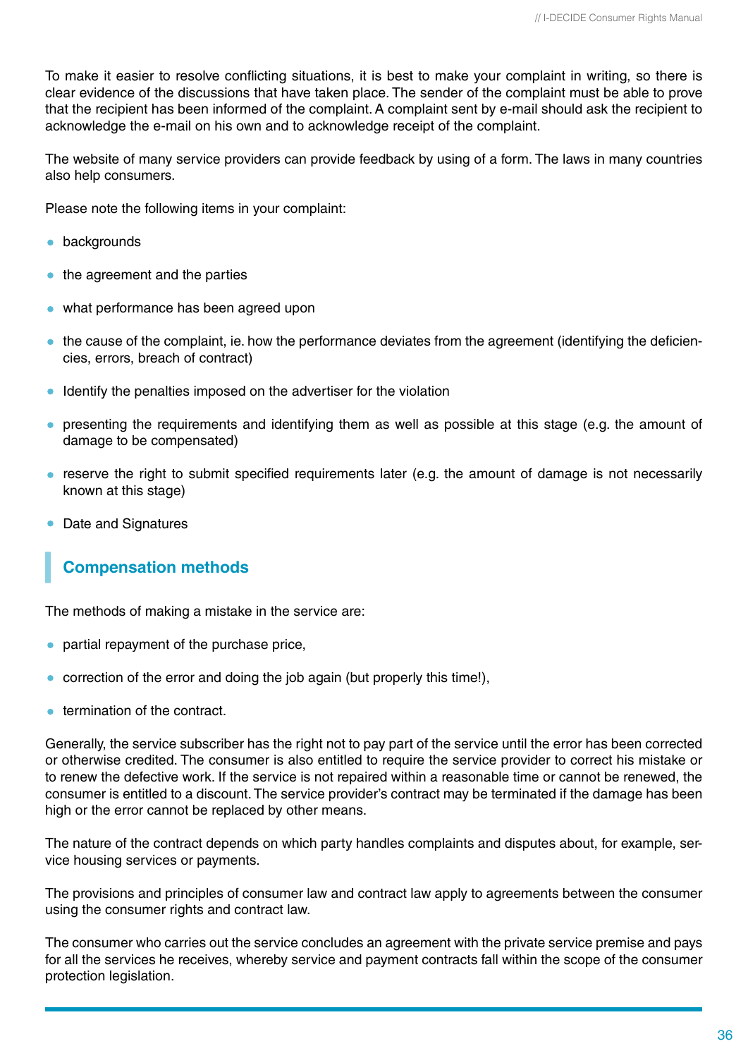To make it easier to resolve conflicting situations, it is best to make your complaint in writing, so there is clear evidence of the discussions that have taken place. The sender of the complaint must be able to prove that the recipient has been informed of the complaint. A complaint sent by e-mail should ask the recipient to acknowledge the e-mail on his own and to acknowledge receipt of the complaint.

The website of many service providers can provide feedback by using of a form. The laws in many countries also help consumers.

Please note the following items in your complaint:

- backgrounds
- the agreement and the parties
- what performance has been agreed upon
- the cause of the complaint, ie. how the performance deviates from the agreement (identifying the deficiencies, errors, breach of contract)
- Identify the penalties imposed on the advertiser for the violation
- presenting the requirements and identifying them as well as possible at this stage (e.g. the amount of damage to be compensated)
- reserve the right to submit specified requirements later (e.g. the amount of damage is not necessarily known at this stage)
- Date and Signatures

## Compensation methods

The methods of making a mistake in the service are:

- partial repayment of the purchase price,
- correction of the error and doing the job again (but properly this time!),
- termination of the contract.

Generally, the service subscriber has the right not to pay part of the service until the error has been corrected or otherwise credited. The consumer is also entitled to require the service provider to correct his mistake or to renew the defective work. If the service is not repaired within a reasonable time or cannot be renewed, the consumer is entitled to a discount. The service provider's contract may be terminated if the damage has been high or the error cannot be replaced by other means.

The nature of the contract depends on which party handles complaints and disputes about, for example, service housing services or payments.

The provisions and principles of consumer law and contract law apply to agreements between the consumer using the consumer rights and contract law.

The consumer who carries out the service concludes an agreement with the private service premise and pays for all the services he receives, whereby service and payment contracts fall within the scope of the consumer protection legislation.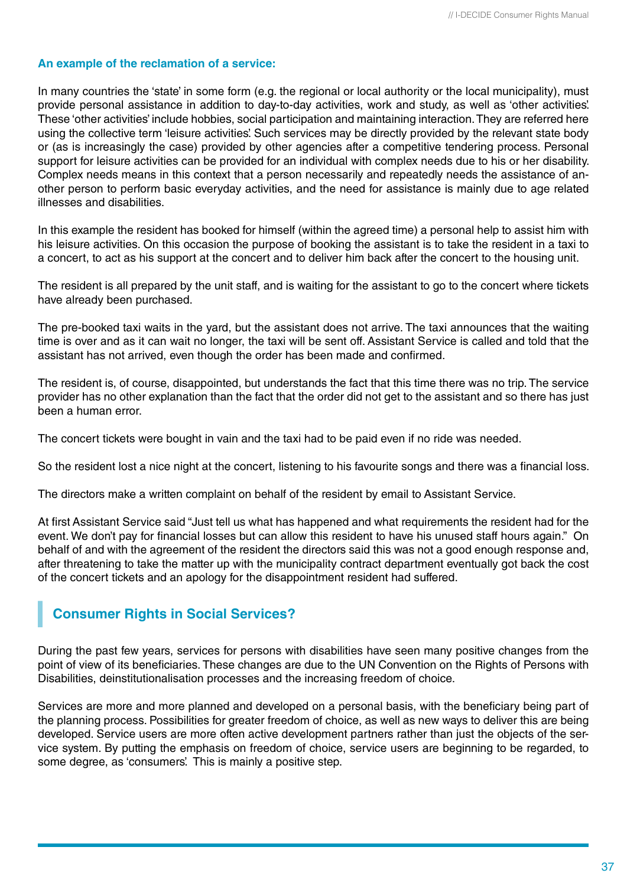**An example of the reclamation of a service:**

In many countries the 'state' in some form (e.g. the regional or local authority or the local municipality), must provide personal assistance in addition to day-to-day activities, work and study, as well as 'other activities'. These 'other activities' include hobbies, social participation and maintaining interaction. They are referred here using the collective term 'leisure activities'. Such services may be directly provided by the relevant state body or (as is increasingly the case) provided by other agencies after a competitive tendering process. Personal support for leisure activities can be provided for an individual with complex needs due to his or her disability. Complex needs means in this context that a person necessarily and repeatedly needs the assistance of another person to perform basic everyday activities, and the need for assistance is mainly due to age related illnesses and disabilities.

In this example the resident has booked for himself (within the agreed time) a personal help to assist him with his leisure activities. On this occasion the purpose of booking the assistant is to take the resident in a taxi to a concert, to act as his support at the concert and to deliver him back after the concert to the housing unit.

The resident is all prepared by the unit staff, and is waiting for the assistant to go to the concert where tickets have already been purchased.

The pre-booked taxi waits in the yard, but the assistant does not arrive. The taxi announces that the waiting time is over and as it can wait no longer, the taxi will be sent off. Assistant Service is called and told that the assistant has not arrived, even though the order has been made and confirmed.

The resident is, of course, disappointed, but understands the fact that this time there was no trip. The service provider has no other explanation than the fact that the order did not get to the assistant and so there has just been a human error.

The concert tickets were bought in vain and the taxi had to be paid even if no ride was needed.

So the resident lost a nice night at the concert, listening to his favourite songs and there was a financial loss.

The directors make a written complaint on behalf of the resident by email to Assistant Service.

At first Assistant Service said "Just tell us what has happened and what requirements the resident had for the event. We don't pay for financial losses but can allow this resident to have his unused staff hours again." On behalf of and with the agreement of the resident the directors said this was not a good enough response and, after threatening to take the matter up with the municipality contract department eventually got back the cost of the concert tickets and an apology for the disappointment resident had suffered.

## Consumer Rights in Social Services?

During the past few years, services for persons with disabilities have seen many positive changes from the point of view of its beneficiaries. These changes are due to the UN Convention on the Rights of Persons with Disabilities, deinstitutionalisation processes and the increasing freedom of choice.

Services are more and more planned and developed on a personal basis, with the beneficiary being part of the planning process. Possibilities for greater freedom of choice, as well as new ways to deliver this are being developed. Service users are more often active development partners rather than just the objects of the service system. By putting the emphasis on freedom of choice, service users are beginning to be regarded, to some degree, as 'consumers'. This is mainly a positive step.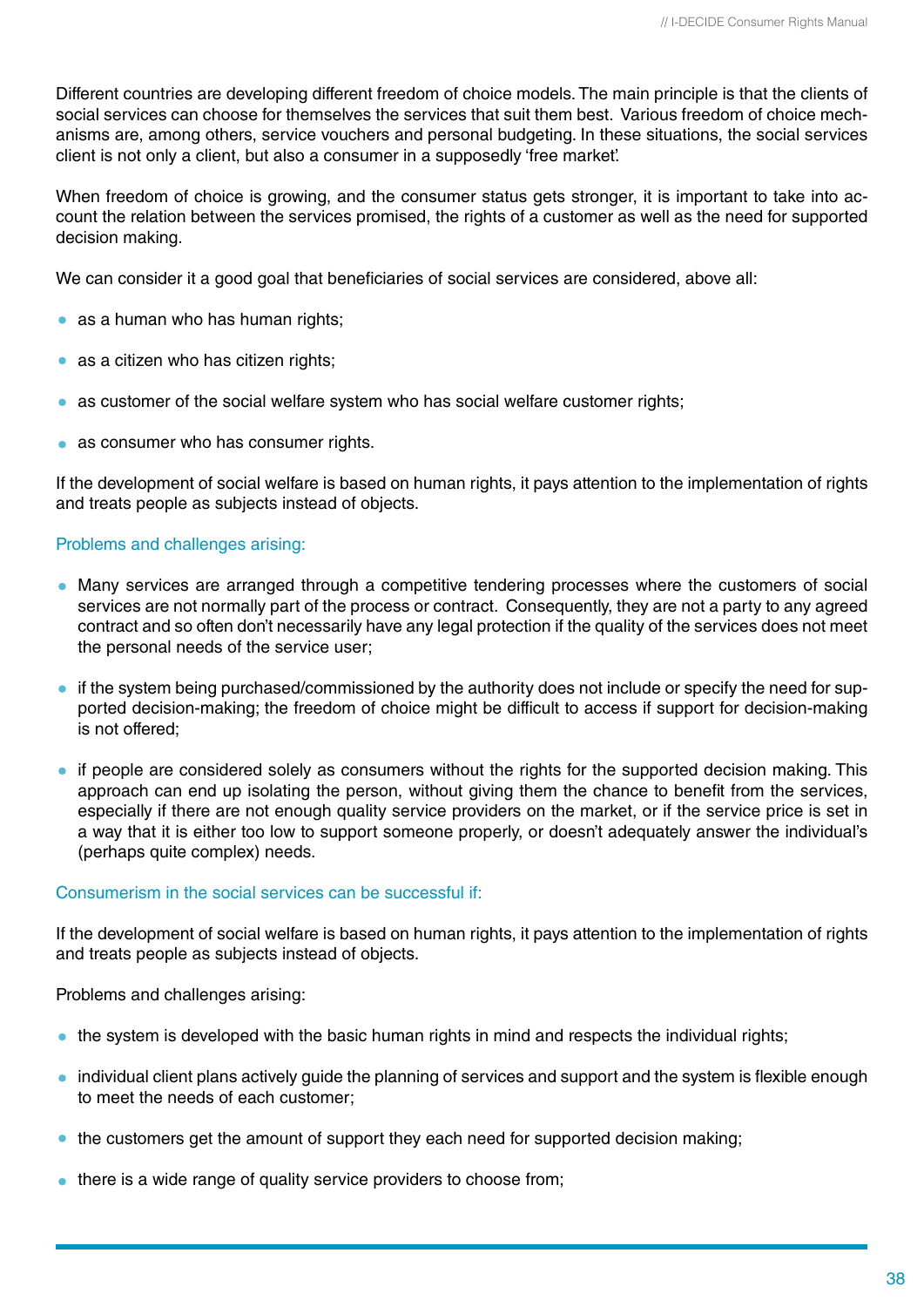Different countries are developing different freedom of choice models. The main principle is that the clients of social services can choose for themselves the services that suit them best. Various freedom of choice mechanisms are, among others, service vouchers and personal budgeting. In these situations, the social services client is not only a client, but also a consumer in a supposedly 'free market'.

When freedom of choice is growing, and the consumer status gets stronger, it is important to take into account the relation between the services promised, the rights of a customer as well as the need for supported decision making.

We can consider it a good goal that beneficiaries of social services are considered, above all:

- as a human who has human rights;
- as a citizen who has citizen rights;
- as customer of the social welfare system who has social welfare customer rights;
- as consumer who has consumer rights.

If the development of social welfare is based on human rights, it pays attention to the implementation of rights and treats people as subjects instead of objects.

### Problems and challenges arising:

- Many services are arranged through a competitive tendering processes where the customers of social services are not normally part of the process or contract. Consequently, they are not a party to any agreed contract and so often don't necessarily have any legal protection if the quality of the services does not meet the personal needs of the service user;
- if the system being purchased/commissioned by the authority does not include or specify the need for supported decision-making; the freedom of choice might be difficult to access if support for decision-making is not offered;
- if people are considered solely as consumers without the rights for the supported decision making. This approach can end up isolating the person, without giving them the chance to benefit from the services, especially if there are not enough quality service providers on the market, or if the service price is set in a way that it is either too low to support someone properly, or doesn't adequately answer the individual's (perhaps quite complex) needs.

### Consumerism in the social services can be successful if:

If the development of social welfare is based on human rights, it pays attention to the implementation of rights and treats people as subjects instead of objects.

Problems and challenges arising:

- the system is developed with the basic human rights in mind and respects the individual rights;
- individual client plans actively guide the planning of services and support and the system is flexible enough to meet the needs of each customer;
- the customers get the amount of support they each need for supported decision making;
- there is a wide range of quality service providers to choose from;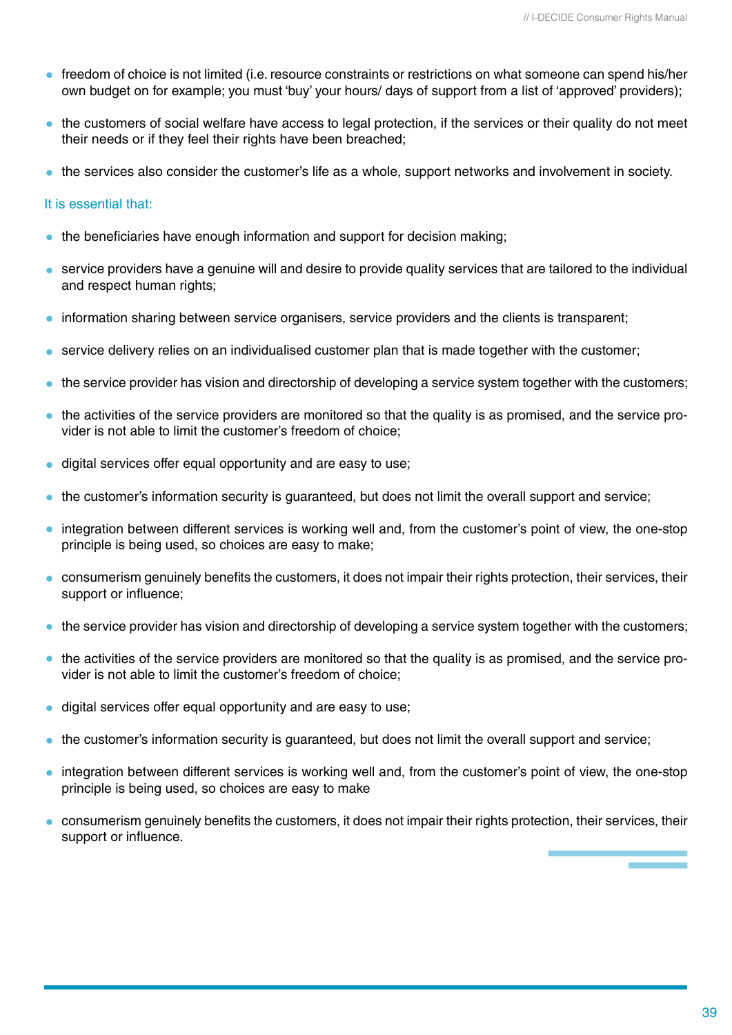- freedom of choice is not limited (i.e. resource constraints or restrictions on what someone can spend his/her own budget on for example; you must 'buy' your hours/ days of support from a list of 'approved' providers);
- the customers of social welfare have access to legal protection, if the services or their quality do not meet their needs or if they feel their rights have been breached;
- the services also consider the customer's life as a whole, support networks and involvement in society.

It is essential that:

- the beneficiaries have enough information and support for decision making;
- service providers have a genuine will and desire to provide quality services that are tailored to the individual and respect human rights;
- information sharing between service organisers, service providers and the clients is transparent;
- service delivery relies on an individualised customer plan that is made together with the customer;
- the service provider has vision and directorship of developing a service system together with the customers;
- the activities of the service providers are monitored so that the quality is as promised, and the service provider is not able to limit the customer's freedom of choice;
- digital services offer equal opportunity and are easy to use;
- the customer's information security is guaranteed, but does not limit the overall support and service;
- integration between different services is working well and, from the customer's point of view, the one-stop principle is being used, so choices are easy to make;
- consumerism genuinely benefits the customers, it does not impair their rights protection, their services, their support or influence;
- the service provider has vision and directorship of developing a service system together with the customers;
- the activities of the service providers are monitored so that the quality is as promised, and the service provider is not able to limit the customer's freedom of choice;
- digital services offer equal opportunity and are easy to use;
- the customer's information security is guaranteed, but does not limit the overall support and service;
- integration between different services is working well and, from the customer's point of view, the one-stop principle is being used, so choices are easy to make
- consumerism genuinely benefits the customers, it does not impair their rights protection, their services, their support or influence.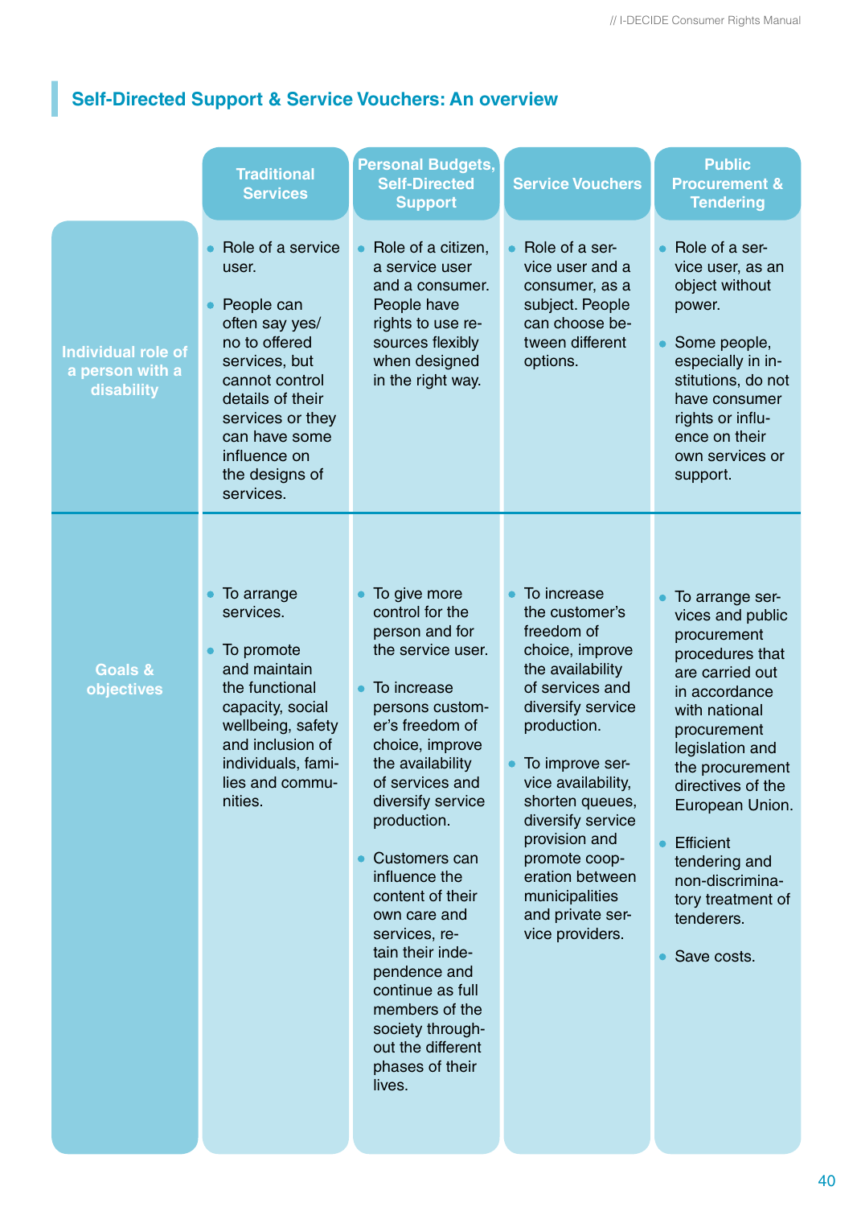## Self-Directed Support & Service Vouchers: An overview

| | Traditional Services | Personal Budgets, Self-Directed Support | Service Vouchers | Public Procurement & Tendering |
|---|---|---|---|---|
| **Individual role of a person with a disability** | • Role of a service user.<br>• People can often say yes/ no to offered services, but cannot control details of their services or they can have some influence on the designs of services. | • Role of a citizen, a service user and a consumer. People have rights to use resources flexibly when designed in the right way. | • Role of a service user and a consumer, as a subject. People can choose between different options. | • Role of a service user, as an object without power.<br>• Some people, especially in institutions, do not have consumer rights or influence on their own services or support. |
| **Goals & objectives** | • To arrange services.<br>• To promote and maintain the functional capacity, social wellbeing, safety and inclusion of individuals, families and communities. | • To give more control for the person and for the service user.<br>• To increase persons customer's freedom of choice, improve the availability of services and diversify service production.<br>• Customers can influence the content of their own care and services, retain their independence and continue as full members of the society throughout the different phases of their lives. | • To increase the customer's freedom of choice, improve the availability of services and diversify service production.<br>• To improve service availability, shorten queues, diversify service provision and promote cooperation between municipalities and private service providers. | • To arrange services and public procurement procedures that are carried out in accordance with national procurement legislation and the procurement directives of the European Union.<br>• Efficient tendering and non-discriminatory treatment of tenderers.<br>• Save costs. |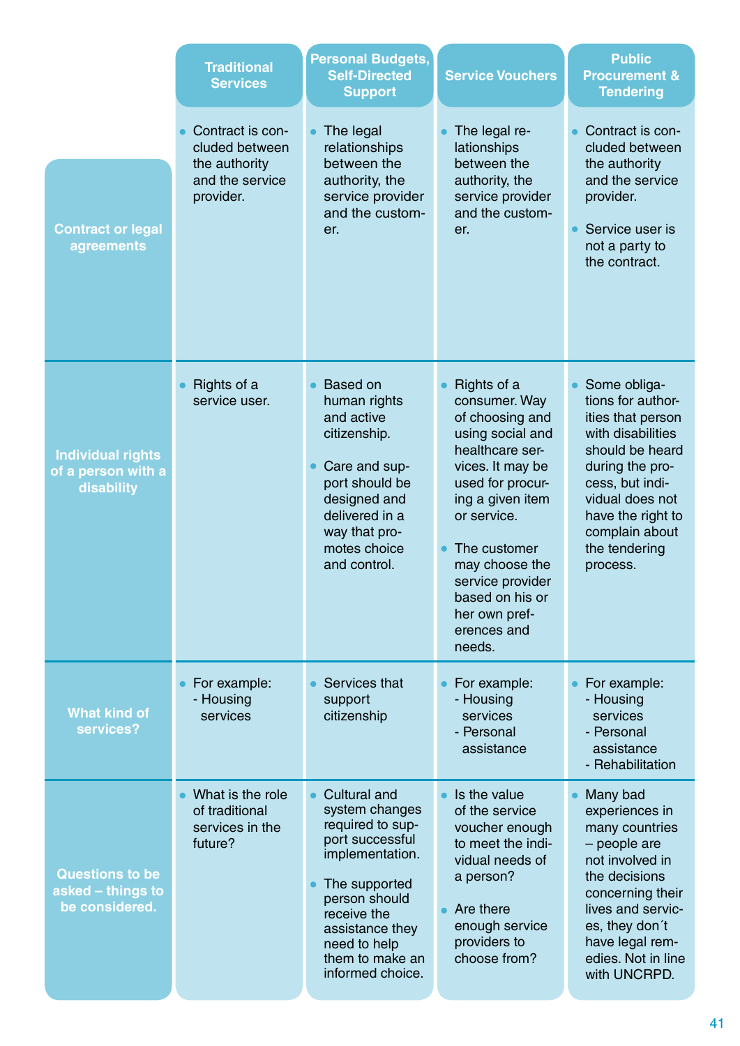| | Traditional Services | Personal Budgets, Self-Directed Support | Service Vouchers | Public Procurement & Tendering |
|---|---|---|---|---|
| **Contract or legal agreements** | • Contract is concluded between the authority and the service provider. | • The legal relationships between the authority, the service provider and the customer. | • The legal relationships between the authority, the service provider and the customer. | • Contract is concluded between the authority and the service provider.<br>• Service user is not a party to the contract. |
| **Individual rights of a person with a disability** | • Rights of a service user. | • Based on human rights and active citizenship.<br>• Care and support should be designed and delivered in a way that promotes choice and control. | • Rights of a consumer. Way of choosing and using social and healthcare services. It may be used for procuring a given item or service.<br>• The customer may choose the service provider based on his or her own preferences and needs. | • Some obligations for authorities that person with disabilities should be heard during the process, but individual does not have the right to complain about the tendering process. |
| **What kind of services?** | • For example:<br>- Housing services | • Services that support citizenship | • For example:<br>- Housing services<br>- Personal assistance | • For example:<br>- Housing services<br>- Personal assistance<br>- Rehabilitation |
| **Questions to be asked – things to be considered.** | • What is the role of traditional services in the future? | • Cultural and system changes required to support successful implementation.<br>• The supported person should receive the assistance they need to help them to make an informed choice. | • Is the value of the service voucher enough to meet the individual needs of a person?<br>• Are there enough service providers to choose from? | • Many bad experiences in many countries – people are not involved in the decisions concerning their lives and services, they don´t have legal remedies. Not in line with UNCRPD. |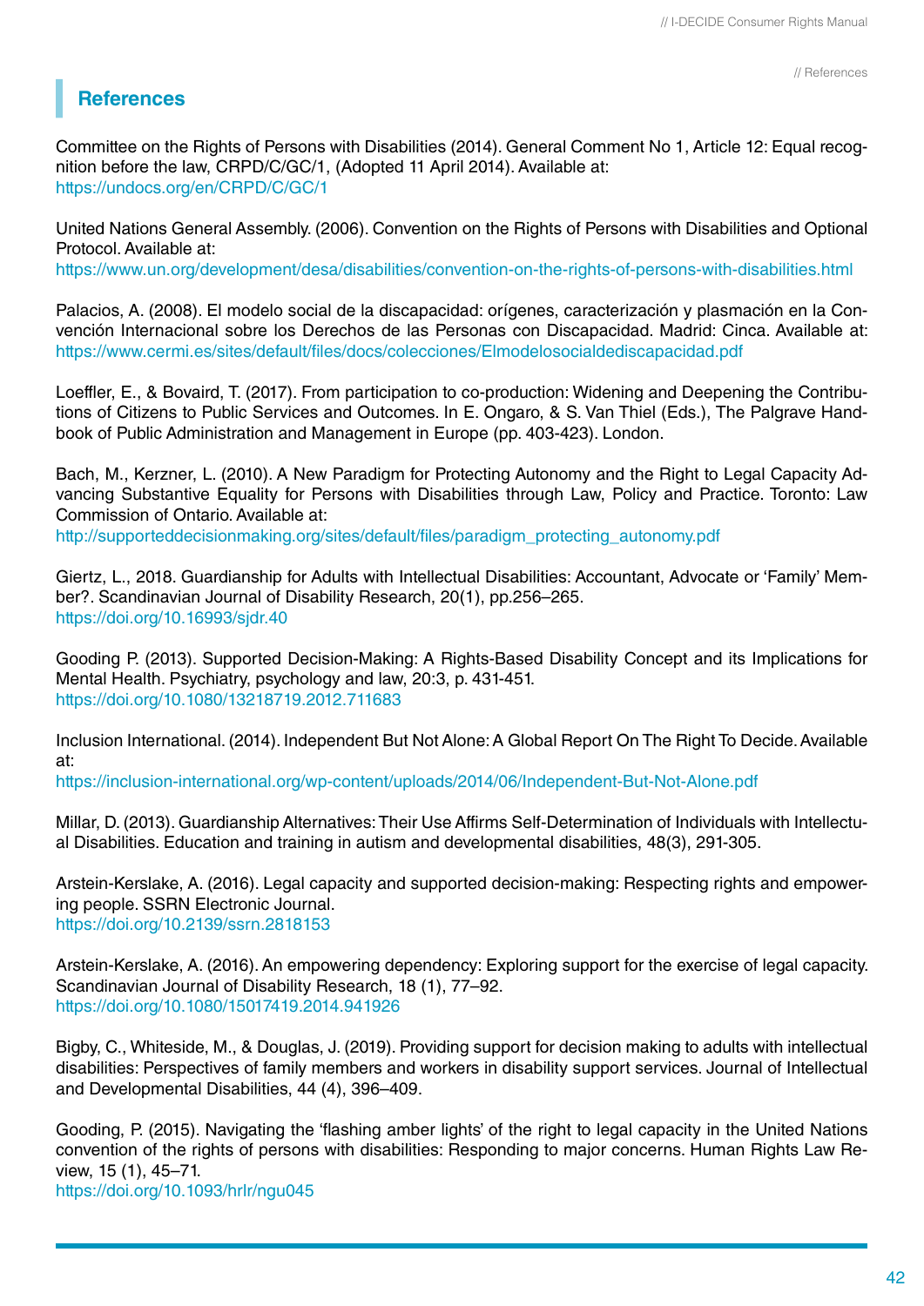## References

Committee on the Rights of Persons with Disabilities (2014). General Comment No 1, Article 12: Equal recognition before the law, CRPD/C/GC/1, (Adopted 11 April 2014). Available at:
https://undocs.org/en/CRPD/C/GC/1

United Nations General Assembly. (2006). Convention on the Rights of Persons with Disabilities and Optional Protocol. Available at:
https://www.un.org/development/desa/disabilities/convention-on-the-rights-of-persons-with-disabilities.html

Palacios, A. (2008). El modelo social de la discapacidad: orígenes, caracterización y plasmación en la Convención Internacional sobre los Derechos de las Personas con Discapacidad. Madrid: Cinca. Available at:
https://www.cermi.es/sites/default/files/docs/colecciones/Elmodelosocialdediscapacidad.pdf

Loeffler, E., & Bovaird, T. (2017). From participation to co-production: Widening and Deepening the Contributions of Citizens to Public Services and Outcomes. In E. Ongaro, & S. Van Thiel (Eds.), The Palgrave Handbook of Public Administration and Management in Europe (pp. 403-423). London.

Bach, M., Kerzner, L. (2010). A New Paradigm for Protecting Autonomy and the Right to Legal Capacity Advancing Substantive Equality for Persons with Disabilities through Law, Policy and Practice. Toronto: Law Commission of Ontario. Available at:
http://supporteddecisionmaking.org/sites/default/files/paradigm_protecting_autonomy.pdf

Giertz, L., 2018. Guardianship for Adults with Intellectual Disabilities: Accountant, Advocate or 'Family' Member?. Scandinavian Journal of Disability Research, 20(1), pp.256–265.
https://doi.org/10.16993/sjdr.40

Gooding P. (2013). Supported Decision-Making: A Rights-Based Disability Concept and its Implications for Mental Health. Psychiatry, psychology and law, 20:3, p. 431-451.
https://doi.org/10.1080/13218719.2012.711683

Inclusion International. (2014). Independent But Not Alone: A Global Report On The Right To Decide. Available at:
https://inclusion-international.org/wp-content/uploads/2014/06/Independent-But-Not-Alone.pdf

Millar, D. (2013). Guardianship Alternatives: Their Use Affirms Self-Determination of Individuals with Intellectual Disabilities. Education and training in autism and developmental disabilities, 48(3), 291-305.

Arstein-Kerslake, A. (2016). Legal capacity and supported decision-making: Respecting rights and empowering people. SSRN Electronic Journal.
https://doi.org/10.2139/ssrn.2818153

Arstein-Kerslake, A. (2016). An empowering dependency: Exploring support for the exercise of legal capacity. Scandinavian Journal of Disability Research, 18 (1), 77–92.
https://doi.org/10.1080/15017419.2014.941926

Bigby, C., Whiteside, M., & Douglas, J. (2019). Providing support for decision making to adults with intellectual disabilities: Perspectives of family members and workers in disability support services. Journal of Intellectual and Developmental Disabilities, 44 (4), 396–409.

Gooding, P. (2015). Navigating the 'flashing amber lights' of the right to legal capacity in the United Nations convention of the rights of persons with disabilities: Responding to major concerns. Human Rights Law Review, 15 (1), 45–71.
https://doi.org/10.1093/hrlr/ngu045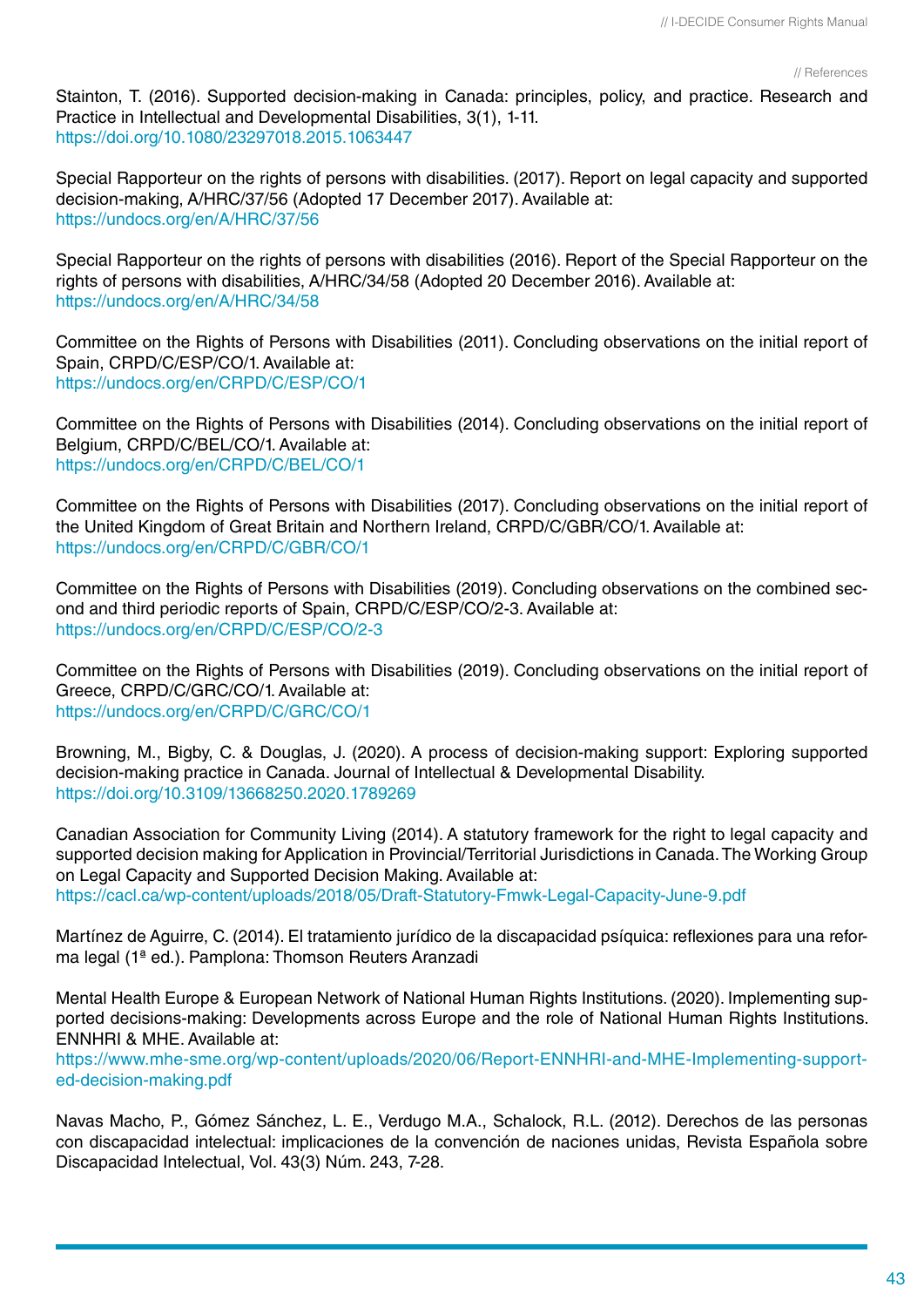Stainton, T. (2016). Supported decision-making in Canada: principles, policy, and practice. Research and Practice in Intellectual and Developmental Disabilities, 3(1), 1-11.
https://doi.org/10.1080/23297018.2015.1063447

Special Rapporteur on the rights of persons with disabilities. (2017). Report on legal capacity and supported decision-making, A/HRC/37/56 (Adopted 17 December 2017). Available at:
https://undocs.org/en/A/HRC/37/56

Special Rapporteur on the rights of persons with disabilities (2016). Report of the Special Rapporteur on the rights of persons with disabilities, A/HRC/34/58 (Adopted 20 December 2016). Available at:
https://undocs.org/en/A/HRC/34/58

Committee on the Rights of Persons with Disabilities (2011). Concluding observations on the initial report of Spain, CRPD/C/ESP/CO/1. Available at:
https://undocs.org/en/CRPD/C/ESP/CO/1

Committee on the Rights of Persons with Disabilities (2014). Concluding observations on the initial report of Belgium, CRPD/C/BEL/CO/1. Available at:
https://undocs.org/en/CRPD/C/BEL/CO/1

Committee on the Rights of Persons with Disabilities (2017). Concluding observations on the initial report of the United Kingdom of Great Britain and Northern Ireland, CRPD/C/GBR/CO/1. Available at:
https://undocs.org/en/CRPD/C/GBR/CO/1

Committee on the Rights of Persons with Disabilities (2019). Concluding observations on the combined second and third periodic reports of Spain, CRPD/C/ESP/CO/2-3. Available at:
https://undocs.org/en/CRPD/C/ESP/CO/2-3

Committee on the Rights of Persons with Disabilities (2019). Concluding observations on the initial report of Greece, CRPD/C/GRC/CO/1. Available at:
https://undocs.org/en/CRPD/C/GRC/CO/1

Browning, M., Bigby, C. & Douglas, J. (2020). A process of decision-making support: Exploring supported decision-making practice in Canada. Journal of Intellectual & Developmental Disability.
https://doi.org/10.3109/13668250.2020.1789269

Canadian Association for Community Living (2014). A statutory framework for the right to legal capacity and supported decision making for Application in Provincial/Territorial Jurisdictions in Canada. The Working Group on Legal Capacity and Supported Decision Making. Available at:
https://cacl.ca/wp-content/uploads/2018/05/Draft-Statutory-Fmwk-Legal-Capacity-June-9.pdf

Martínez de Aguirre, C. (2014). El tratamiento jurídico de la discapacidad psíquica: reflexiones para una reforma legal (1ª ed.). Pamplona: Thomson Reuters Aranzadi

Mental Health Europe & European Network of National Human Rights Institutions. (2020). Implementing supported decisions-making: Developments across Europe and the role of National Human Rights Institutions. ENNHRI & MHE. Available at:
https://www.mhe-sme.org/wp-content/uploads/2020/06/Report-ENNHRI-and-MHE-Implementing-supported-decision-making.pdf

Navas Macho, P., Gómez Sánchez, L. E., Verdugo M.A., Schalock, R.L. (2012). Derechos de las personas con discapacidad intelectual: implicaciones de la convención de naciones unidas, Revista Española sobre Discapacidad Intelectual, Vol. 43(3) Núm. 243, 7-28.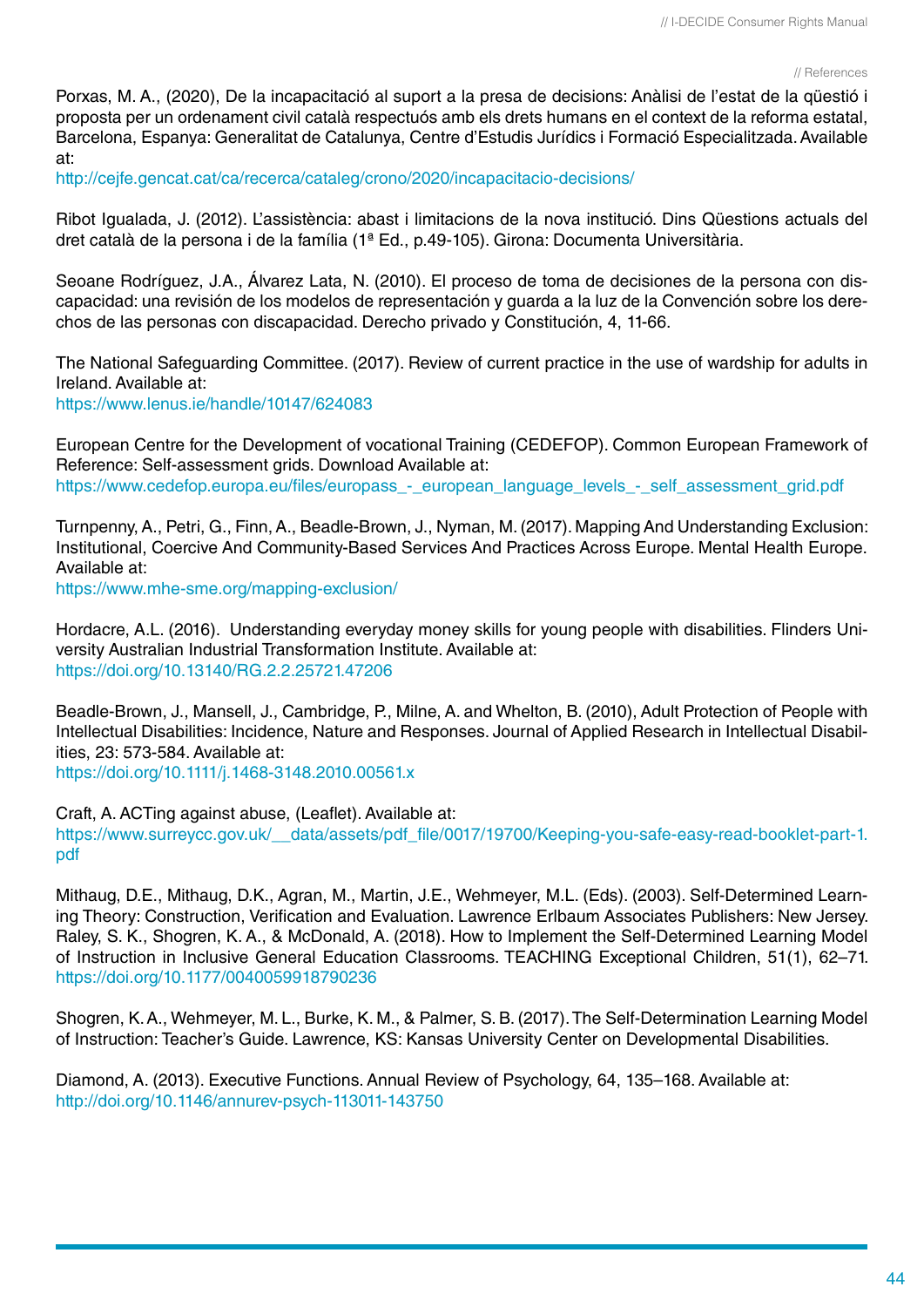Porxas, M. A., (2020), De la incapacitació al suport a la presa de decisions: Anàlisi de l'estat de la qüestió i proposta per un ordenament civil català respectuós amb els drets humans en el context de la reforma estatal, Barcelona, Espanya: Generalitat de Catalunya, Centre d'Estudis Jurídics i Formació Especialitzada. Available at:
http://cejfe.gencat.cat/ca/recerca/cataleg/crono/2020/incapacitacio-decisions/

Ribot Igualada, J. (2012). L'assistència: abast i limitacions de la nova institució. Dins Qüestions actuals del dret català de la persona i de la família (1ª Ed., p.49-105). Girona: Documenta Universitària.

Seoane Rodríguez, J.A., Álvarez Lata, N. (2010). El proceso de toma de decisiones de la persona con discapacidad: una revisión de los modelos de representación y guarda a la luz de la Convención sobre los derechos de las personas con discapacidad. Derecho privado y Constitución, 4, 11-66.

The National Safeguarding Committee. (2017). Review of current practice in the use of wardship for adults in Ireland. Available at:
https://www.lenus.ie/handle/10147/624083

European Centre for the Development of vocational Training (CEDEFOP). Common European Framework of Reference: Self-assessment grids. Download Available at:
https://www.cedefop.europa.eu/files/europass_-_european_language_levels_-_self_assessment_grid.pdf

Turnpenny, A., Petri, G., Finn, A., Beadle-Brown, J., Nyman, M. (2017). Mapping And Understanding Exclusion: Institutional, Coercive And Community-Based Services And Practices Across Europe. Mental Health Europe. Available at:
https://www.mhe-sme.org/mapping-exclusion/

Hordacre, A.L. (2016). Understanding everyday money skills for young people with disabilities. Flinders University Australian Industrial Transformation Institute. Available at:
https://doi.org/10.13140/RG.2.2.25721.47206

Beadle-Brown, J., Mansell, J., Cambridge, P., Milne, A. and Whelton, B. (2010), Adult Protection of People with Intellectual Disabilities: Incidence, Nature and Responses. Journal of Applied Research in Intellectual Disabilities, 23: 573-584. Available at:
https://doi.org/10.1111/j.1468-3148.2010.00561.x

Craft, A. ACTing against abuse, (Leaflet). Available at:
https://www.surreycc.gov.uk/__data/assets/pdf_file/0017/19700/Keeping-you-safe-easy-read-booklet-part-1.pdf

Mithaug, D.E., Mithaug, D.K., Agran, M., Martin, J.E., Wehmeyer, M.L. (Eds). (2003). Self-Determined Learning Theory: Construction, Verification and Evaluation. Lawrence Erlbaum Associates Publishers: New Jersey.
Raley, S. K., Shogren, K. A., & McDonald, A. (2018). How to Implement the Self-Determined Learning Model of Instruction in Inclusive General Education Classrooms. TEACHING Exceptional Children, 51(1), 62–71.
https://doi.org/10.1177/0040059918790236

Shogren, K. A., Wehmeyer, M. L., Burke, K. M., & Palmer, S. B. (2017). The Self-Determination Learning Model of Instruction: Teacher's Guide. Lawrence, KS: Kansas University Center on Developmental Disabilities.

Diamond, A. (2013). Executive Functions. Annual Review of Psychology, 64, 135–168. Available at:
http://doi.org/10.1146/annurev-psych-113011-143750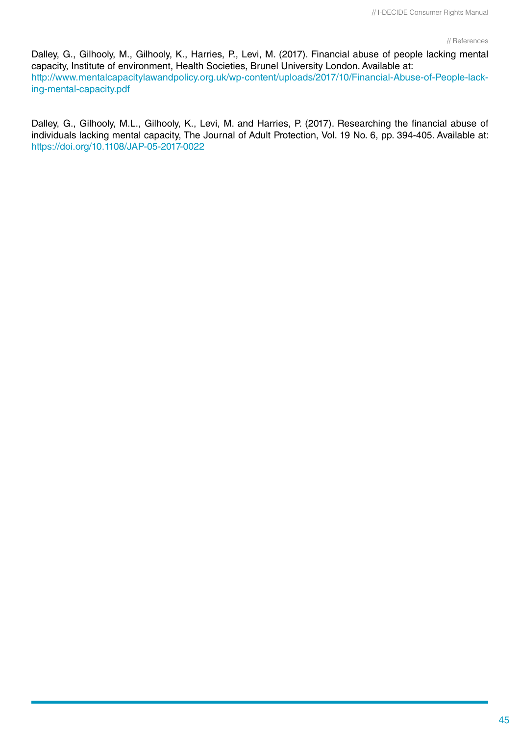Dalley, G., Gilhooly, M., Gilhooly, K., Harries, P., Levi, M. (2017). Financial abuse of people lacking mental capacity, Institute of environment, Health Societies, Brunel University London. Available at: http://www.mentalcapacitylawandpolicy.org.uk/wp-content/uploads/2017/10/Financial-Abuse-of-People-lacking-mental-capacity.pdf

Dalley, G., Gilhooly, M.L., Gilhooly, K., Levi, M. and Harries, P. (2017). Researching the financial abuse of individuals lacking mental capacity, The Journal of Adult Protection, Vol. 19 No. 6, pp. 394-405. Available at: https://doi.org/10.1108/JAP-05-2017-0022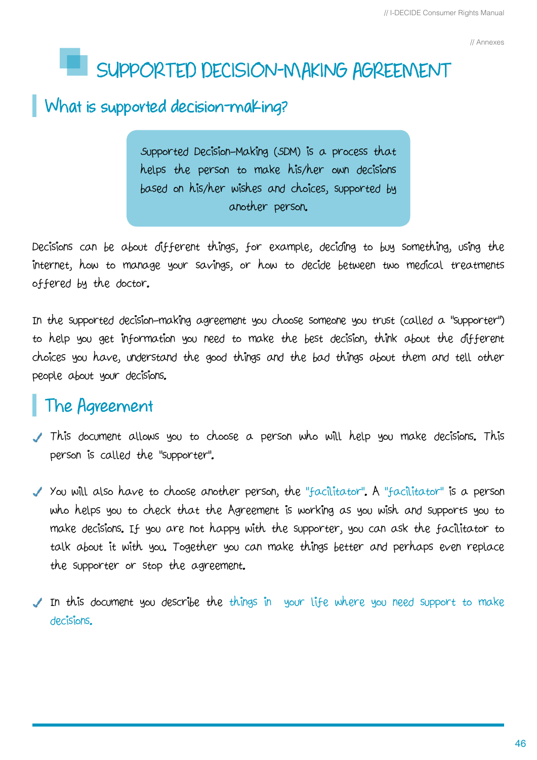# SUPPORTED DECISION-MAKING AGREEMENT

## What is supported decision-making?

> Supported Decision-Making (SDM) is a process that helps the person to make his/her own decisions based on his/her wishes and choices, supported by another person.

Decisions can be about different things, for example, deciding to buy something, using the internet, how to manage your savings, or how to decide between two medical treatments offered by the doctor.

In the supported decision-making agreement you choose someone you trust (called a "supporter") to help you get information you need to make the best decision, think about the different choices you have, understand the good things and the bad things about them and tell other people about your decisions.

## The Agreement

- This document allows you to choose a person who will help you make decisions. This person is called the "supporter".
- You will also have to choose another person, the "facilitator". A "facilitator" is a person who helps you to check that the Agreement is working as you wish and supports you to make decisions. If you are not happy with the supporter, you can ask the facilitator to talk about it with you. Together you can make things better and perhaps even replace the supporter or stop the agreement.
- In this document you describe the things in your life where you need support to make decisions.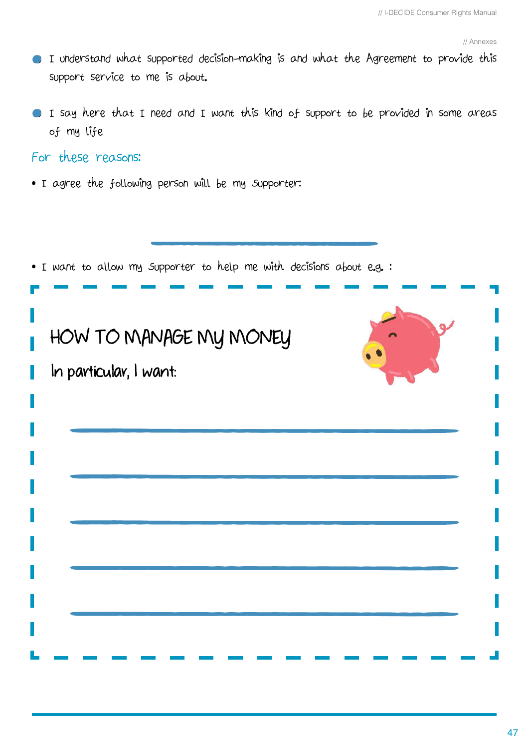- I understand what supported decision-making is and what the Agreement to provide this support service to me is about.

- I say here that I need and I want this kind of support to be provided in some areas of my life

For these reasons:

- I agree the following person will be my Supporter:

\_\_\_\_\_\_\_\_\_\_\_\_\_\_\_\_\_\_\_\_\_\_\_\_\_\_\_\_\_\_\_\_\_\_\_\_\_\_

- I want to allow my Supporter to help me with decisions about e.g. :

## HOW TO MANAGE MY MONEY

In particular, I want:

\_\_\_\_\_\_\_\_\_\_\_\_\_\_\_\_\_\_\_\_\_\_\_\_\_\_\_\_\_\_\_\_\_\_\_\_\_\_\_\_\_\_\_\_\_\_\_\_\_\_\_\_\_\_\_\_\_\_

\_\_\_\_\_\_\_\_\_\_\_\_\_\_\_\_\_\_\_\_\_\_\_\_\_\_\_\_\_\_\_\_\_\_\_\_\_\_\_\_\_\_\_\_\_\_\_\_\_\_\_\_\_\_\_\_\_\_

\_\_\_\_\_\_\_\_\_\_\_\_\_\_\_\_\_\_\_\_\_\_\_\_\_\_\_\_\_\_\_\_\_\_\_\_\_\_\_\_\_\_\_\_\_\_\_\_\_\_\_\_\_\_\_\_\_\_

\_\_\_\_\_\_\_\_\_\_\_\_\_\_\_\_\_\_\_\_\_\_\_\_\_\_\_\_\_\_\_\_\_\_\_\_\_\_\_\_\_\_\_\_\_\_\_\_\_\_\_\_\_\_\_\_\_\_

\_\_\_\_\_\_\_\_\_\_\_\_\_\_\_\_\_\_\_\_\_\_\_\_\_\_\_\_\_\_\_\_\_\_\_\_\_\_\_\_\_\_\_\_\_\_\_\_\_\_\_\_\_\_\_\_\_\_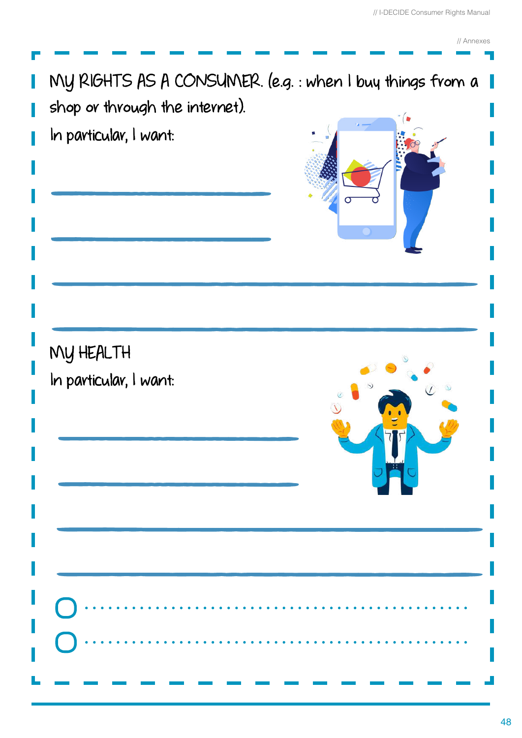## MY RIGHTS AS A CONSUMER. (e.g. : when I buy things from a shop or through the internet).

In particular, I want:

## MY HEALTH

In particular, I want: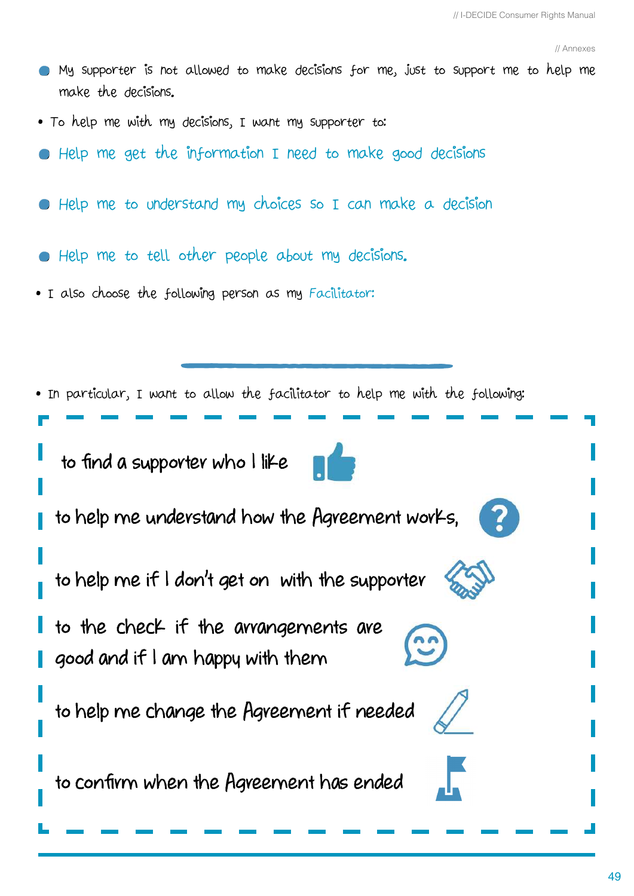- My supporter is not allowed to make decisions for me, just to support me to help me make the decisions.

- To help me with my decisions, I want my supporter to:

- Help me get the information I need to make good decisions

- Help me to understand my choices so I can make a decision

- Help me to tell other people about my decisions.

- I also choose the following person as my Facilitator:

---

- In particular, I want to allow the facilitator to help me with the following:

to find a supporter who I like

to help me understand how the Agreement works,

to help me if I don't get on with the supporter

to the check if the arrangements are good and if I am happy with them

to help me change the Agreement if needed

to confirm when the Agreement has ended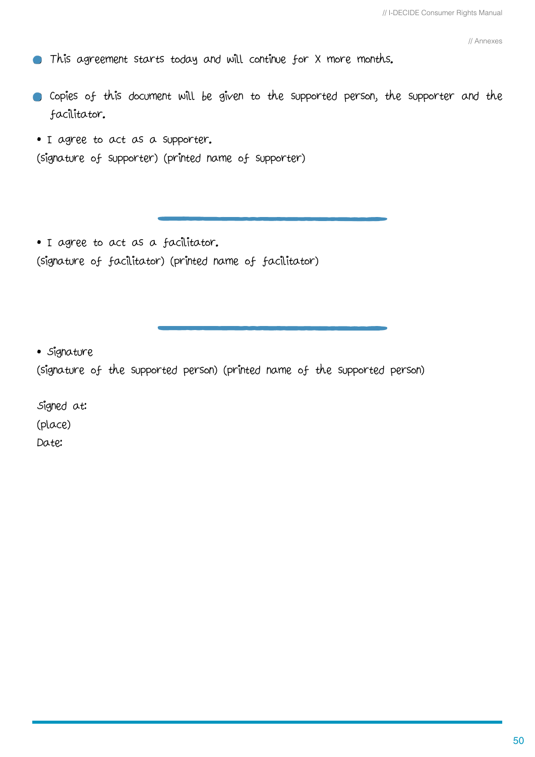- This agreement starts today and will continue for X more months.
- Copies of this document will be given to the supported person, the supporter and the facilitator.

• I agree to act as a supporter.
(signature of supporter) (printed name of supporter)

\_\_\_\_\_\_\_\_\_\_\_\_\_\_\_\_\_\_\_\_\_\_\_\_\_\_\_\_\_\_\_\_\_\_\_\_

• I agree to act as a facilitator.
(signature of facilitator) (printed name of facilitator)

\_\_\_\_\_\_\_\_\_\_\_\_\_\_\_\_\_\_\_\_\_\_\_\_\_\_\_\_\_\_\_\_\_\_\_\_

• Signature
(signature of the supported person) (printed name of the supported person)

Signed at:
(place)
Date: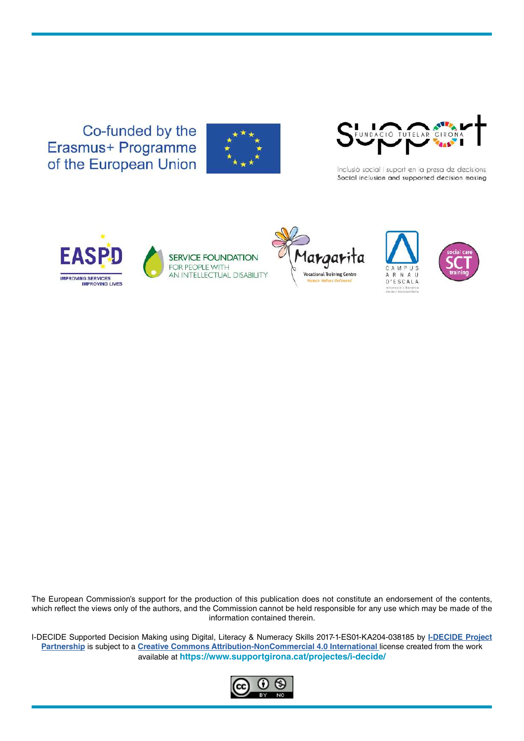Co-funded by the Erasmus+ Programme of the European Union

support FUNDACIÓ TUTELAR GIRONA

Inclusió social i suport en la presa de decisions
Social inclusion and supported decision making

EASPD IMPROVING SERVICES IMPROVING LIVES

SERVICE FOUNDATION FOR PEOPLE WITH AN INTELLECTUAL DISABILITY

Margarita Vocational Training Centre

CAMPUS ARNAU D'ESCALA

social care SCT training

The European Commission's support for the production of this publication does not constitute an endorsement of the contents, which reflect the views only of the authors, and the Commission cannot be held responsible for any use which may be made of the information contained therein.

I-DECIDE Supported Decision Making using Digital, Literacy & Numeracy Skills 2017-1-ES01-KA204-038185 by **I-DECIDE Project Partnership** is subject to a **Creative Commons Attribution-NonCommercial 4.0 International** license created from the work available at **https://www.supportgirona.cat/projectes/i-decide/**